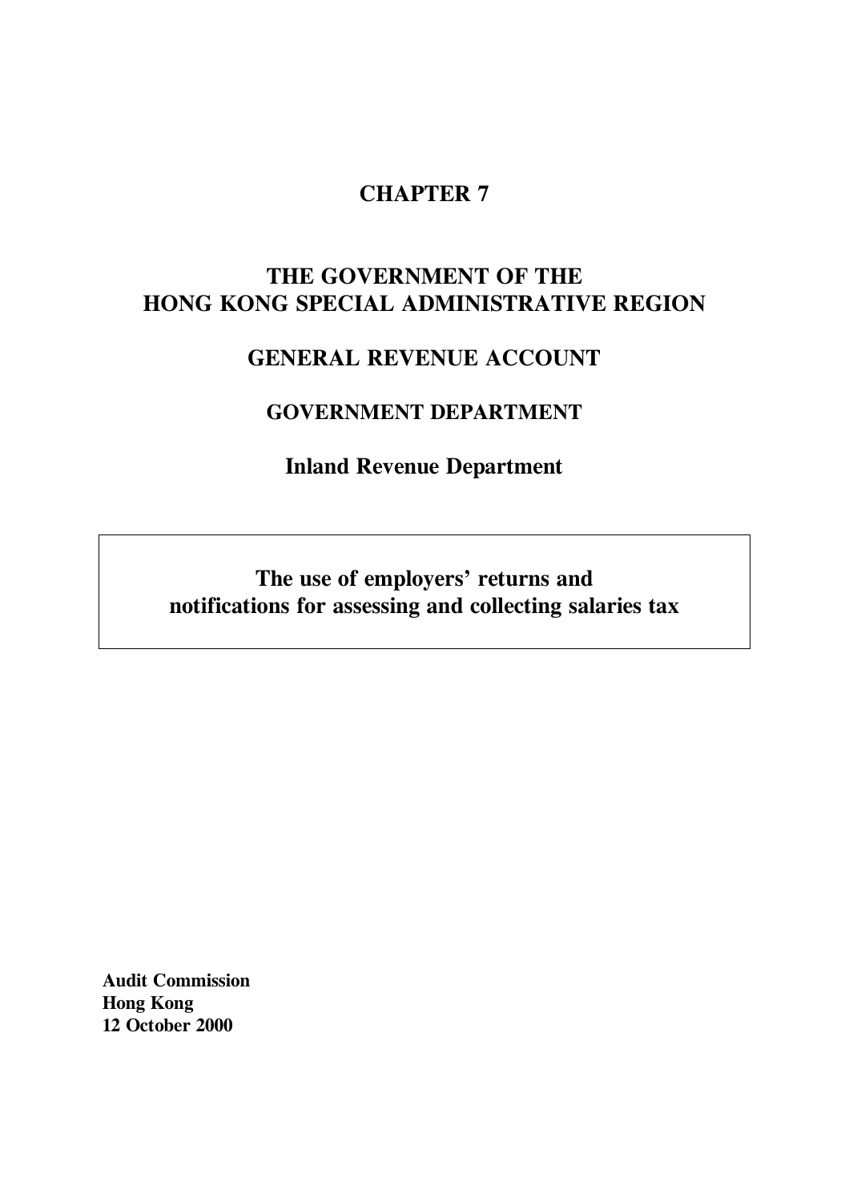# CHAPTER 7

## THE GOVERNMENT OF THE HONG KONG SPECIAL ADMINISTRATIVE REGION

## GENERAL REVENUE ACCOUNT

### GOVERNMENT DEPARTMENT

### Inland Revenue Department

**The use of employers' returns and notifications for assessing and collecting salaries tax**

**Audit Commission**
**Hong Kong**
**12 October 2000**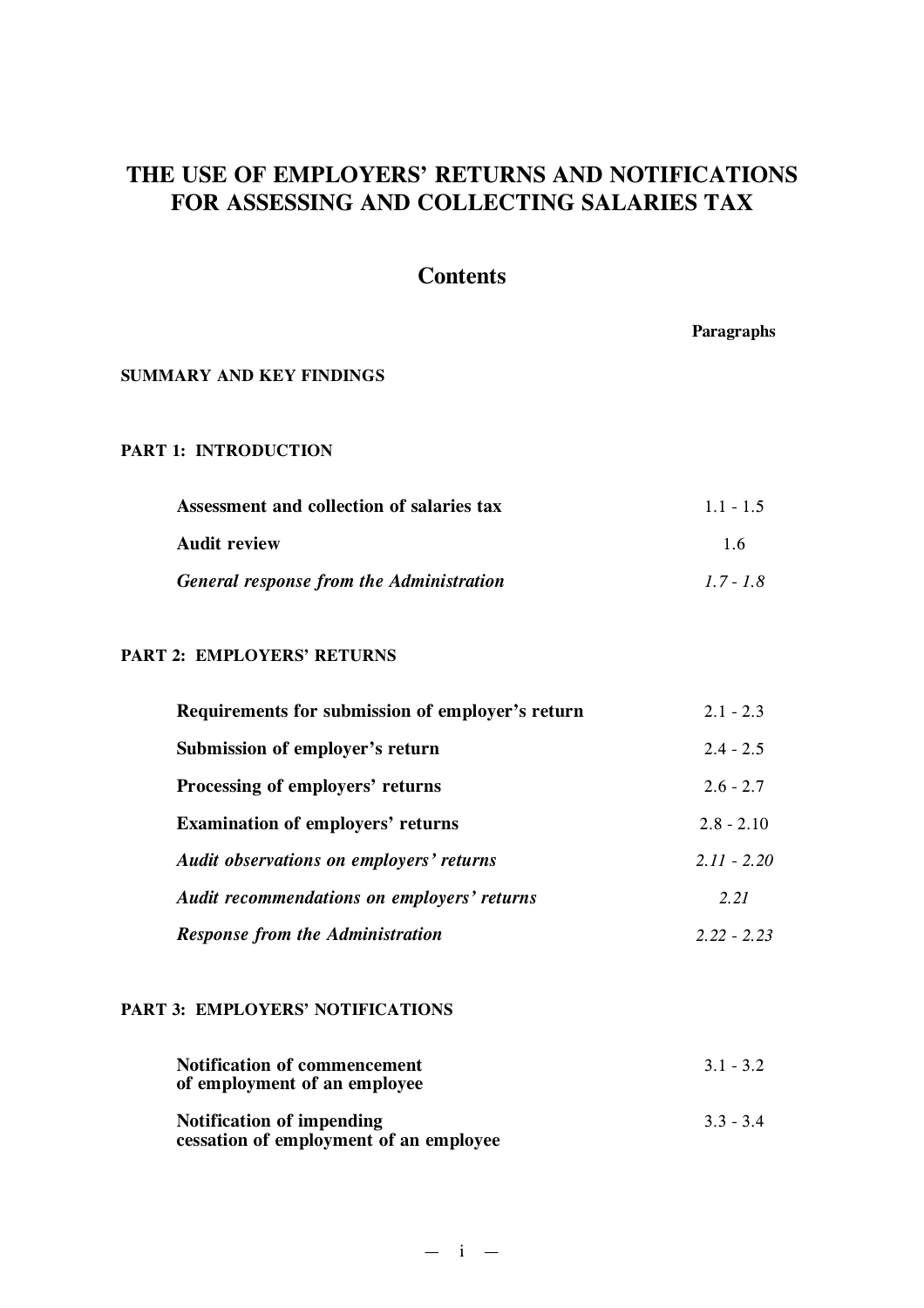# THE USE OF EMPLOYERS' RETURNS AND NOTIFICATIONS FOR ASSESSING AND COLLECTING SALARIES TAX

## Contents

| | Paragraphs |
|---|---|
| **SUMMARY AND KEY FINDINGS** | |
| **PART 1: INTRODUCTION** | |
| **Assessment and collection of salaries tax** | 1.1 - 1.5 |
| **Audit review** | 1.6 |
| ***General response from the Administration*** | *1.7 - 1.8* |
| **PART 2: EMPLOYERS' RETURNS** | |
| **Requirements for submission of employer's return** | 2.1 - 2.3 |
| **Submission of employer's return** | 2.4 - 2.5 |
| **Processing of employers' returns** | 2.6 - 2.7 |
| **Examination of employers' returns** | 2.8 - 2.10 |
| ***Audit observations on employers' returns*** | *2.11 - 2.20* |
| ***Audit recommendations on employers' returns*** | *2.21* |
| ***Response from the Administration*** | *2.22 - 2.23* |
| **PART 3: EMPLOYERS' NOTIFICATIONS** | |
| **Notification of commencement of employment of an employee** | 3.1 - 3.2 |
| **Notification of impending cessation of employment of an employee** | 3.3 - 3.4 |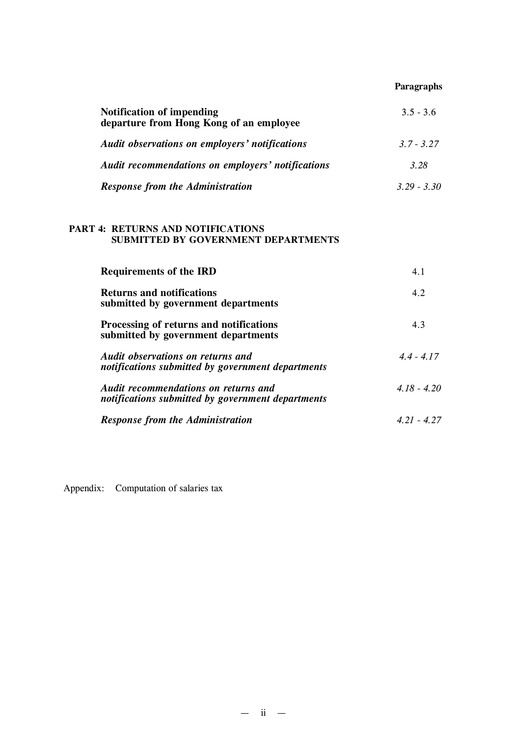| | Paragraphs |
|---|---|
| **Notification of impending departure from Hong Kong of an employee** | 3.5 - 3.6 |
| ***Audit observations on employers' notifications*** | *3.7 - 3.27* |
| ***Audit recommendations on employers' notifications*** | *3.28* |
| ***Response from the Administration*** | *3.29 - 3.30* |

**PART 4: RETURNS AND NOTIFICATIONS SUBMITTED BY GOVERNMENT DEPARTMENTS**

| | |
|---|---|
| **Requirements of the IRD** | 4.1 |
| **Returns and notifications submitted by government departments** | 4.2 |
| **Processing of returns and notifications submitted by government departments** | 4.3 |
| ***Audit observations on returns and notifications submitted by government departments*** | *4.4 - 4.17* |
| ***Audit recommendations on returns and notifications submitted by government departments*** | *4.18 - 4.20* |
| ***Response from the Administration*** | *4.21 - 4.27* |

Appendix: Computation of salaries tax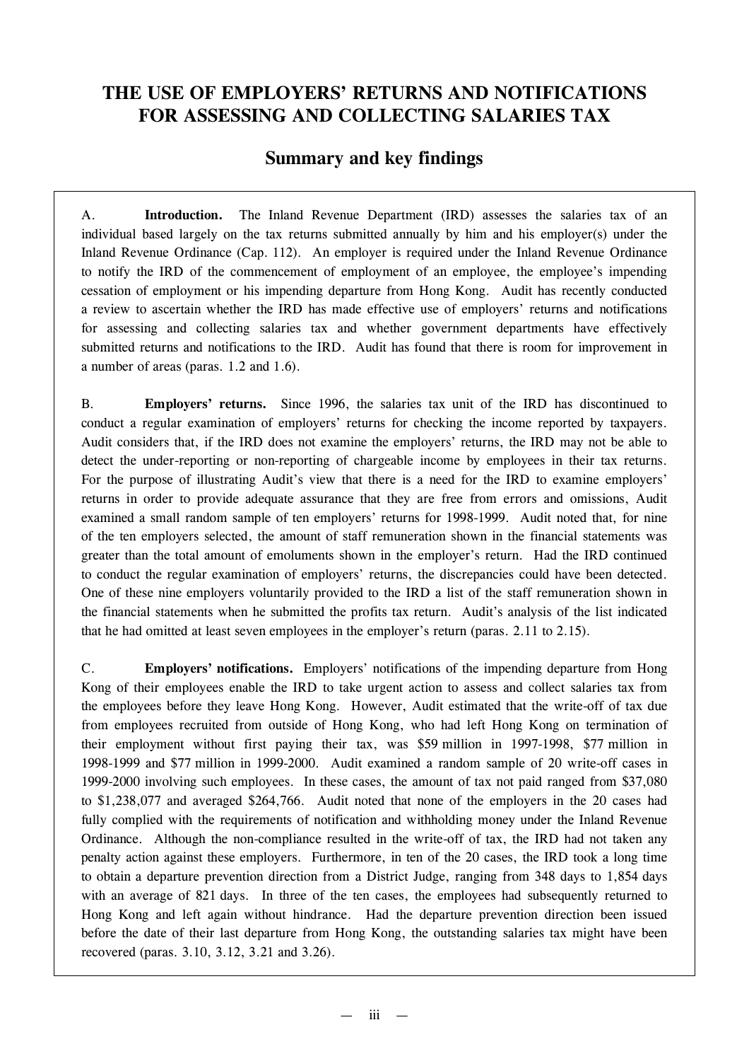# THE USE OF EMPLOYERS' RETURNS AND NOTIFICATIONS FOR ASSESSING AND COLLECTING SALARIES TAX

## Summary and key findings

A. **Introduction.** The Inland Revenue Department (IRD) assesses the salaries tax of an individual based largely on the tax returns submitted annually by him and his employer(s) under the Inland Revenue Ordinance (Cap. 112). An employer is required under the Inland Revenue Ordinance to notify the IRD of the commencement of employment of an employee, the employee's impending cessation of employment or his impending departure from Hong Kong. Audit has recently conducted a review to ascertain whether the IRD has made effective use of employers' returns and notifications for assessing and collecting salaries tax and whether government departments have effectively submitted returns and notifications to the IRD. Audit has found that there is room for improvement in a number of areas (paras. 1.2 and 1.6).

B. **Employers' returns.** Since 1996, the salaries tax unit of the IRD has discontinued to conduct a regular examination of employers' returns for checking the income reported by taxpayers. Audit considers that, if the IRD does not examine the employers' returns, the IRD may not be able to detect the under-reporting or non-reporting of chargeable income by employees in their tax returns. For the purpose of illustrating Audit's view that there is a need for the IRD to examine employers' returns in order to provide adequate assurance that they are free from errors and omissions, Audit examined a small random sample of ten employers' returns for 1998-1999. Audit noted that, for nine of the ten employers selected, the amount of staff remuneration shown in the financial statements was greater than the total amount of emoluments shown in the employer's return. Had the IRD continued to conduct the regular examination of employers' returns, the discrepancies could have been detected. One of these nine employers voluntarily provided to the IRD a list of the staff remuneration shown in the financial statements when he submitted the profits tax return. Audit's analysis of the list indicated that he had omitted at least seven employees in the employer's return (paras. 2.11 to 2.15).

C. **Employers' notifications.** Employers' notifications of the impending departure from Hong Kong of their employees enable the IRD to take urgent action to assess and collect salaries tax from the employees before they leave Hong Kong. However, Audit estimated that the write-off of tax due from employees recruited from outside of Hong Kong, who had left Hong Kong on termination of their employment without first paying their tax, was $59 million in 1997-1998, $77 million in 1998-1999 and $77 million in 1999-2000. Audit examined a random sample of 20 write-off cases in 1999-2000 involving such employees. In these cases, the amount of tax not paid ranged from $37,080 to $1,238,077 and averaged $264,766. Audit noted that none of the employers in the 20 cases had fully complied with the requirements of notification and withholding money under the Inland Revenue Ordinance. Although the non-compliance resulted in the write-off of tax, the IRD had not taken any penalty action against these employers. Furthermore, in ten of the 20 cases, the IRD took a long time to obtain a departure prevention direction from a District Judge, ranging from 348 days to 1,854 days with an average of 821 days. In three of the ten cases, the employees had subsequently returned to Hong Kong and left again without hindrance. Had the departure prevention direction been issued before the date of their last departure from Hong Kong, the outstanding salaries tax might have been recovered (paras. 3.10, 3.12, 3.21 and 3.26).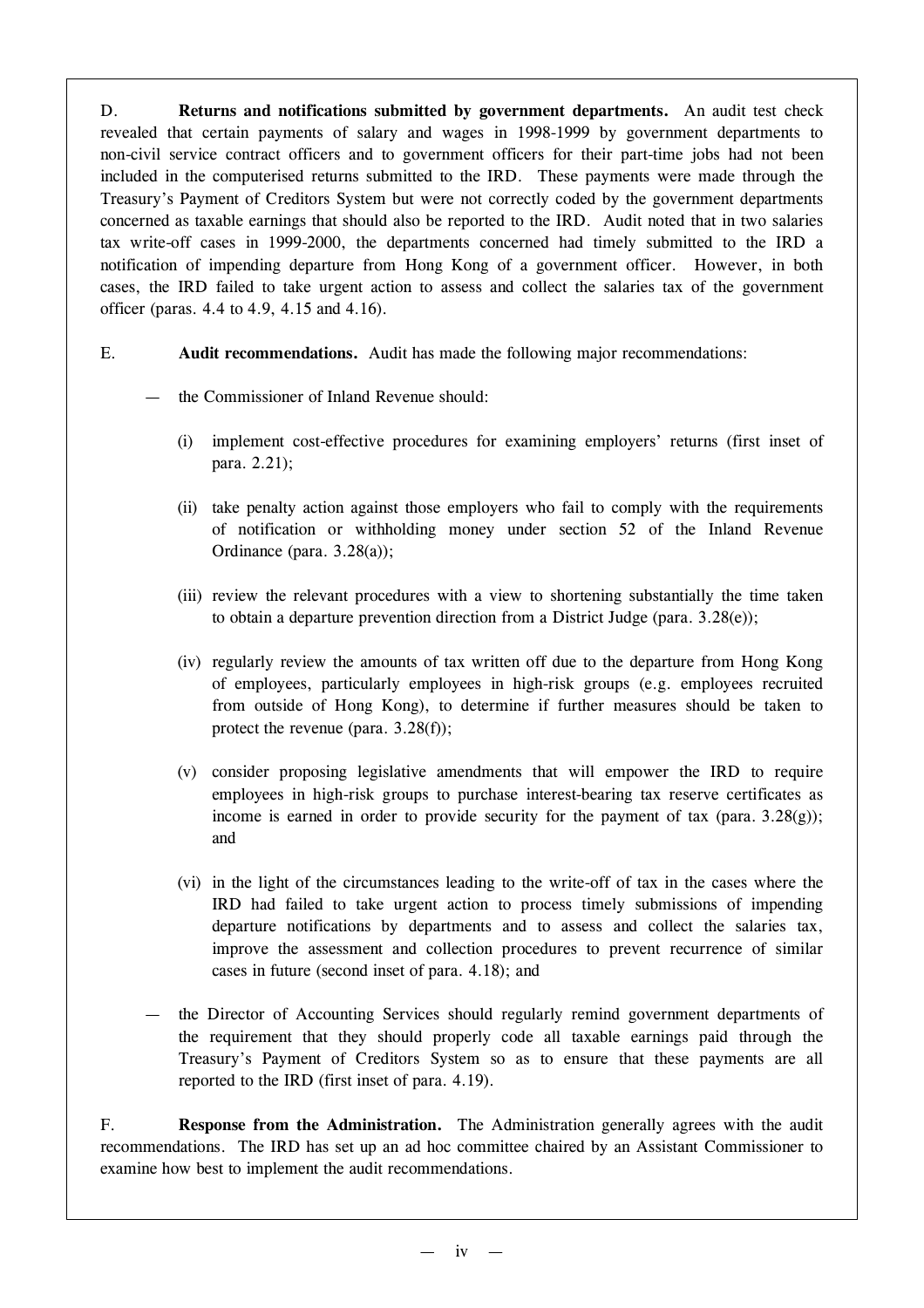D. **Returns and notifications submitted by government departments.** An audit test check revealed that certain payments of salary and wages in 1998-1999 by government departments to non-civil service contract officers and to government officers for their part-time jobs had not been included in the computerised returns submitted to the IRD. These payments were made through the Treasury's Payment of Creditors System but were not correctly coded by the government departments concerned as taxable earnings that should also be reported to the IRD. Audit noted that in two salaries tax write-off cases in 1999-2000, the departments concerned had timely submitted to the IRD a notification of impending departure from Hong Kong of a government officer. However, in both cases, the IRD failed to take urgent action to assess and collect the salaries tax of the government officer (paras. 4.4 to 4.9, 4.15 and 4.16).

E. **Audit recommendations.** Audit has made the following major recommendations:

— the Commissioner of Inland Revenue should:

(i) implement cost-effective procedures for examining employers' returns (first inset of para. 2.21);

(ii) take penalty action against those employers who fail to comply with the requirements of notification or withholding money under section 52 of the Inland Revenue Ordinance (para. 3.28(a));

(iii) review the relevant procedures with a view to shortening substantially the time taken to obtain a departure prevention direction from a District Judge (para. 3.28(e));

(iv) regularly review the amounts of tax written off due to the departure from Hong Kong of employees, particularly employees in high-risk groups (e.g. employees recruited from outside of Hong Kong), to determine if further measures should be taken to protect the revenue (para. 3.28(f));

(v) consider proposing legislative amendments that will empower the IRD to require employees in high-risk groups to purchase interest-bearing tax reserve certificates as income is earned in order to provide security for the payment of tax (para. 3.28(g)); and

(vi) in the light of the circumstances leading to the write-off of tax in the cases where the IRD had failed to take urgent action to process timely submissions of impending departure notifications by departments and to assess and collect the salaries tax, improve the assessment and collection procedures to prevent recurrence of similar cases in future (second inset of para. 4.18); and

— the Director of Accounting Services should regularly remind government departments of the requirement that they should properly code all taxable earnings paid through the Treasury's Payment of Creditors System so as to ensure that these payments are all reported to the IRD (first inset of para. 4.19).

F. **Response from the Administration.** The Administration generally agrees with the audit recommendations. The IRD has set up an ad hoc committee chaired by an Assistant Commissioner to examine how best to implement the audit recommendations.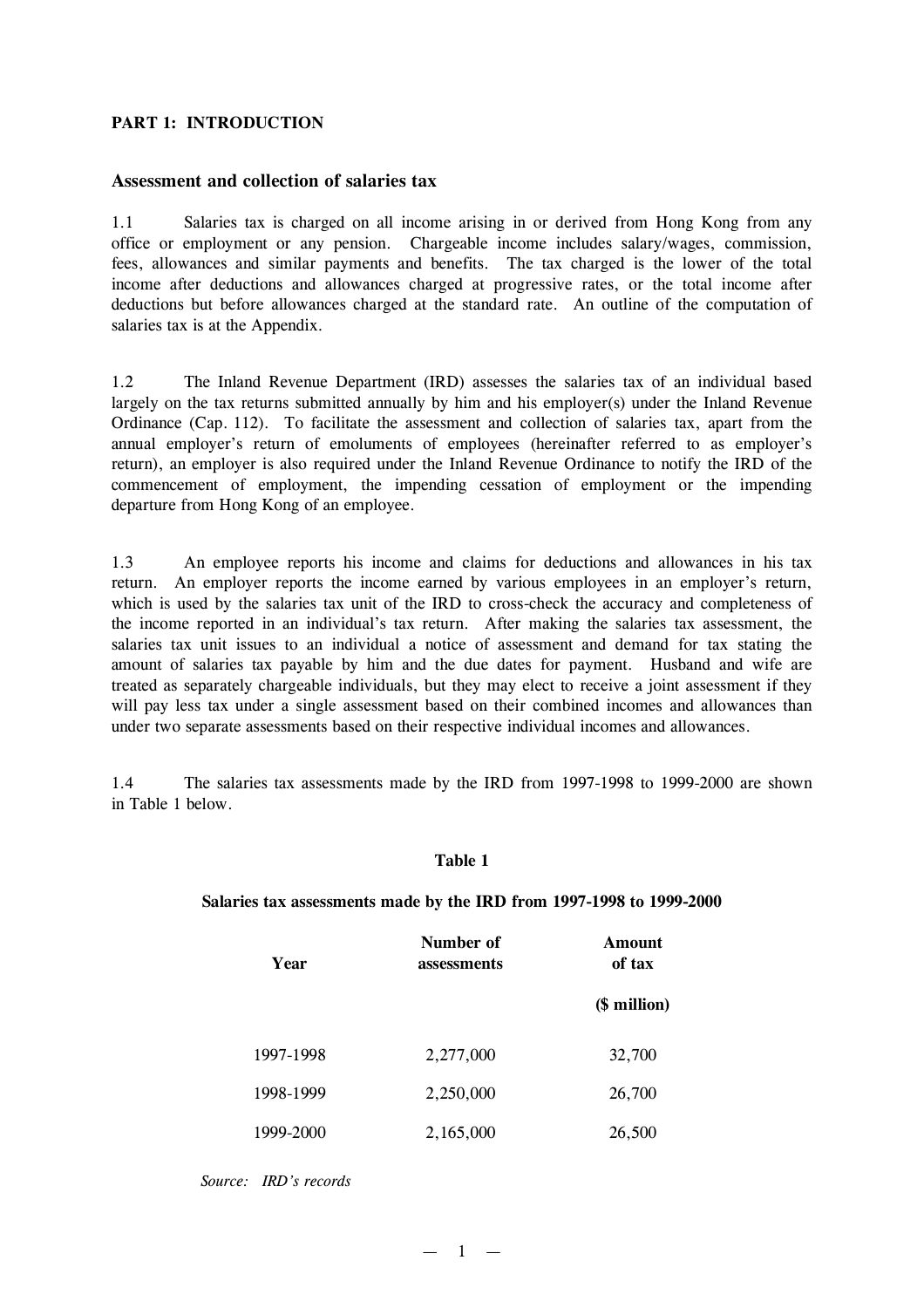## PART 1: INTRODUCTION

### Assessment and collection of salaries tax

1.1 Salaries tax is charged on all income arising in or derived from Hong Kong from any office or employment or any pension. Chargeable income includes salary/wages, commission, fees, allowances and similar payments and benefits. The tax charged is the lower of the total income after deductions and allowances charged at progressive rates, or the total income after deductions but before allowances charged at the standard rate. An outline of the computation of salaries tax is at the Appendix.

1.2 The Inland Revenue Department (IRD) assesses the salaries tax of an individual based largely on the tax returns submitted annually by him and his employer(s) under the Inland Revenue Ordinance (Cap. 112). To facilitate the assessment and collection of salaries tax, apart from the annual employer's return of emoluments of employees (hereinafter referred to as employer's return), an employer is also required under the Inland Revenue Ordinance to notify the IRD of the commencement of employment, the impending cessation of employment or the impending departure from Hong Kong of an employee.

1.3 An employee reports his income and claims for deductions and allowances in his tax return. An employer reports the income earned by various employees in an employer's return, which is used by the salaries tax unit of the IRD to cross-check the accuracy and completeness of the income reported in an individual's tax return. After making the salaries tax assessment, the salaries tax unit issues to an individual a notice of assessment and demand for tax stating the amount of salaries tax payable by him and the due dates for payment. Husband and wife are treated as separately chargeable individuals, but they may elect to receive a joint assessment if they will pay less tax under a single assessment based on their combined incomes and allowances than under two separate assessments based on their respective individual incomes and allowances.

1.4 The salaries tax assessments made by the IRD from 1997-1998 to 1999-2000 are shown in Table 1 below.

**Table 1**

**Salaries tax assessments made by the IRD from 1997-1998 to 1999-2000**

| Year | Number of assessments | Amount of tax ($ million) |
|---|---|---|
| 1997-1998 | 2,277,000 | 32,700 |
| 1998-1999 | 2,250,000 | 26,700 |
| 1999-2000 | 2,165,000 | 26,500 |

*Source: IRD's records*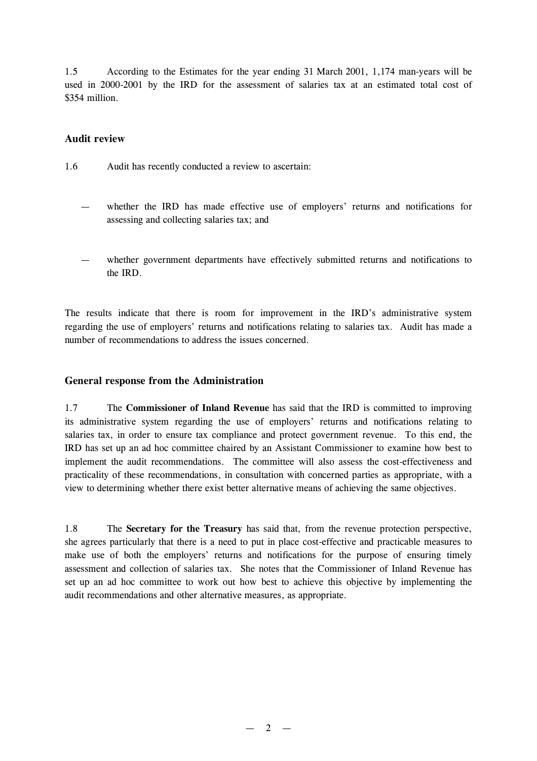1.5 According to the Estimates for the year ending 31 March 2001, 1,174 man-years will be used in 2000-2001 by the IRD for the assessment of salaries tax at an estimated total cost of $354 million.

## Audit review

1.6 Audit has recently conducted a review to ascertain:

— whether the IRD has made effective use of employers' returns and notifications for assessing and collecting salaries tax; and

— whether government departments have effectively submitted returns and notifications to the IRD.

The results indicate that there is room for improvement in the IRD's administrative system regarding the use of employers' returns and notifications relating to salaries tax. Audit has made a number of recommendations to address the issues concerned.

## General response from the Administration

1.7 The **Commissioner of Inland Revenue** has said that the IRD is committed to improving its administrative system regarding the use of employers' returns and notifications relating to salaries tax, in order to ensure tax compliance and protect government revenue. To this end, the IRD has set up an ad hoc committee chaired by an Assistant Commissioner to examine how best to implement the audit recommendations. The committee will also assess the cost-effectiveness and practicality of these recommendations, in consultation with concerned parties as appropriate, with a view to determining whether there exist better alternative means of achieving the same objectives.

1.8 The **Secretary for the Treasury** has said that, from the revenue protection perspective, she agrees particularly that there is a need to put in place cost-effective and practicable measures to make use of both the employers' returns and notifications for the purpose of ensuring timely assessment and collection of salaries tax. She notes that the Commissioner of Inland Revenue has set up an ad hoc committee to work out how best to achieve this objective by implementing the audit recommendations and other alternative measures, as appropriate.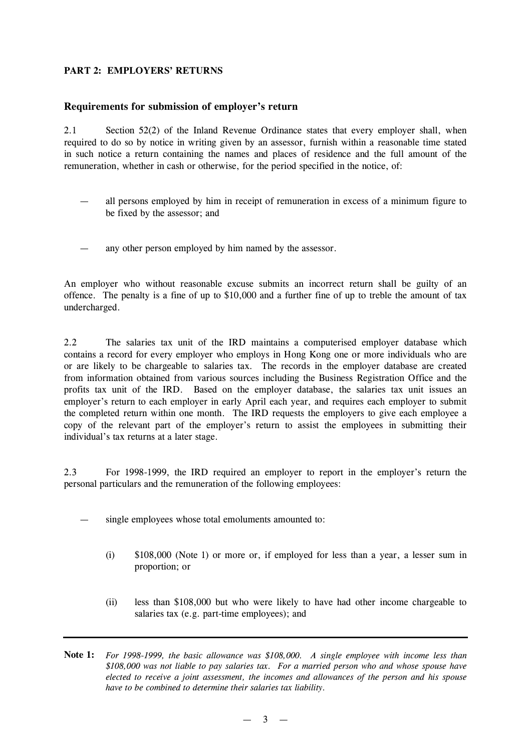## PART 2: EMPLOYERS' RETURNS

### Requirements for submission of employer's return

2.1 Section 52(2) of the Inland Revenue Ordinance states that every employer shall, when required to do so by notice in writing given by an assessor, furnish within a reasonable time stated in such notice a return containing the names and places of residence and the full amount of the remuneration, whether in cash or otherwise, for the period specified in the notice, of:

— all persons employed by him in receipt of remuneration in excess of a minimum figure to be fixed by the assessor; and

— any other person employed by him named by the assessor.

An employer who without reasonable excuse submits an incorrect return shall be guilty of an offence. The penalty is a fine of up to $10,000 and a further fine of up to treble the amount of tax undercharged.

2.2 The salaries tax unit of the IRD maintains a computerised employer database which contains a record for every employer who employs in Hong Kong one or more individuals who are or are likely to be chargeable to salaries tax. The records in the employer database are created from information obtained from various sources including the Business Registration Office and the profits tax unit of the IRD. Based on the employer database, the salaries tax unit issues an employer's return to each employer in early April each year, and requires each employer to submit the completed return within one month. The IRD requests the employers to give each employee a copy of the relevant part of the employer's return to assist the employees in submitting their individual's tax returns at a later stage.

2.3 For 1998-1999, the IRD required an employer to report in the employer's return the personal particulars and the remuneration of the following employees:

— single employees whose total emoluments amounted to:

(i) $108,000 (Note 1) or more or, if employed for less than a year, a lesser sum in proportion; or

(ii) less than $108,000 but who were likely to have had other income chargeable to salaries tax (e.g. part-time employees); and

---

**Note 1:** *For 1998-1999, the basic allowance was $108,000. A single employee with income less than $108,000 was not liable to pay salaries tax. For a married person who and whose spouse have elected to receive a joint assessment, the incomes and allowances of the person and his spouse have to be combined to determine their salaries tax liability.*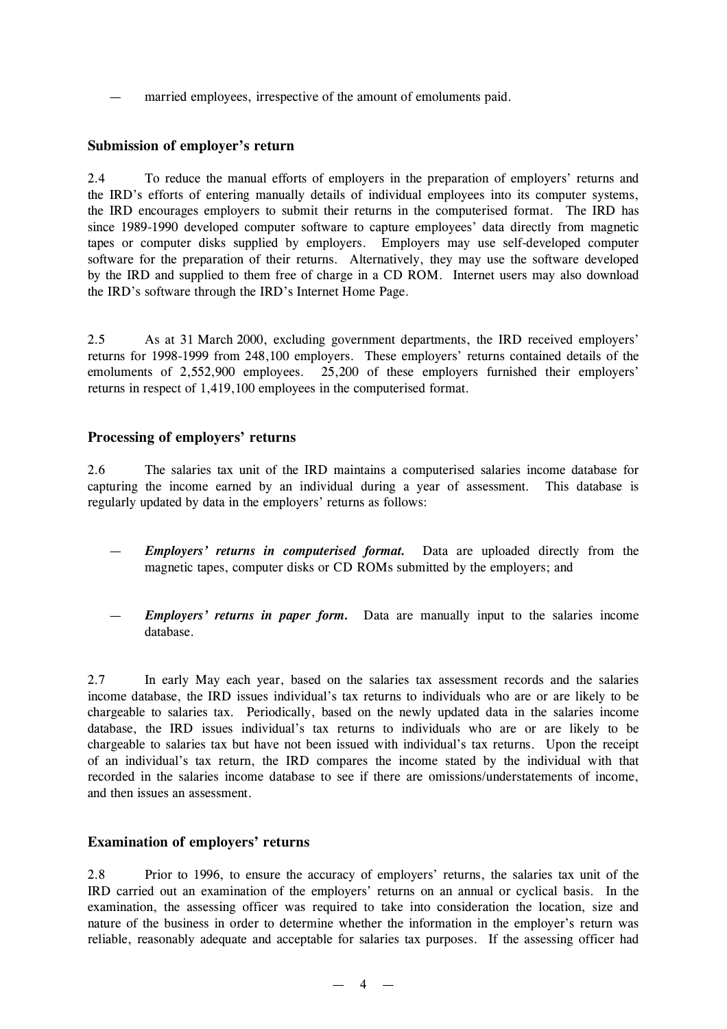— married employees, irrespective of the amount of emoluments paid.

### Submission of employer's return

2.4 To reduce the manual efforts of employers in the preparation of employers' returns and the IRD's efforts of entering manually details of individual employees into its computer systems, the IRD encourages employers to submit their returns in the computerised format. The IRD has since 1989-1990 developed computer software to capture employees' data directly from magnetic tapes or computer disks supplied by employers. Employers may use self-developed computer software for the preparation of their returns. Alternatively, they may use the software developed by the IRD and supplied to them free of charge in a CD ROM. Internet users may also download the IRD's software through the IRD's Internet Home Page.

2.5 As at 31 March 2000, excluding government departments, the IRD received employers' returns for 1998-1999 from 248,100 employers. These employers' returns contained details of the emoluments of 2,552,900 employees. 25,200 of these employers furnished their employers' returns in respect of 1,419,100 employees in the computerised format.

### Processing of employers' returns

2.6 The salaries tax unit of the IRD maintains a computerised salaries income database for capturing the income earned by an individual during a year of assessment. This database is regularly updated by data in the employers' returns as follows:

— ***Employers' returns in computerised format.*** Data are uploaded directly from the magnetic tapes, computer disks or CD ROMs submitted by the employers; and

— ***Employers' returns in paper form.*** Data are manually input to the salaries income database.

2.7 In early May each year, based on the salaries tax assessment records and the salaries income database, the IRD issues individual's tax returns to individuals who are or are likely to be chargeable to salaries tax. Periodically, based on the newly updated data in the salaries income database, the IRD issues individual's tax returns to individuals who are or are likely to be chargeable to salaries tax but have not been issued with individual's tax returns. Upon the receipt of an individual's tax return, the IRD compares the income stated by the individual with that recorded in the salaries income database to see if there are omissions/understatements of income, and then issues an assessment.

### Examination of employers' returns

2.8 Prior to 1996, to ensure the accuracy of employers' returns, the salaries tax unit of the IRD carried out an examination of the employers' returns on an annual or cyclical basis. In the examination, the assessing officer was required to take into consideration the location, size and nature of the business in order to determine whether the information in the employer's return was reliable, reasonably adequate and acceptable for salaries tax purposes. If the assessing officer had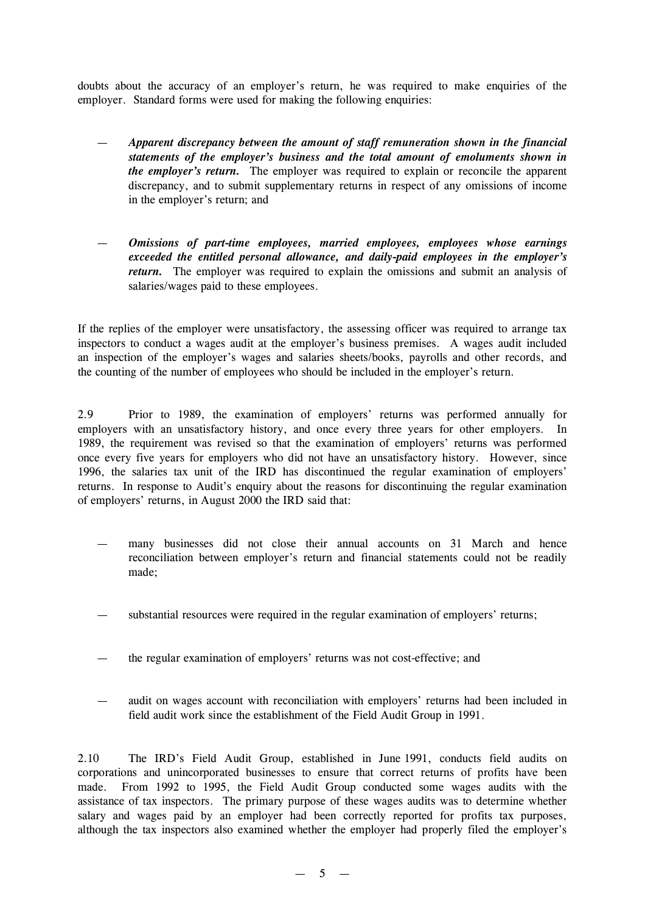doubts about the accuracy of an employer's return, he was required to make enquiries of the employer. Standard forms were used for making the following enquiries:

— ***Apparent discrepancy between the amount of staff remuneration shown in the financial statements of the employer's business and the total amount of emoluments shown in the employer's return.*** The employer was required to explain or reconcile the apparent discrepancy, and to submit supplementary returns in respect of any omissions of income in the employer's return; and

— ***Omissions of part-time employees, married employees, employees whose earnings exceeded the entitled personal allowance, and daily-paid employees in the employer's return.*** The employer was required to explain the omissions and submit an analysis of salaries/wages paid to these employees.

If the replies of the employer were unsatisfactory, the assessing officer was required to arrange tax inspectors to conduct a wages audit at the employer's business premises. A wages audit included an inspection of the employer's wages and salaries sheets/books, payrolls and other records, and the counting of the number of employees who should be included in the employer's return.

2.9 Prior to 1989, the examination of employers' returns was performed annually for employers with an unsatisfactory history, and once every three years for other employers. In 1989, the requirement was revised so that the examination of employers' returns was performed once every five years for employers who did not have an unsatisfactory history. However, since 1996, the salaries tax unit of the IRD has discontinued the regular examination of employers' returns. In response to Audit's enquiry about the reasons for discontinuing the regular examination of employers' returns, in August 2000 the IRD said that:

— many businesses did not close their annual accounts on 31 March and hence reconciliation between employer's return and financial statements could not be readily made;

— substantial resources were required in the regular examination of employers' returns;

— the regular examination of employers' returns was not cost-effective; and

— audit on wages account with reconciliation with employers' returns had been included in field audit work since the establishment of the Field Audit Group in 1991.

2.10 The IRD's Field Audit Group, established in June 1991, conducts field audits on corporations and unincorporated businesses to ensure that correct returns of profits have been made. From 1992 to 1995, the Field Audit Group conducted some wages audits with the assistance of tax inspectors. The primary purpose of these wages audits was to determine whether salary and wages paid by an employer had been correctly reported for profits tax purposes, although the tax inspectors also examined whether the employer had properly filed the employer's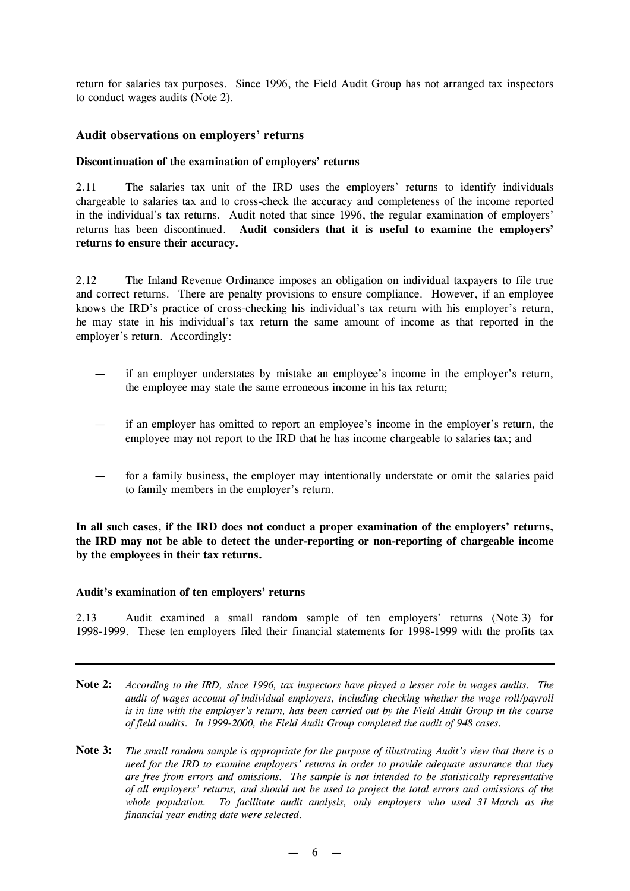return for salaries tax purposes. Since 1996, the Field Audit Group has not arranged tax inspectors to conduct wages audits (Note 2).

## Audit observations on employers' returns

### Discontinuation of the examination of employers' returns

2.11 The salaries tax unit of the IRD uses the employers' returns to identify individuals chargeable to salaries tax and to cross-check the accuracy and completeness of the income reported in the individual's tax returns. Audit noted that since 1996, the regular examination of employers' returns has been discontinued. **Audit considers that it is useful to examine the employers' returns to ensure their accuracy.**

2.12 The Inland Revenue Ordinance imposes an obligation on individual taxpayers to file true and correct returns. There are penalty provisions to ensure compliance. However, if an employee knows the IRD's practice of cross-checking his individual's tax return with his employer's return, he may state in his individual's tax return the same amount of income as that reported in the employer's return. Accordingly:

- if an employer understates by mistake an employee's income in the employer's return, the employee may state the same erroneous income in his tax return;
- if an employer has omitted to report an employee's income in the employer's return, the employee may not report to the IRD that he has income chargeable to salaries tax; and
- for a family business, the employer may intentionally understate or omit the salaries paid to family members in the employer's return.

**In all such cases, if the IRD does not conduct a proper examination of the employers' returns, the IRD may not be able to detect the under-reporting or non-reporting of chargeable income by the employees in their tax returns.**

### Audit's examination of ten employers' returns

2.13 Audit examined a small random sample of ten employers' returns (Note 3) for 1998-1999. These ten employers filed their financial statements for 1998-1999 with the profits tax

---

**Note 2:** *According to the IRD, since 1996, tax inspectors have played a lesser role in wages audits. The audit of wages account of individual employers, including checking whether the wage roll/payroll is in line with the employer's return, has been carried out by the Field Audit Group in the course of field audits. In 1999-2000, the Field Audit Group completed the audit of 948 cases.*

**Note 3:** *The small random sample is appropriate for the purpose of illustrating Audit's view that there is a need for the IRD to examine employers' returns in order to provide adequate assurance that they are free from errors and omissions. The sample is not intended to be statistically representative of all employers' returns, and should not be used to project the total errors and omissions of the whole population. To facilitate audit analysis, only employers who used 31 March as the financial year ending date were selected.*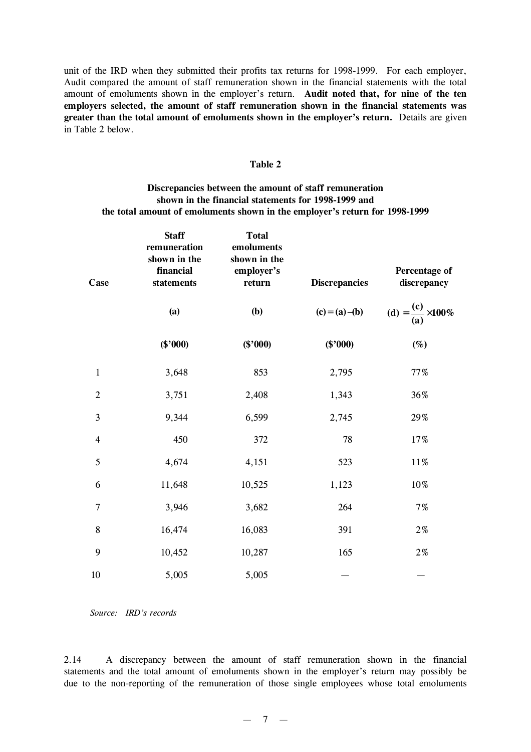unit of the IRD when they submitted their profits tax returns for 1998-1999. For each employer, Audit compared the amount of staff remuneration shown in the financial statements with the total amount of emoluments shown in the employer's return. **Audit noted that, for nine of the ten employers selected, the amount of staff remuneration shown in the financial statements was greater than the total amount of emoluments shown in the employer's return.** Details are given in Table 2 below.

**Table 2**

**Discrepancies between the amount of staff remuneration shown in the financial statements for 1998-1999 and the total amount of emoluments shown in the employer's return for 1998-1999**

| Case | Staff remuneration shown in the financial statements | Total emoluments shown in the employer's return | Discrepancies | Percentage of discrepancy |
|---|---|---|---|---|
| | (a) | (b) | (c) = (a) − (b) | (d) = $\frac{(c)}{(a)} \times 100\%$ |
| | ($'000) | ($'000) | ($'000) | (%) |
| 1 | 3,648 | 853 | 2,795 | 77% |
| 2 | 3,751 | 2,408 | 1,343 | 36% |
| 3 | 9,344 | 6,599 | 2,745 | 29% |
| 4 | 450 | 372 | 78 | 17% |
| 5 | 4,674 | 4,151 | 523 | 11% |
| 6 | 11,648 | 10,525 | 1,123 | 10% |
| 7 | 3,946 | 3,682 | 264 | 7% |
| 8 | 16,474 | 16,083 | 391 | 2% |
| 9 | 10,452 | 10,287 | 165 | 2% |
| 10 | 5,005 | 5,005 | — | — |

*Source: IRD's records*

2.14 A discrepancy between the amount of staff remuneration shown in the financial statements and the total amount of emoluments shown in the employer's return may possibly be due to the non-reporting of the remuneration of those single employees whose total emoluments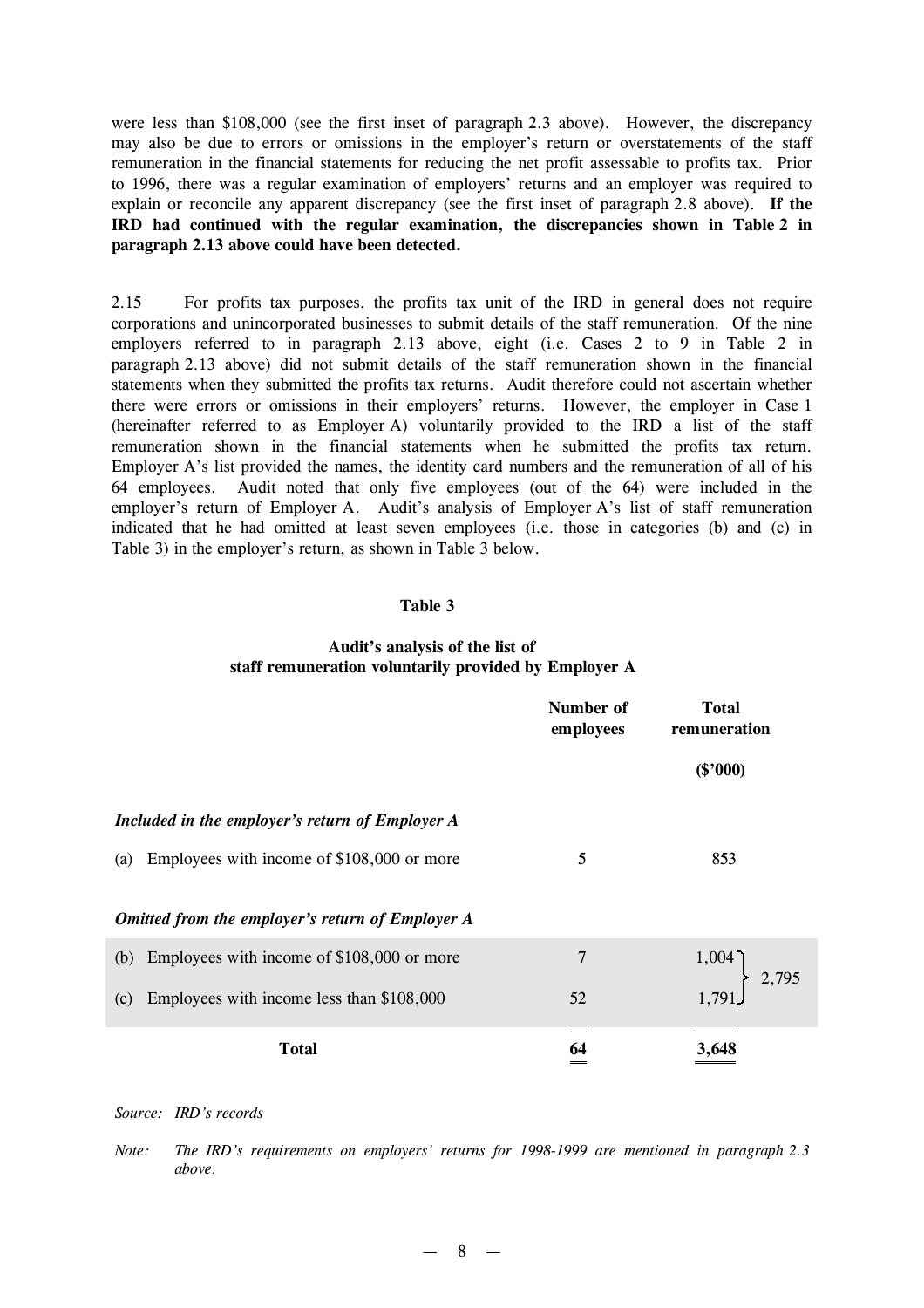were less than $108,000 (see the first inset of paragraph 2.3 above). However, the discrepancy may also be due to errors or omissions in the employer's return or overstatements of the staff remuneration in the financial statements for reducing the net profit assessable to profits tax. Prior to 1996, there was a regular examination of employers' returns and an employer was required to explain or reconcile any apparent discrepancy (see the first inset of paragraph 2.8 above). **If the IRD had continued with the regular examination, the discrepancies shown in Table 2 in paragraph 2.13 above could have been detected.**

2.15 For profits tax purposes, the profits tax unit of the IRD in general does not require corporations and unincorporated businesses to submit details of the staff remuneration. Of the nine employers referred to in paragraph 2.13 above, eight (i.e. Cases 2 to 9 in Table 2 in paragraph 2.13 above) did not submit details of the staff remuneration shown in the financial statements when they submitted the profits tax returns. Audit therefore could not ascertain whether there were errors or omissions in their employers' returns. However, the employer in Case 1 (hereinafter referred to as Employer A) voluntarily provided to the IRD a list of the staff remuneration shown in the financial statements when he submitted the profits tax return. Employer A's list provided the names, the identity card numbers and the remuneration of all of his 64 employees. Audit noted that only five employees (out of the 64) were included in the employer's return of Employer A. Audit's analysis of Employer A's list of staff remuneration indicated that he had omitted at least seven employees (i.e. those in categories (b) and (c) in Table 3) in the employer's return, as shown in Table 3 below.

**Table 3**

**Audit's analysis of the list of staff remuneration voluntarily provided by Employer A**

| | Number of employees | Total remuneration ($'000) | |
|---|---|---|---|
| ***Included in the employer's return of Employer A*** | | | |
| (a) Employees with income of $108,000 or more | 5 | 853 | |
| ***Omitted from the employer's return of Employer A*** | | | |
| (b) Employees with income of $108,000 or more | 7 | 1,004 | 2,795 |
| (c) Employees with income less than $108,000 | 52 | 1,791 | |
| **Total** | **64** | **3,648** | |

*Source: IRD's records*

*Note: The IRD's requirements on employers' returns for 1998-1999 are mentioned in paragraph 2.3 above.*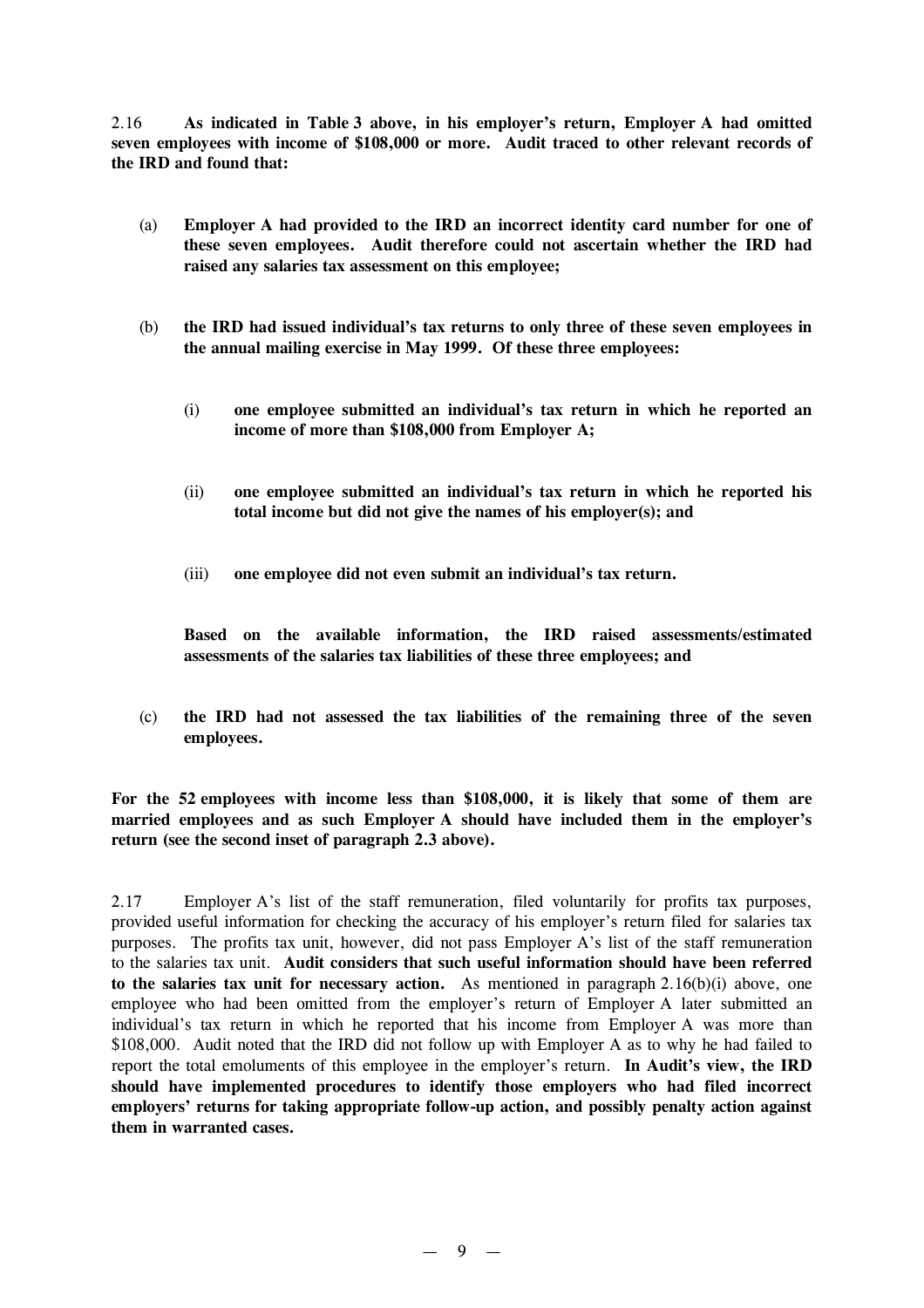2.16 **As indicated in Table 3 above, in his employer's return, Employer A had omitted seven employees with income of $108,000 or more. Audit traced to other relevant records of the IRD and found that:**

(a) **Employer A had provided to the IRD an incorrect identity card number for one of these seven employees. Audit therefore could not ascertain whether the IRD had raised any salaries tax assessment on this employee;**

(b) **the IRD had issued individual's tax returns to only three of these seven employees in the annual mailing exercise in May 1999. Of these three employees:**

   (i) **one employee submitted an individual's tax return in which he reported an income of more than $108,000 from Employer A;**

   (ii) **one employee submitted an individual's tax return in which he reported his total income but did not give the names of his employer(s); and**

   (iii) **one employee did not even submit an individual's tax return.**

   **Based on the available information, the IRD raised assessments/estimated assessments of the salaries tax liabilities of these three employees; and**

(c) **the IRD had not assessed the tax liabilities of the remaining three of the seven employees.**

**For the 52 employees with income less than $108,000, it is likely that some of them are married employees and as such Employer A should have included them in the employer's return (see the second inset of paragraph 2.3 above).**

2.17 Employer A's list of the staff remuneration, filed voluntarily for profits tax purposes, provided useful information for checking the accuracy of his employer's return filed for salaries tax purposes. The profits tax unit, however, did not pass Employer A's list of the staff remuneration to the salaries tax unit. **Audit considers that such useful information should have been referred to the salaries tax unit for necessary action.** As mentioned in paragraph 2.16(b)(i) above, one employee who had been omitted from the employer's return of Employer A later submitted an individual's tax return in which he reported that his income from Employer A was more than $108,000. Audit noted that the IRD did not follow up with Employer A as to why he had failed to report the total emoluments of this employee in the employer's return. **In Audit's view, the IRD should have implemented procedures to identify those employers who had filed incorrect employers' returns for taking appropriate follow-up action, and possibly penalty action against them in warranted cases.**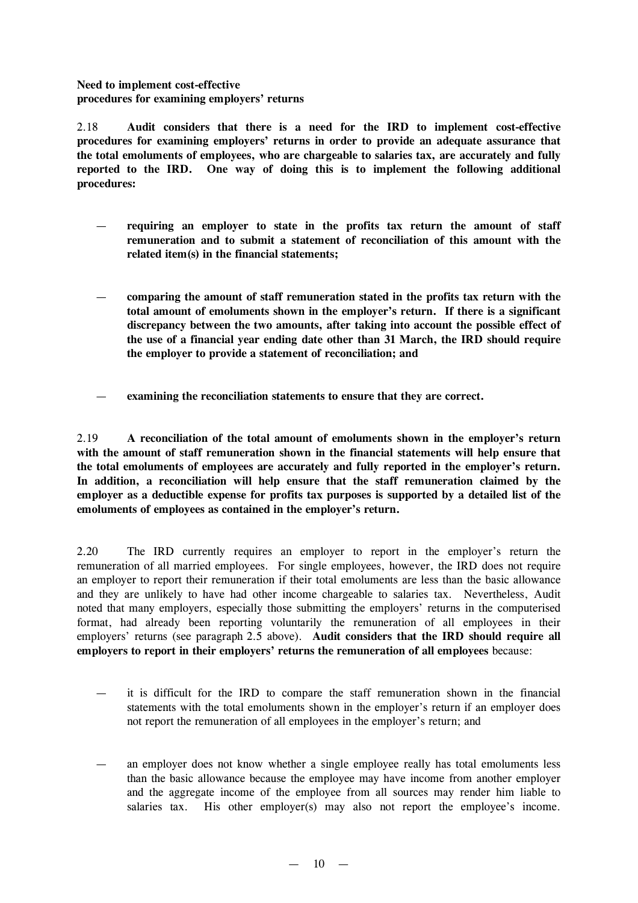**Need to implement cost-effective procedures for examining employers' returns**

2.18 **Audit considers that there is a need for the IRD to implement cost-effective procedures for examining employers' returns in order to provide an adequate assurance that the total emoluments of employees, who are chargeable to salaries tax, are accurately and fully reported to the IRD. One way of doing this is to implement the following additional procedures:**

— **requiring an employer to state in the profits tax return the amount of staff remuneration and to submit a statement of reconciliation of this amount with the related item(s) in the financial statements;**

— **comparing the amount of staff remuneration stated in the profits tax return with the total amount of emoluments shown in the employer's return. If there is a significant discrepancy between the two amounts, after taking into account the possible effect of the use of a financial year ending date other than 31 March, the IRD should require the employer to provide a statement of reconciliation; and**

— **examining the reconciliation statements to ensure that they are correct.**

2.19 **A reconciliation of the total amount of emoluments shown in the employer's return with the amount of staff remuneration shown in the financial statements will help ensure that the total emoluments of employees are accurately and fully reported in the employer's return. In addition, a reconciliation will help ensure that the staff remuneration claimed by the employer as a deductible expense for profits tax purposes is supported by a detailed list of the emoluments of employees as contained in the employer's return.**

2.20 The IRD currently requires an employer to report in the employer's return the remuneration of all married employees. For single employees, however, the IRD does not require an employer to report their remuneration if their total emoluments are less than the basic allowance and they are unlikely to have had other income chargeable to salaries tax. Nevertheless, Audit noted that many employers, especially those submitting the employers' returns in the computerised format, had already been reporting voluntarily the remuneration of all employees in their employers' returns (see paragraph 2.5 above). **Audit considers that the IRD should require all employers to report in their employers' returns the remuneration of all employees** because:

— it is difficult for the IRD to compare the staff remuneration shown in the financial statements with the total emoluments shown in the employer's return if an employer does not report the remuneration of all employees in the employer's return; and

— an employer does not know whether a single employee really has total emoluments less than the basic allowance because the employee may have income from another employer and the aggregate income of the employee from all sources may render him liable to salaries tax. His other employer(s) may also not report the employee's income.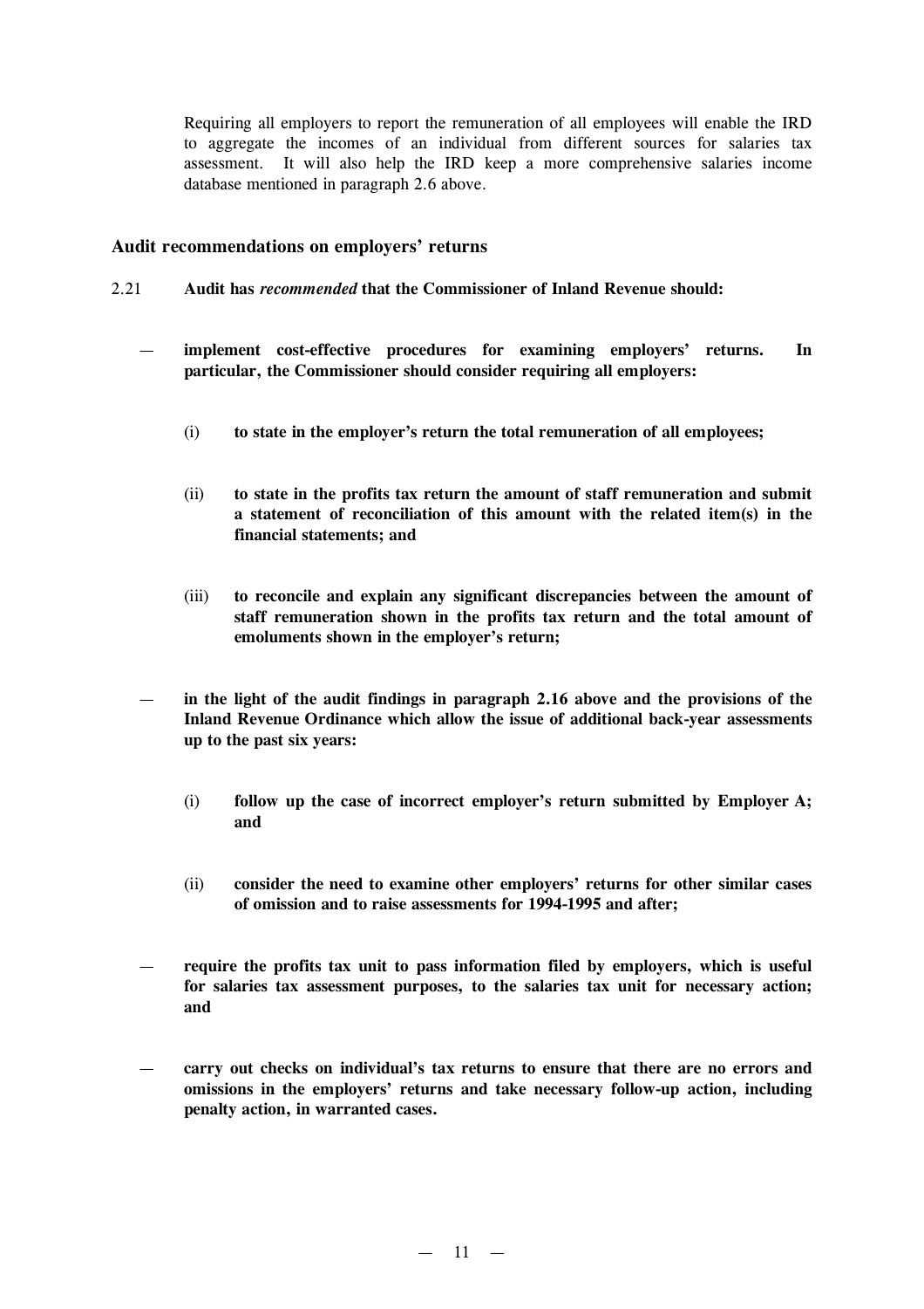Requiring all employers to report the remuneration of all employees will enable the IRD to aggregate the incomes of an individual from different sources for salaries tax assessment. It will also help the IRD keep a more comprehensive salaries income database mentioned in paragraph 2.6 above.

### Audit recommendations on employers' returns

2.21 **Audit has *recommended* that the Commissioner of Inland Revenue should:**

- **implement cost-effective procedures for examining employers' returns. In particular, the Commissioner should consider requiring all employers:**

  (i) **to state in the employer's return the total remuneration of all employees;**

  (ii) **to state in the profits tax return the amount of staff remuneration and submit a statement of reconciliation of this amount with the related item(s) in the financial statements; and**

  (iii) **to reconcile and explain any significant discrepancies between the amount of staff remuneration shown in the profits tax return and the total amount of emoluments shown in the employer's return;**

- **in the light of the audit findings in paragraph 2.16 above and the provisions of the Inland Revenue Ordinance which allow the issue of additional back-year assessments up to the past six years:**

  (i) **follow up the case of incorrect employer's return submitted by Employer A; and**

  (ii) **consider the need to examine other employers' returns for other similar cases of omission and to raise assessments for 1994-1995 and after;**

- **require the profits tax unit to pass information filed by employers, which is useful for salaries tax assessment purposes, to the salaries tax unit for necessary action; and**

- **carry out checks on individual's tax returns to ensure that there are no errors and omissions in the employers' returns and take necessary follow-up action, including penalty action, in warranted cases.**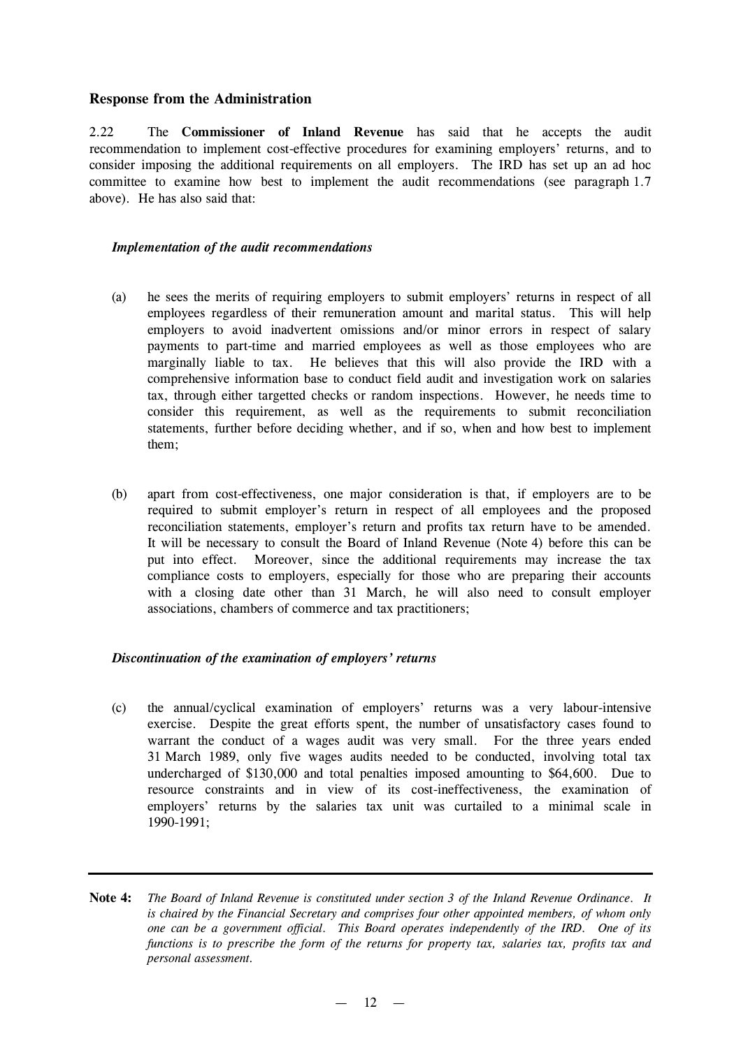### Response from the Administration

2.22 The **Commissioner of Inland Revenue** has said that he accepts the audit recommendation to implement cost-effective procedures for examining employers' returns, and to consider imposing the additional requirements on all employers. The IRD has set up an ad hoc committee to examine how best to implement the audit recommendations (see paragraph 1.7 above). He has also said that:

***Implementation of the audit recommendations***

(a) he sees the merits of requiring employers to submit employers' returns in respect of all employees regardless of their remuneration amount and marital status. This will help employers to avoid inadvertent omissions and/or minor errors in respect of salary payments to part-time and married employees as well as those employees who are marginally liable to tax. He believes that this will also provide the IRD with a comprehensive information base to conduct field audit and investigation work on salaries tax, through either targetted checks or random inspections. However, he needs time to consider this requirement, as well as the requirements to submit reconciliation statements, further before deciding whether, and if so, when and how best to implement them;

(b) apart from cost-effectiveness, one major consideration is that, if employers are to be required to submit employer's return in respect of all employees and the proposed reconciliation statements, employer's return and profits tax return have to be amended. It will be necessary to consult the Board of Inland Revenue (Note 4) before this can be put into effect. Moreover, since the additional requirements may increase the tax compliance costs to employers, especially for those who are preparing their accounts with a closing date other than 31 March, he will also need to consult employer associations, chambers of commerce and tax practitioners;

***Discontinuation of the examination of employers' returns***

(c) the annual/cyclical examination of employers' returns was a very labour-intensive exercise. Despite the great efforts spent, the number of unsatisfactory cases found to warrant the conduct of a wages audit was very small. For the three years ended 31 March 1989, only five wages audits needed to be conducted, involving total tax undercharged of $130,000 and total penalties imposed amounting to $64,600. Due to resource constraints and in view of its cost-ineffectiveness, the examination of employers' returns by the salaries tax unit was curtailed to a minimal scale in 1990-1991;

---

**Note 4:** *The Board of Inland Revenue is constituted under section 3 of the Inland Revenue Ordinance. It is chaired by the Financial Secretary and comprises four other appointed members, of whom only one can be a government official. This Board operates independently of the IRD. One of its functions is to prescribe the form of the returns for property tax, salaries tax, profits tax and personal assessment.*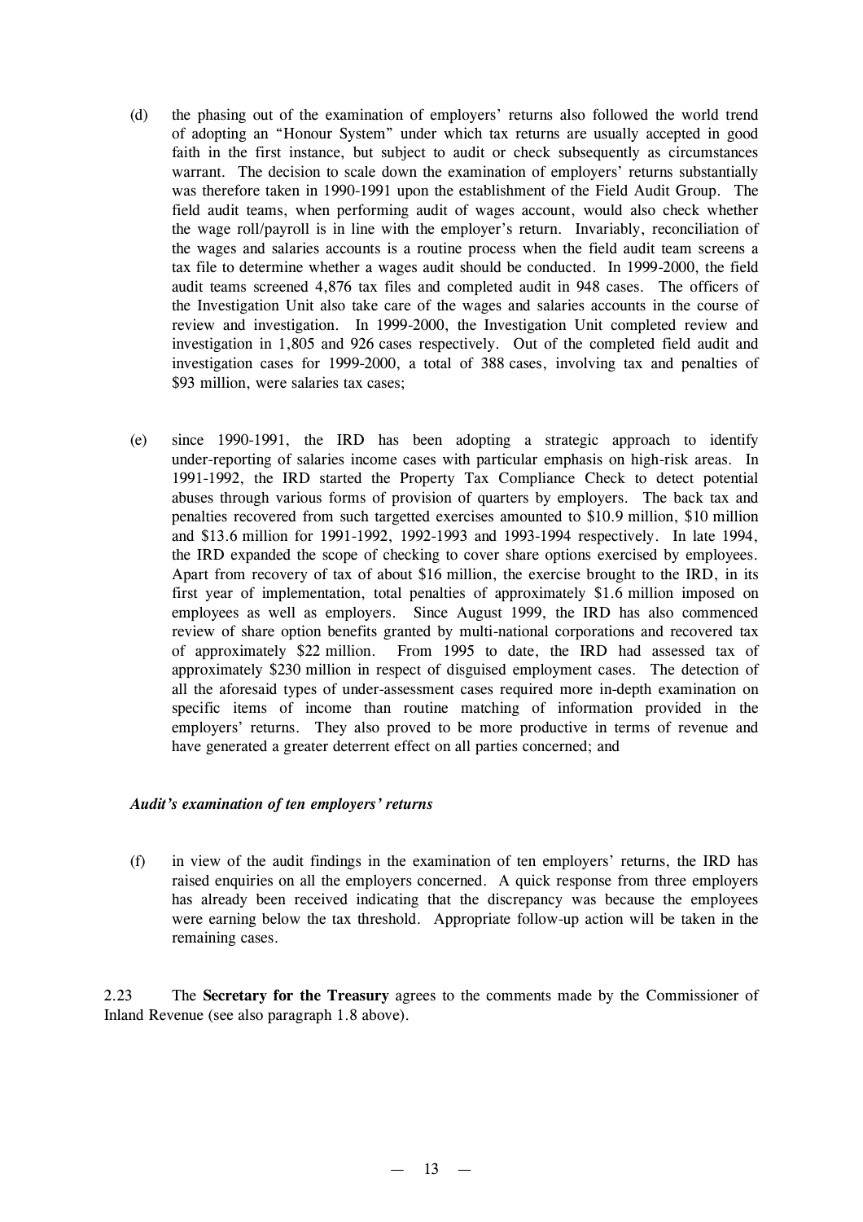(d) the phasing out of the examination of employers' returns also followed the world trend of adopting an "Honour System" under which tax returns are usually accepted in good faith in the first instance, but subject to audit or check subsequently as circumstances warrant. The decision to scale down the examination of employers' returns substantially was therefore taken in 1990-1991 upon the establishment of the Field Audit Group. The field audit teams, when performing audit of wages account, would also check whether the wage roll/payroll is in line with the employer's return. Invariably, reconciliation of the wages and salaries accounts is a routine process when the field audit team screens a tax file to determine whether a wages audit should be conducted. In 1999-2000, the field audit teams screened 4,876 tax files and completed audit in 948 cases. The officers of the Investigation Unit also take care of the wages and salaries accounts in the course of review and investigation. In 1999-2000, the Investigation Unit completed review and investigation in 1,805 and 926 cases respectively. Out of the completed field audit and investigation cases for 1999-2000, a total of 388 cases, involving tax and penalties of $93 million, were salaries tax cases;

(e) since 1990-1991, the IRD has been adopting a strategic approach to identify under-reporting of salaries income cases with particular emphasis on high-risk areas. In 1991-1992, the IRD started the Property Tax Compliance Check to detect potential abuses through various forms of provision of quarters by employers. The back tax and penalties recovered from such targetted exercises amounted to $10.9 million, $10 million and $13.6 million for 1991-1992, 1992-1993 and 1993-1994 respectively. In late 1994, the IRD expanded the scope of checking to cover share options exercised by employees. Apart from recovery of tax of about $16 million, the exercise brought to the IRD, in its first year of implementation, total penalties of approximately $1.6 million imposed on employees as well as employers. Since August 1999, the IRD has also commenced review of share option benefits granted by multi-national corporations and recovered tax of approximately $22 million. From 1995 to date, the IRD had assessed tax of approximately $230 million in respect of disguised employment cases. The detection of all the aforesaid types of under-assessment cases required more in-depth examination on specific items of income than routine matching of information provided in the employers' returns. They also proved to be more productive in terms of revenue and have generated a greater deterrent effect on all parties concerned; and

*Audit's examination of ten employers' returns*

(f) in view of the audit findings in the examination of ten employers' returns, the IRD has raised enquiries on all the employers concerned. A quick response from three employers has already been received indicating that the discrepancy was because the employees were earning below the tax threshold. Appropriate follow-up action will be taken in the remaining cases.

2.23 The **Secretary for the Treasury** agrees to the comments made by the Commissioner of Inland Revenue (see also paragraph 1.8 above).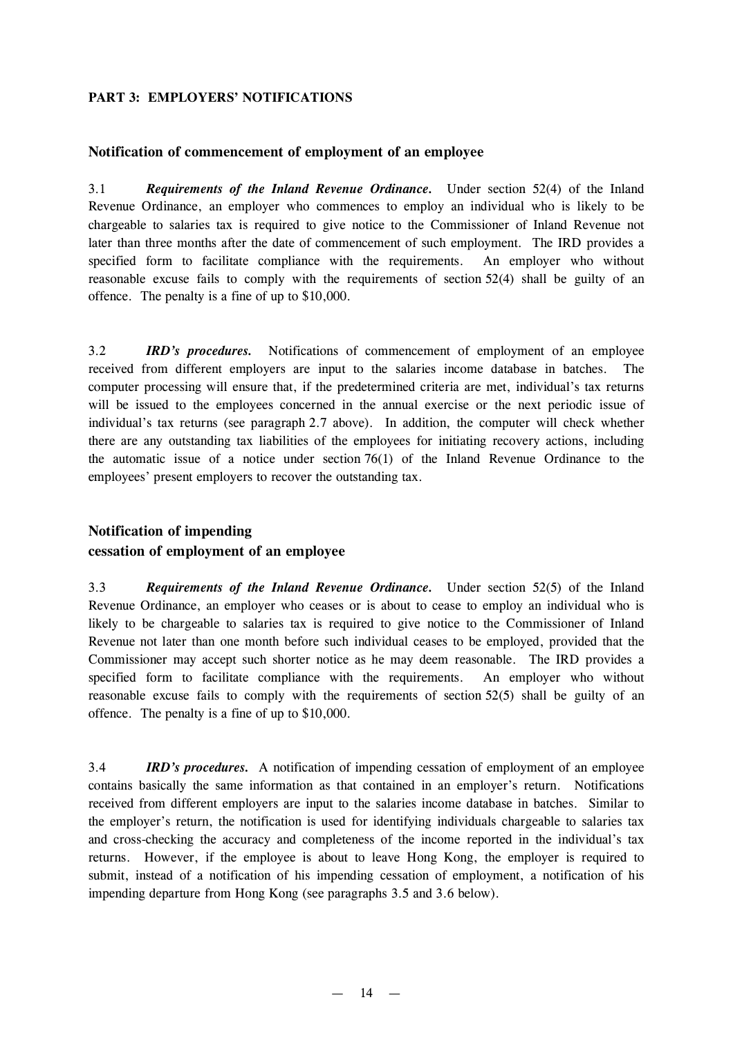## PART 3: EMPLOYERS' NOTIFICATIONS

### Notification of commencement of employment of an employee

3.1 ***Requirements of the Inland Revenue Ordinance.*** Under section 52(4) of the Inland Revenue Ordinance, an employer who commences to employ an individual who is likely to be chargeable to salaries tax is required to give notice to the Commissioner of Inland Revenue not later than three months after the date of commencement of such employment. The IRD provides a specified form to facilitate compliance with the requirements. An employer who without reasonable excuse fails to comply with the requirements of section 52(4) shall be guilty of an offence. The penalty is a fine of up to $10,000.

3.2 ***IRD's procedures.*** Notifications of commencement of employment of an employee received from different employers are input to the salaries income database in batches. The computer processing will ensure that, if the predetermined criteria are met, individual's tax returns will be issued to the employees concerned in the annual exercise or the next periodic issue of individual's tax returns (see paragraph 2.7 above). In addition, the computer will check whether there are any outstanding tax liabilities of the employees for initiating recovery actions, including the automatic issue of a notice under section 76(1) of the Inland Revenue Ordinance to the employees' present employers to recover the outstanding tax.

### Notification of impending cessation of employment of an employee

3.3 ***Requirements of the Inland Revenue Ordinance.*** Under section 52(5) of the Inland Revenue Ordinance, an employer who ceases or is about to cease to employ an individual who is likely to be chargeable to salaries tax is required to give notice to the Commissioner of Inland Revenue not later than one month before such individual ceases to be employed, provided that the Commissioner may accept such shorter notice as he may deem reasonable. The IRD provides a specified form to facilitate compliance with the requirements. An employer who without reasonable excuse fails to comply with the requirements of section 52(5) shall be guilty of an offence. The penalty is a fine of up to $10,000.

3.4 ***IRD's procedures.*** A notification of impending cessation of employment of an employee contains basically the same information as that contained in an employer's return. Notifications received from different employers are input to the salaries income database in batches. Similar to the employer's return, the notification is used for identifying individuals chargeable to salaries tax and cross-checking the accuracy and completeness of the income reported in the individual's tax returns. However, if the employee is about to leave Hong Kong, the employer is required to submit, instead of a notification of his impending cessation of employment, a notification of his impending departure from Hong Kong (see paragraphs 3.5 and 3.6 below).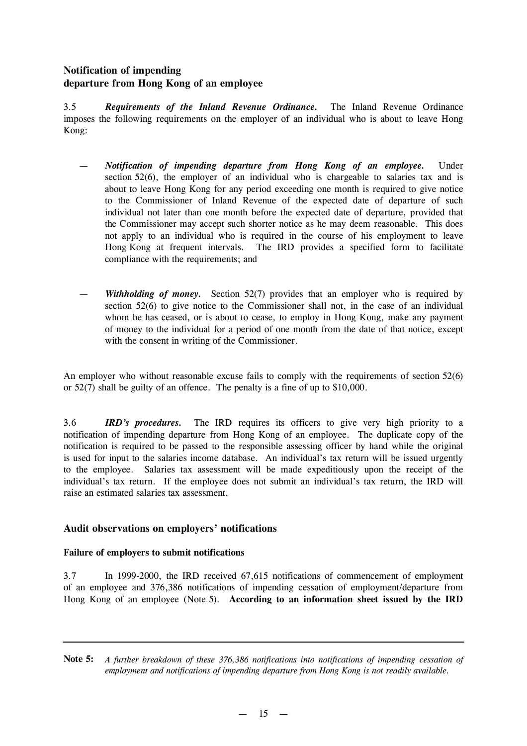### Notification of impending departure from Hong Kong of an employee

3.5 ***Requirements of the Inland Revenue Ordinance.*** The Inland Revenue Ordinance imposes the following requirements on the employer of an individual who is about to leave Hong Kong:

— ***Notification of impending departure from Hong Kong of an employee.*** Under section 52(6), the employer of an individual who is chargeable to salaries tax and is about to leave Hong Kong for any period exceeding one month is required to give notice to the Commissioner of Inland Revenue of the expected date of departure of such individual not later than one month before the expected date of departure, provided that the Commissioner may accept such shorter notice as he may deem reasonable. This does not apply to an individual who is required in the course of his employment to leave Hong Kong at frequent intervals. The IRD provides a specified form to facilitate compliance with the requirements; and

— ***Withholding of money.*** Section 52(7) provides that an employer who is required by section 52(6) to give notice to the Commissioner shall not, in the case of an individual whom he has ceased, or is about to cease, to employ in Hong Kong, make any payment of money to the individual for a period of one month from the date of that notice, except with the consent in writing of the Commissioner.

An employer who without reasonable excuse fails to comply with the requirements of section 52(6) or 52(7) shall be guilty of an offence. The penalty is a fine of up to $10,000.

3.6 ***IRD's procedures.*** The IRD requires its officers to give very high priority to a notification of impending departure from Hong Kong of an employee. The duplicate copy of the notification is required to be passed to the responsible assessing officer by hand while the original is used for input to the salaries income database. An individual's tax return will be issued urgently to the employee. Salaries tax assessment will be made expeditiously upon the receipt of the individual's tax return. If the employee does not submit an individual's tax return, the IRD will raise an estimated salaries tax assessment.

## Audit observations on employers' notifications

### Failure of employers to submit notifications

3.7 In 1999-2000, the IRD received 67,615 notifications of commencement of employment of an employee and 376,386 notifications of impending cessation of employment/departure from Hong Kong of an employee (Note 5). **According to an information sheet issued by the IRD**

---

**Note 5:** *A further breakdown of these 376,386 notifications into notifications of impending cessation of employment and notifications of impending departure from Hong Kong is not readily available.*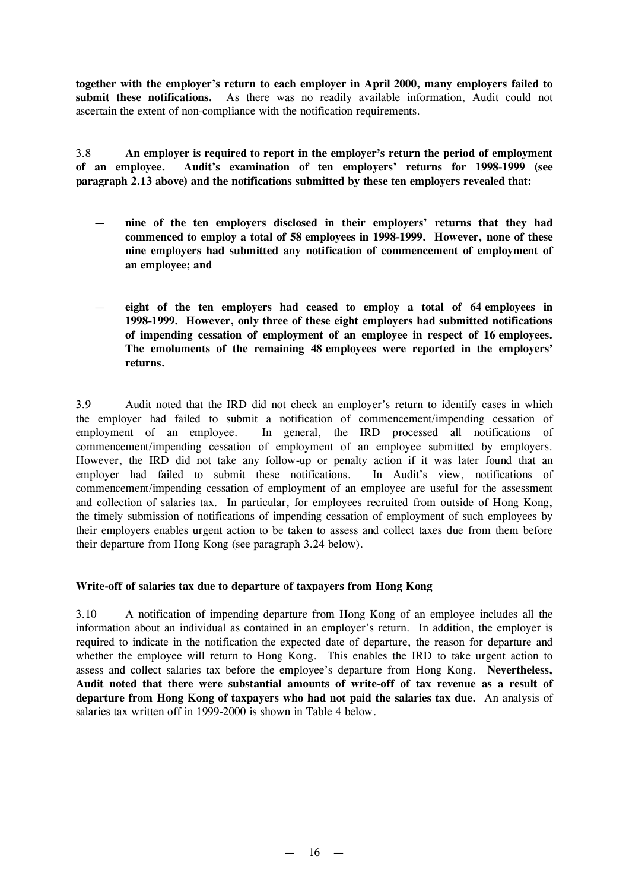**together with the employer's return to each employer in April 2000, many employers failed to submit these notifications.** As there was no readily available information, Audit could not ascertain the extent of non-compliance with the notification requirements.

3.8 **An employer is required to report in the employer's return the period of employment of an employee. Audit's examination of ten employers' returns for 1998-1999 (see paragraph 2.13 above) and the notifications submitted by these ten employers revealed that:**

— **nine of the ten employers disclosed in their employers' returns that they had commenced to employ a total of 58 employees in 1998-1999. However, none of these nine employers had submitted any notification of commencement of employment of an employee; and**

— **eight of the ten employers had ceased to employ a total of 64 employees in 1998-1999. However, only three of these eight employers had submitted notifications of impending cessation of employment of an employee in respect of 16 employees. The emoluments of the remaining 48 employees were reported in the employers' returns.**

3.9 Audit noted that the IRD did not check an employer's return to identify cases in which the employer had failed to submit a notification of commencement/impending cessation of employment of an employee. In general, the IRD processed all notifications of commencement/impending cessation of employment of an employee submitted by employers. However, the IRD did not take any follow-up or penalty action if it was later found that an employer had failed to submit these notifications. In Audit's view, notifications of commencement/impending cessation of employment of an employee are useful for the assessment and collection of salaries tax. In particular, for employees recruited from outside of Hong Kong, the timely submission of notifications of impending cessation of employment of such employees by their employers enables urgent action to be taken to assess and collect taxes due from them before their departure from Hong Kong (see paragraph 3.24 below).

### Write-off of salaries tax due to departure of taxpayers from Hong Kong

3.10 A notification of impending departure from Hong Kong of an employee includes all the information about an individual as contained in an employer's return. In addition, the employer is required to indicate in the notification the expected date of departure, the reason for departure and whether the employee will return to Hong Kong. This enables the IRD to take urgent action to assess and collect salaries tax before the employee's departure from Hong Kong. **Nevertheless, Audit noted that there were substantial amounts of write-off of tax revenue as a result of departure from Hong Kong of taxpayers who had not paid the salaries tax due.** An analysis of salaries tax written off in 1999-2000 is shown in Table 4 below.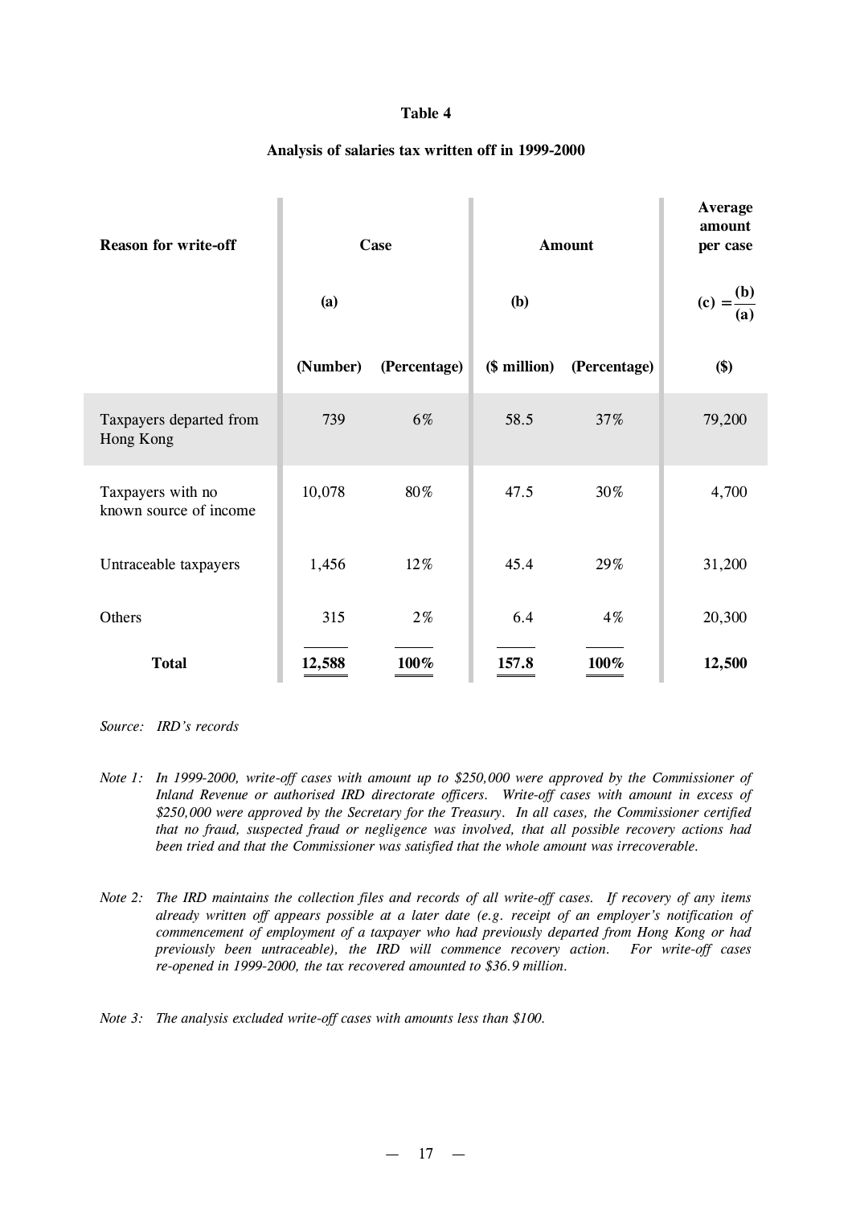**Table 4**

**Analysis of salaries tax written off in 1999-2000**

| Reason for write-off | Case | | Amount | | Average amount per case |
|---|---|---|---|---|---|
| | (a) | | (b) | | $(c) = \frac{(b)}{(a)}$ |
| | (Number) | (Percentage) | ($ million) | (Percentage) | ($) |
| Taxpayers departed from Hong Kong | 739 | 6% | 58.5 | 37% | 79,200 |
| Taxpayers with no known source of income | 10,078 | 80% | 47.5 | 30% | 4,700 |
| Untraceable taxpayers | 1,456 | 12% | 45.4 | 29% | 31,200 |
| Others | 315 | 2% | 6.4 | 4% | 20,300 |
| **Total** | **12,588** | **100%** | **157.8** | **100%** | **12,500** |

*Source: IRD's records*

*Note 1: In 1999-2000, write-off cases with amount up to $250,000 were approved by the Commissioner of Inland Revenue or authorised IRD directorate officers. Write-off cases with amount in excess of $250,000 were approved by the Secretary for the Treasury. In all cases, the Commissioner certified that no fraud, suspected fraud or negligence was involved, that all possible recovery actions had been tried and that the Commissioner was satisfied that the whole amount was irrecoverable.*

*Note 2: The IRD maintains the collection files and records of all write-off cases. If recovery of any items already written off appears possible at a later date (e.g. receipt of an employer's notification of commencement of employment of a taxpayer who had previously departed from Hong Kong or had previously been untraceable), the IRD will commence recovery action. For write-off cases re-opened in 1999-2000, the tax recovered amounted to $36.9 million.*

*Note 3: The analysis excluded write-off cases with amounts less than $100.*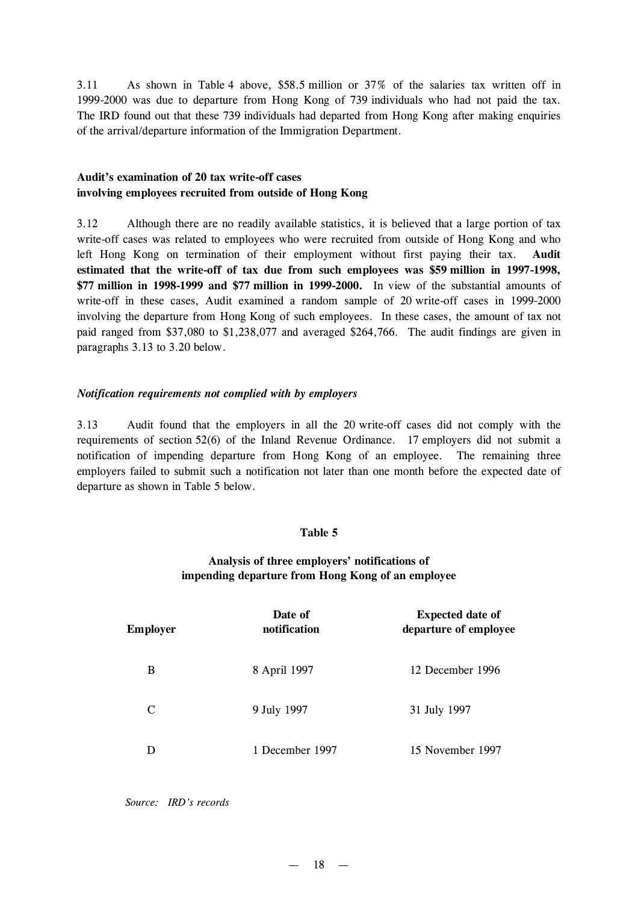3.11 As shown in Table 4 above, $58.5 million or 37% of the salaries tax written off in 1999-2000 was due to departure from Hong Kong of 739 individuals who had not paid the tax. The IRD found out that these 739 individuals had departed from Hong Kong after making enquiries of the arrival/departure information of the Immigration Department.

### Audit's examination of 20 tax write-off cases involving employees recruited from outside of Hong Kong

3.12 Although there are no readily available statistics, it is believed that a large portion of tax write-off cases was related to employees who were recruited from outside of Hong Kong and who left Hong Kong on termination of their employment without first paying their tax. **Audit estimated that the write-off of tax due from such employees was $59 million in 1997-1998, $77 million in 1998-1999 and $77 million in 1999-2000.** In view of the substantial amounts of write-off in these cases, Audit examined a random sample of 20 write-off cases in 1999-2000 involving the departure from Hong Kong of such employees. In these cases, the amount of tax not paid ranged from $37,080 to $1,238,077 and averaged $264,766. The audit findings are given in paragraphs 3.13 to 3.20 below.

#### *Notification requirements not complied with by employers*

3.13 Audit found that the employers in all the 20 write-off cases did not comply with the requirements of section 52(6) of the Inland Revenue Ordinance. 17 employers did not submit a notification of impending departure from Hong Kong of an employee. The remaining three employers failed to submit such a notification not later than one month before the expected date of departure as shown in Table 5 below.

**Table 5**

**Analysis of three employers' notifications of impending departure from Hong Kong of an employee**

| Employer | Date of notification | Expected date of departure of employee |
|---|---|---|
| B | 8 April 1997 | 12 December 1996 |
| C | 9 July 1997 | 31 July 1997 |
| D | 1 December 1997 | 15 November 1997 |

*Source: IRD's records*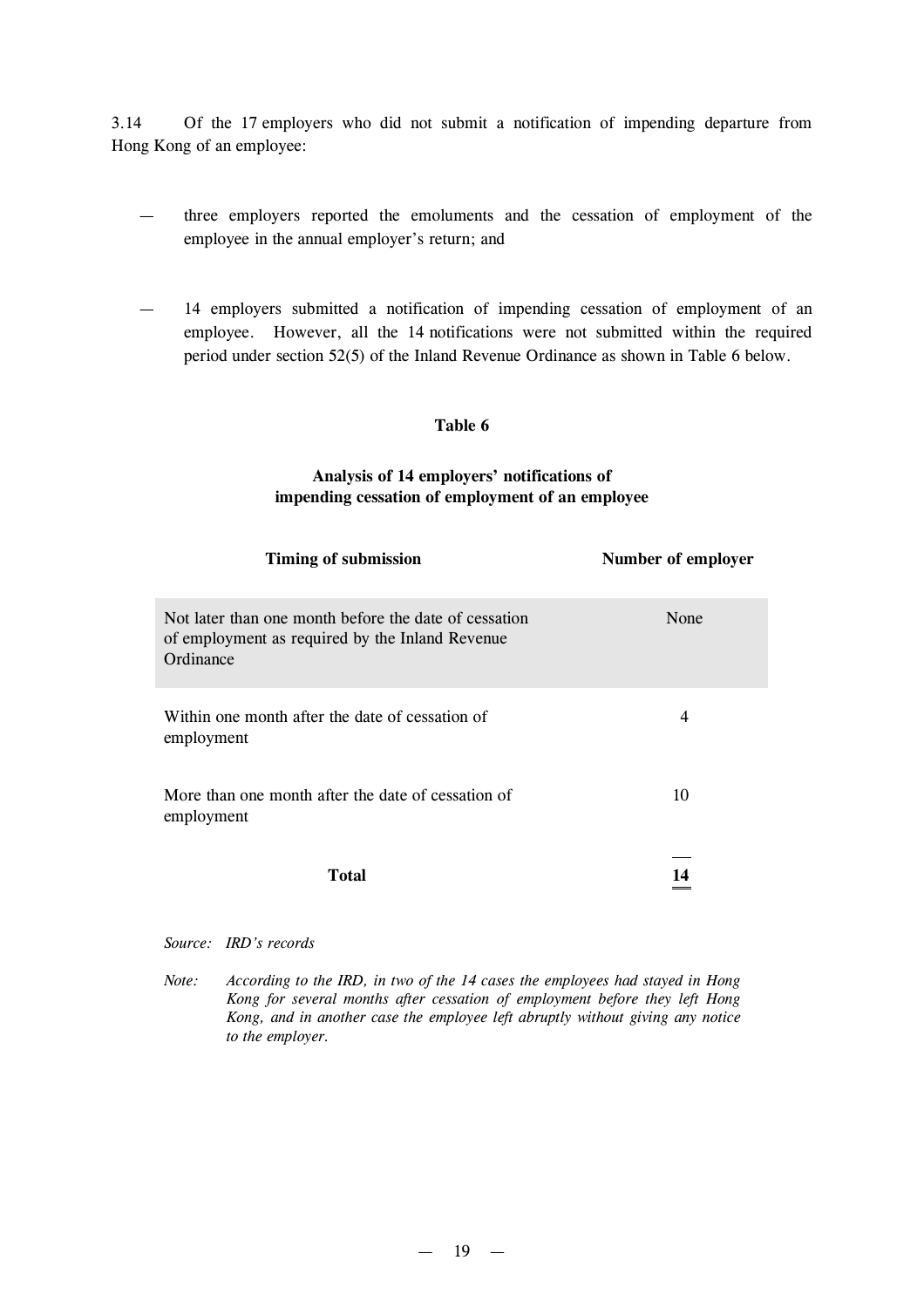3.14 Of the 17 employers who did not submit a notification of impending departure from Hong Kong of an employee:

- three employers reported the emoluments and the cessation of employment of the employee in the annual employer's return; and

- 14 employers submitted a notification of impending cessation of employment of an employee. However, all the 14 notifications were not submitted within the required period under section 52(5) of the Inland Revenue Ordinance as shown in Table 6 below.

**Table 6**

**Analysis of 14 employers' notifications of impending cessation of employment of an employee**

| Timing of submission | Number of employer |
|---|---|
| Not later than one month before the date of cessation of employment as required by the Inland Revenue Ordinance | None |
| Within one month after the date of cessation of employment | 4 |
| More than one month after the date of cessation of employment | 10 |
| **Total** | **14** |

*Source: IRD's records*

*Note: According to the IRD, in two of the 14 cases the employees had stayed in Hong Kong for several months after cessation of employment before they left Hong Kong, and in another case the employee left abruptly without giving any notice to the employer.*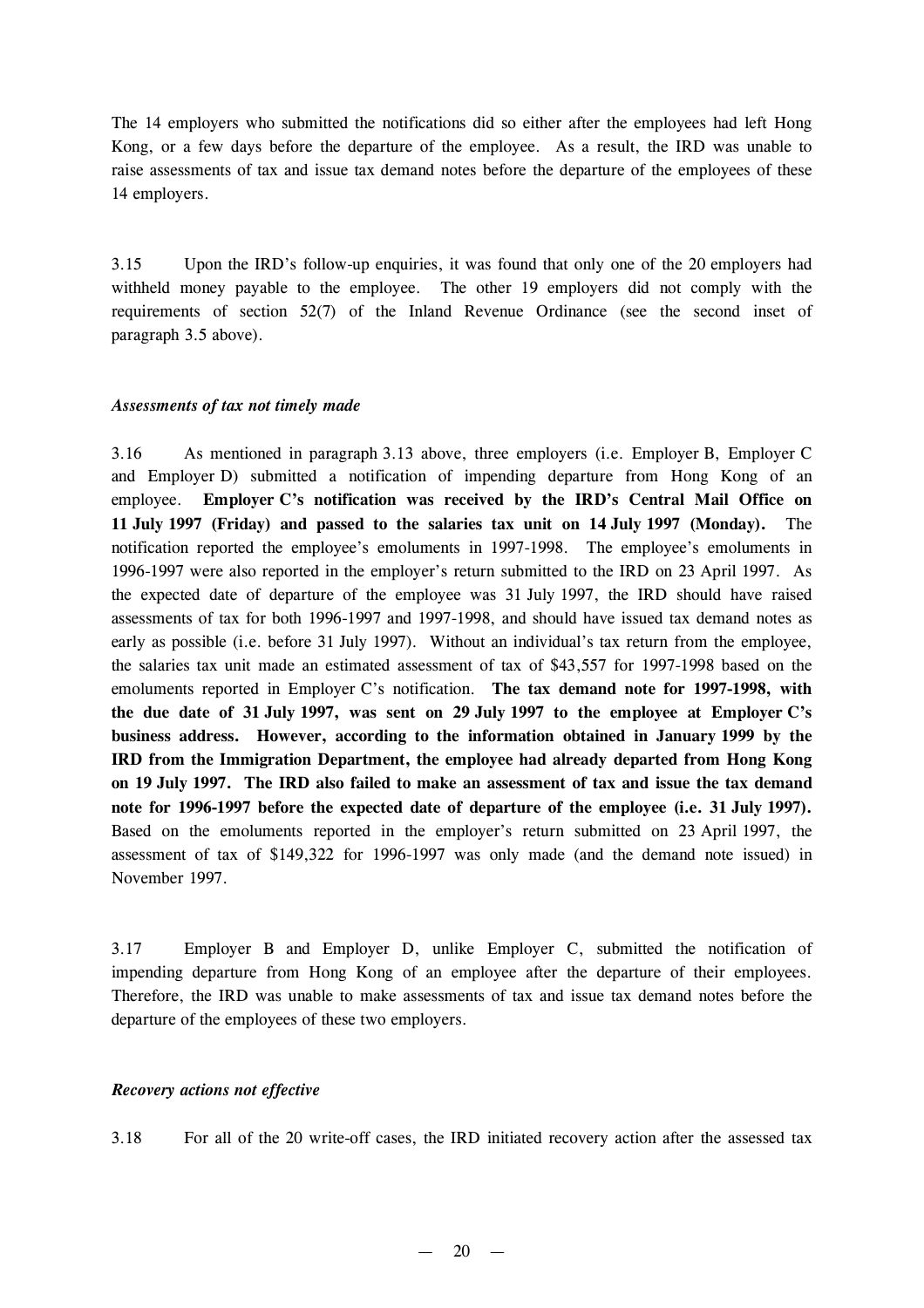The 14 employers who submitted the notifications did so either after the employees had left Hong Kong, or a few days before the departure of the employee. As a result, the IRD was unable to raise assessments of tax and issue tax demand notes before the departure of the employees of these 14 employers.

3.15 Upon the IRD's follow-up enquiries, it was found that only one of the 20 employers had withheld money payable to the employee. The other 19 employers did not comply with the requirements of section 52(7) of the Inland Revenue Ordinance (see the second inset of paragraph 3.5 above).

*Assessments of tax not timely made*

3.16 As mentioned in paragraph 3.13 above, three employers (i.e. Employer B, Employer C and Employer D) submitted a notification of impending departure from Hong Kong of an employee. **Employer C's notification was received by the IRD's Central Mail Office on 11 July 1997 (Friday) and passed to the salaries tax unit on 14 July 1997 (Monday).** The notification reported the employee's emoluments in 1997-1998. The employee's emoluments in 1996-1997 were also reported in the employer's return submitted to the IRD on 23 April 1997. As the expected date of departure of the employee was 31 July 1997, the IRD should have raised assessments of tax for both 1996-1997 and 1997-1998, and should have issued tax demand notes as early as possible (i.e. before 31 July 1997). Without an individual's tax return from the employee, the salaries tax unit made an estimated assessment of tax of $43,557 for 1997-1998 based on the emoluments reported in Employer C's notification. **The tax demand note for 1997-1998, with the due date of 31 July 1997, was sent on 29 July 1997 to the employee at Employer C's business address. However, according to the information obtained in January 1999 by the IRD from the Immigration Department, the employee had already departed from Hong Kong on 19 July 1997. The IRD also failed to make an assessment of tax and issue the tax demand note for 1996-1997 before the expected date of departure of the employee (i.e. 31 July 1997).** Based on the emoluments reported in the employer's return submitted on 23 April 1997, the assessment of tax of $149,322 for 1996-1997 was only made (and the demand note issued) in November 1997.

3.17 Employer B and Employer D, unlike Employer C, submitted the notification of impending departure from Hong Kong of an employee after the departure of their employees. Therefore, the IRD was unable to make assessments of tax and issue tax demand notes before the departure of the employees of these two employers.

*Recovery actions not effective*

3.18 For all of the 20 write-off cases, the IRD initiated recovery action after the assessed tax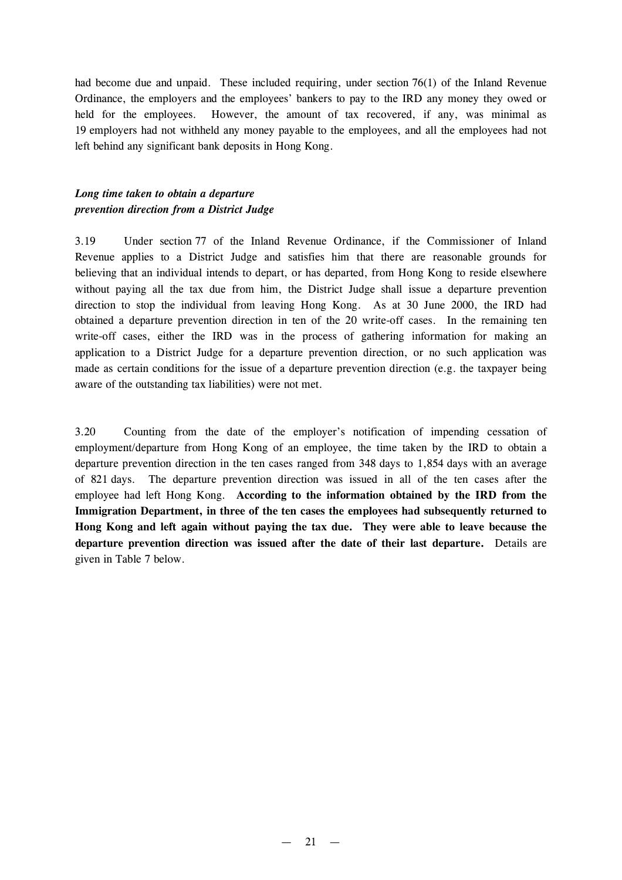had become due and unpaid. These included requiring, under section 76(1) of the Inland Revenue Ordinance, the employers and the employees' bankers to pay to the IRD any money they owed or held for the employees. However, the amount of tax recovered, if any, was minimal as 19 employers had not withheld any money payable to the employees, and all the employees had not left behind any significant bank deposits in Hong Kong.

***Long time taken to obtain a departure prevention direction from a District Judge***

3.19 Under section 77 of the Inland Revenue Ordinance, if the Commissioner of Inland Revenue applies to a District Judge and satisfies him that there are reasonable grounds for believing that an individual intends to depart, or has departed, from Hong Kong to reside elsewhere without paying all the tax due from him, the District Judge shall issue a departure prevention direction to stop the individual from leaving Hong Kong. As at 30 June 2000, the IRD had obtained a departure prevention direction in ten of the 20 write-off cases. In the remaining ten write-off cases, either the IRD was in the process of gathering information for making an application to a District Judge for a departure prevention direction, or no such application was made as certain conditions for the issue of a departure prevention direction (e.g. the taxpayer being aware of the outstanding tax liabilities) were not met.

3.20 Counting from the date of the employer's notification of impending cessation of employment/departure from Hong Kong of an employee, the time taken by the IRD to obtain a departure prevention direction in the ten cases ranged from 348 days to 1,854 days with an average of 821 days. The departure prevention direction was issued in all of the ten cases after the employee had left Hong Kong. **According to the information obtained by the IRD from the Immigration Department, in three of the ten cases the employees had subsequently returned to Hong Kong and left again without paying the tax due. They were able to leave because the departure prevention direction was issued after the date of their last departure.** Details are given in Table 7 below.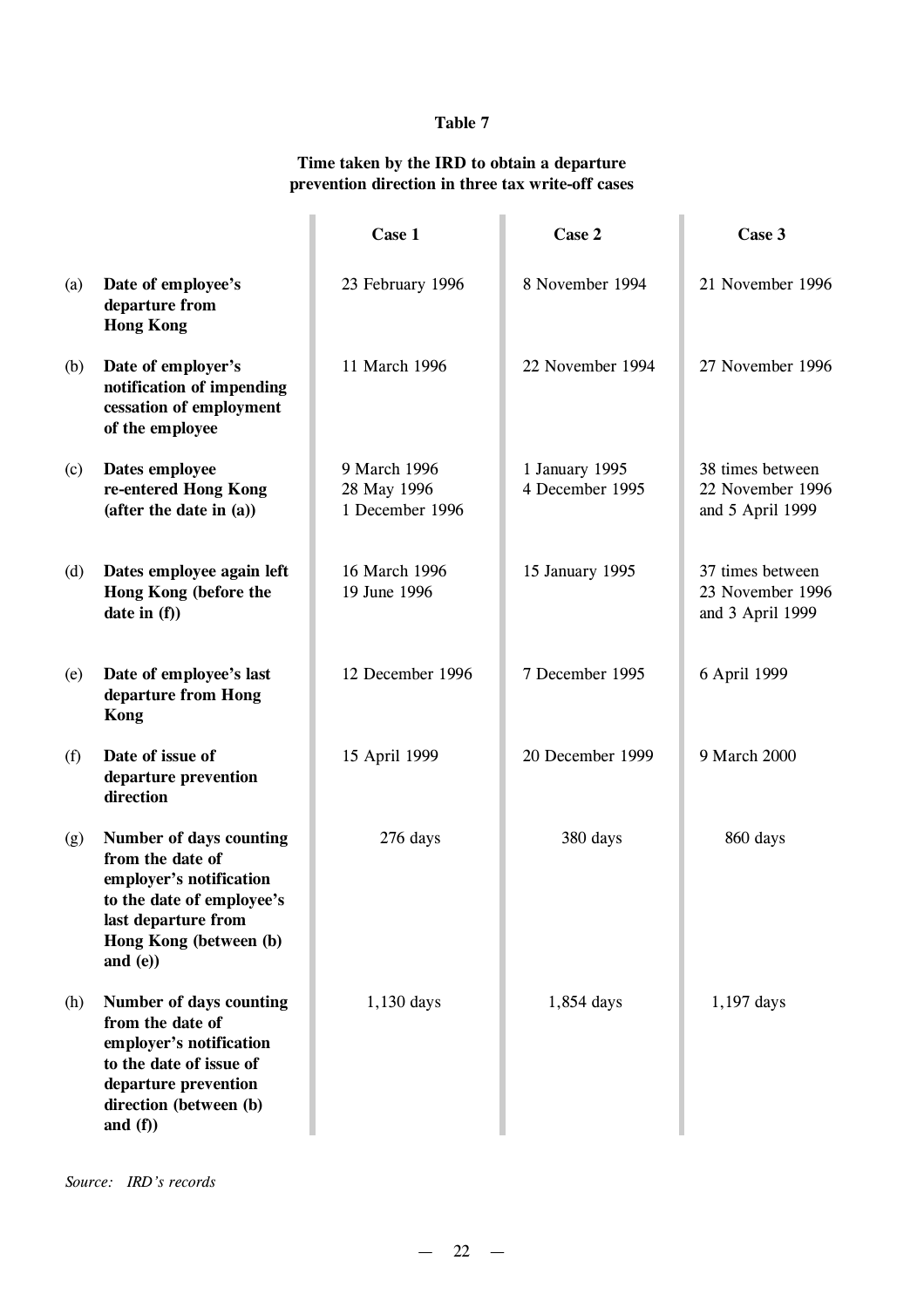**Table 7**

**Time taken by the IRD to obtain a departure prevention direction in three tax write-off cases**

| | | Case 1 | Case 2 | Case 3 |
|---|---|---|---|---|
| (a) | **Date of employee's departure from Hong Kong** | 23 February 1996 | 8 November 1994 | 21 November 1996 |
| (b) | **Date of employer's notification of impending cessation of employment of the employee** | 11 March 1996 | 22 November 1994 | 27 November 1996 |
| (c) | **Dates employee re-entered Hong Kong (after the date in (a))** | 9 March 1996<br>28 May 1996<br>1 December 1996 | 1 January 1995<br>4 December 1995 | 38 times between 22 November 1996 and 5 April 1999 |
| (d) | **Dates employee again left Hong Kong (before the date in (f))** | 16 March 1996<br>19 June 1996 | 15 January 1995 | 37 times between 23 November 1996 and 3 April 1999 |
| (e) | **Date of employee's last departure from Hong Kong** | 12 December 1996 | 7 December 1995 | 6 April 1999 |
| (f) | **Date of issue of departure prevention direction** | 15 April 1999 | 20 December 1999 | 9 March 2000 |
| (g) | **Number of days counting from the date of employer's notification to the date of employee's last departure from Hong Kong (between (b) and (e))** | 276 days | 380 days | 860 days |
| (h) | **Number of days counting from the date of employer's notification to the date of issue of departure prevention direction (between (b) and (f))** | 1,130 days | 1,854 days | 1,197 days |

*Source: IRD's records*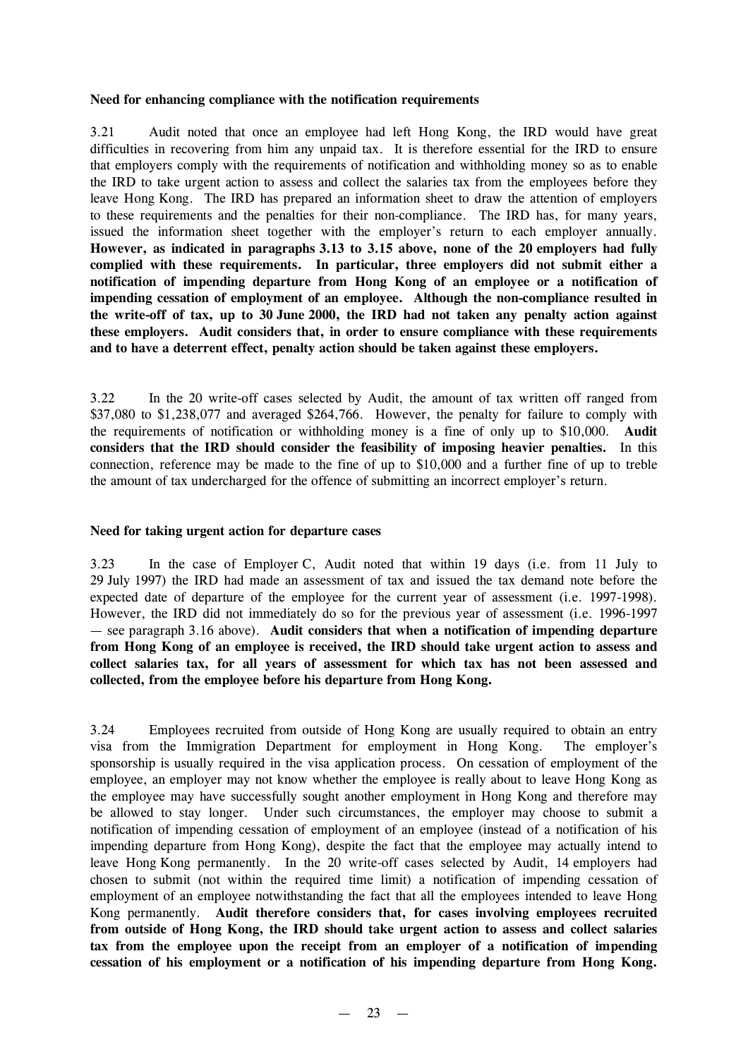**Need for enhancing compliance with the notification requirements**

3.21 Audit noted that once an employee had left Hong Kong, the IRD would have great difficulties in recovering from him any unpaid tax. It is therefore essential for the IRD to ensure that employers comply with the requirements of notification and withholding money so as to enable the IRD to take urgent action to assess and collect the salaries tax from the employees before they leave Hong Kong. The IRD has prepared an information sheet to draw the attention of employers to these requirements and the penalties for their non-compliance. The IRD has, for many years, issued the information sheet together with the employer's return to each employer annually. **However, as indicated in paragraphs 3.13 to 3.15 above, none of the 20 employers had fully complied with these requirements. In particular, three employers did not submit either a notification of impending departure from Hong Kong of an employee or a notification of impending cessation of employment of an employee. Although the non-compliance resulted in the write-off of tax, up to 30 June 2000, the IRD had not taken any penalty action against these employers. Audit considers that, in order to ensure compliance with these requirements and to have a deterrent effect, penalty action should be taken against these employers.**

3.22 In the 20 write-off cases selected by Audit, the amount of tax written off ranged from $37,080 to $1,238,077 and averaged $264,766. However, the penalty for failure to comply with the requirements of notification or withholding money is a fine of only up to $10,000. **Audit considers that the IRD should consider the feasibility of imposing heavier penalties.** In this connection, reference may be made to the fine of up to $10,000 and a further fine of up to treble the amount of tax undercharged for the offence of submitting an incorrect employer's return.

**Need for taking urgent action for departure cases**

3.23 In the case of Employer C, Audit noted that within 19 days (i.e. from 11 July to 29 July 1997) the IRD had made an assessment of tax and issued the tax demand note before the expected date of departure of the employee for the current year of assessment (i.e. 1997-1998). However, the IRD did not immediately do so for the previous year of assessment (i.e. 1996-1997 — see paragraph 3.16 above). **Audit considers that when a notification of impending departure from Hong Kong of an employee is received, the IRD should take urgent action to assess and collect salaries tax, for all years of assessment for which tax has not been assessed and collected, from the employee before his departure from Hong Kong.**

3.24 Employees recruited from outside of Hong Kong are usually required to obtain an entry visa from the Immigration Department for employment in Hong Kong. The employer's sponsorship is usually required in the visa application process. On cessation of employment of the employee, an employer may not know whether the employee is really about to leave Hong Kong as the employee may have successfully sought another employment in Hong Kong and therefore may be allowed to stay longer. Under such circumstances, the employer may choose to submit a notification of impending cessation of employment of an employee (instead of a notification of his impending departure from Hong Kong), despite the fact that the employee may actually intend to leave Hong Kong permanently. In the 20 write-off cases selected by Audit, 14 employers had chosen to submit (not within the required time limit) a notification of impending cessation of employment of an employee notwithstanding the fact that all the employees intended to leave Hong Kong permanently. **Audit therefore considers that, for cases involving employees recruited from outside of Hong Kong, the IRD should take urgent action to assess and collect salaries tax from the employee upon the receipt from an employer of a notification of impending cessation of his employment or a notification of his impending departure from Hong Kong.**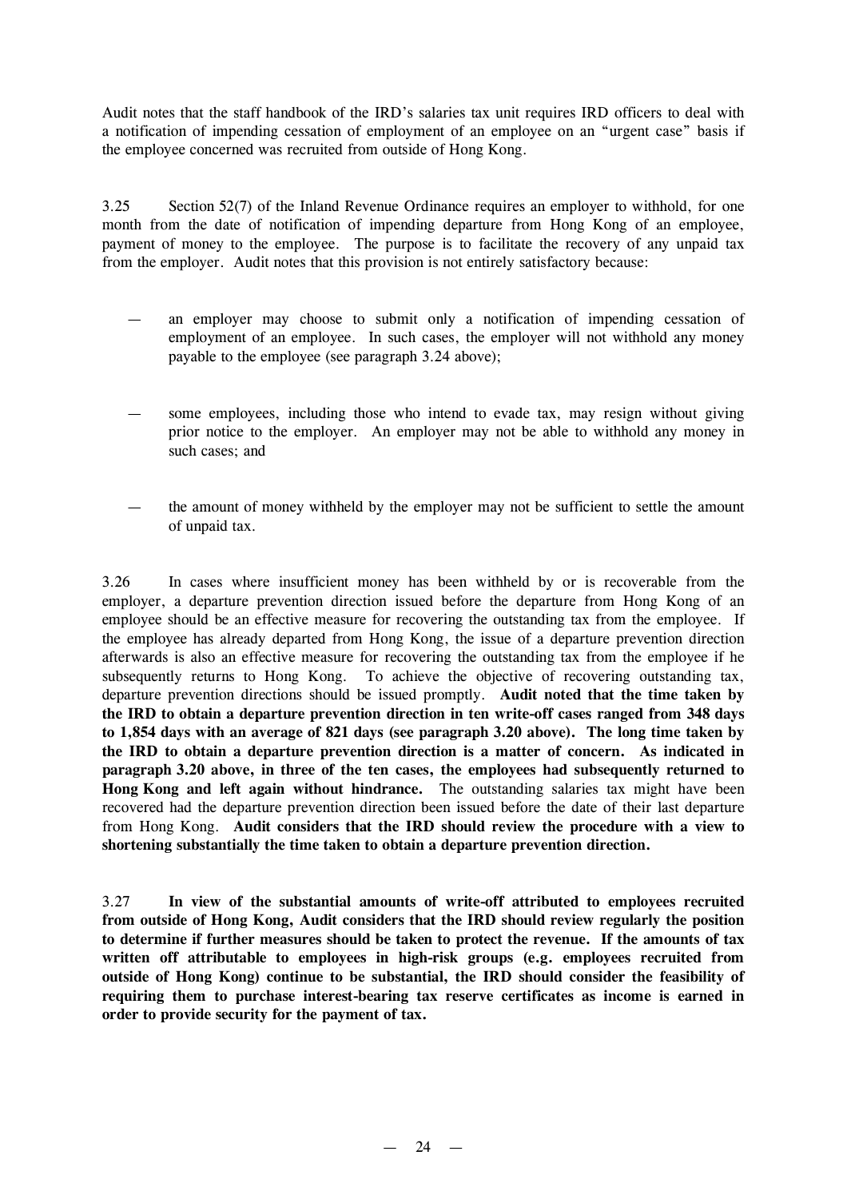Audit notes that the staff handbook of the IRD's salaries tax unit requires IRD officers to deal with a notification of impending cessation of employment of an employee on an "urgent case" basis if the employee concerned was recruited from outside of Hong Kong.

3.25 Section 52(7) of the Inland Revenue Ordinance requires an employer to withhold, for one month from the date of notification of impending departure from Hong Kong of an employee, payment of money to the employee. The purpose is to facilitate the recovery of any unpaid tax from the employer. Audit notes that this provision is not entirely satisfactory because:

— an employer may choose to submit only a notification of impending cessation of employment of an employee. In such cases, the employer will not withhold any money payable to the employee (see paragraph 3.24 above);

— some employees, including those who intend to evade tax, may resign without giving prior notice to the employer. An employer may not be able to withhold any money in such cases; and

— the amount of money withheld by the employer may not be sufficient to settle the amount of unpaid tax.

3.26 In cases where insufficient money has been withheld by or is recoverable from the employer, a departure prevention direction issued before the departure from Hong Kong of an employee should be an effective measure for recovering the outstanding tax from the employee. If the employee has already departed from Hong Kong, the issue of a departure prevention direction afterwards is also an effective measure for recovering the outstanding tax from the employee if he subsequently returns to Hong Kong. To achieve the objective of recovering outstanding tax, departure prevention directions should be issued promptly. **Audit noted that the time taken by the IRD to obtain a departure prevention direction in ten write-off cases ranged from 348 days to 1,854 days with an average of 821 days (see paragraph 3.20 above). The long time taken by the IRD to obtain a departure prevention direction is a matter of concern. As indicated in paragraph 3.20 above, in three of the ten cases, the employees had subsequently returned to Hong Kong and left again without hindrance.** The outstanding salaries tax might have been recovered had the departure prevention direction been issued before the date of their last departure from Hong Kong. **Audit considers that the IRD should review the procedure with a view to shortening substantially the time taken to obtain a departure prevention direction.**

3.27 **In view of the substantial amounts of write-off attributed to employees recruited from outside of Hong Kong, Audit considers that the IRD should review regularly the position to determine if further measures should be taken to protect the revenue. If the amounts of tax written off attributable to employees in high-risk groups (e.g. employees recruited from outside of Hong Kong) continue to be substantial, the IRD should consider the feasibility of requiring them to purchase interest-bearing tax reserve certificates as income is earned in order to provide security for the payment of tax.**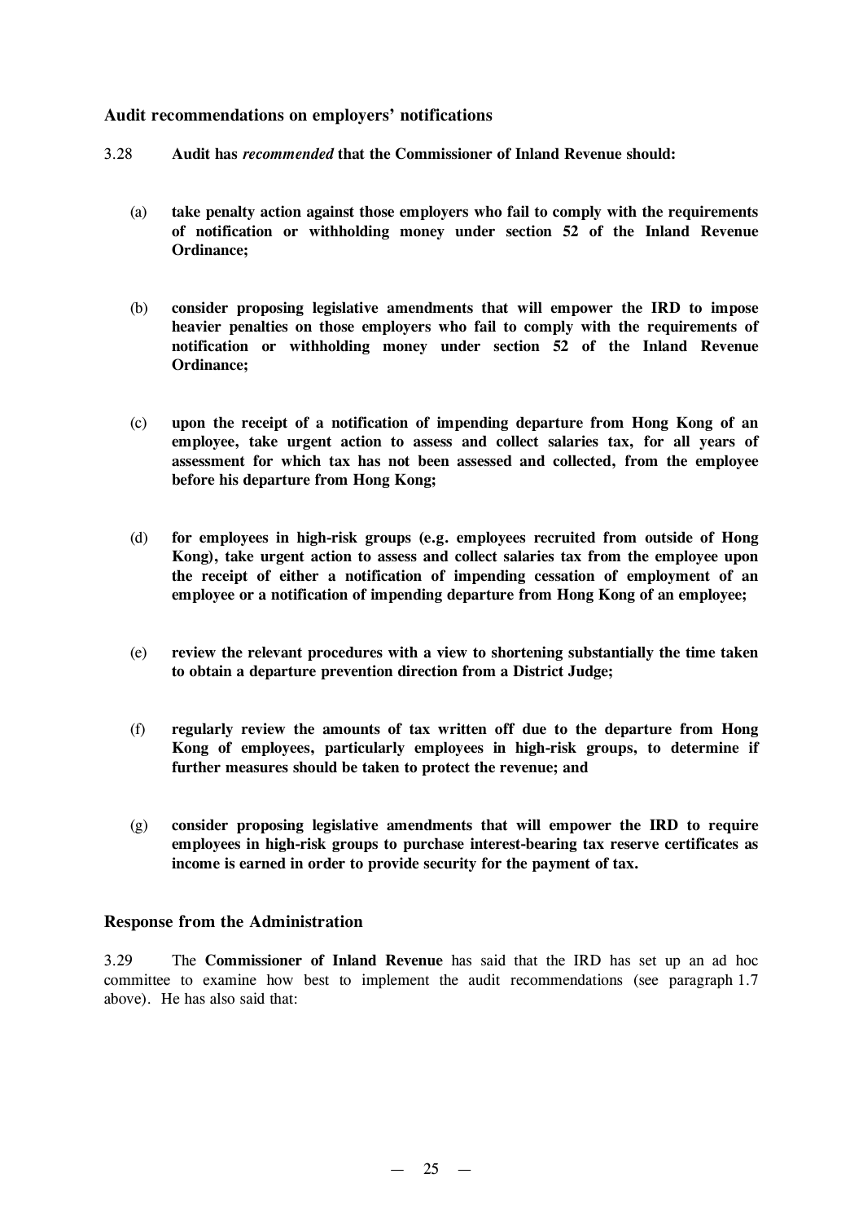### Audit recommendations on employers' notifications

3.28 **Audit has *recommended* that the Commissioner of Inland Revenue should:**

(a) **take penalty action against those employers who fail to comply with the requirements of notification or withholding money under section 52 of the Inland Revenue Ordinance;**

(b) **consider proposing legislative amendments that will empower the IRD to impose heavier penalties on those employers who fail to comply with the requirements of notification or withholding money under section 52 of the Inland Revenue Ordinance;**

(c) **upon the receipt of a notification of impending departure from Hong Kong of an employee, take urgent action to assess and collect salaries tax, for all years of assessment for which tax has not been assessed and collected, from the employee before his departure from Hong Kong;**

(d) **for employees in high-risk groups (e.g. employees recruited from outside of Hong Kong), take urgent action to assess and collect salaries tax from the employee upon the receipt of either a notification of impending cessation of employment of an employee or a notification of impending departure from Hong Kong of an employee;**

(e) **review the relevant procedures with a view to shortening substantially the time taken to obtain a departure prevention direction from a District Judge;**

(f) **regularly review the amounts of tax written off due to the departure from Hong Kong of employees, particularly employees in high-risk groups, to determine if further measures should be taken to protect the revenue; and**

(g) **consider proposing legislative amendments that will empower the IRD to require employees in high-risk groups to purchase interest-bearing tax reserve certificates as income is earned in order to provide security for the payment of tax.**

### Response from the Administration

3.29 The **Commissioner of Inland Revenue** has said that the IRD has set up an ad hoc committee to examine how best to implement the audit recommendations (see paragraph 1.7 above). He has also said that: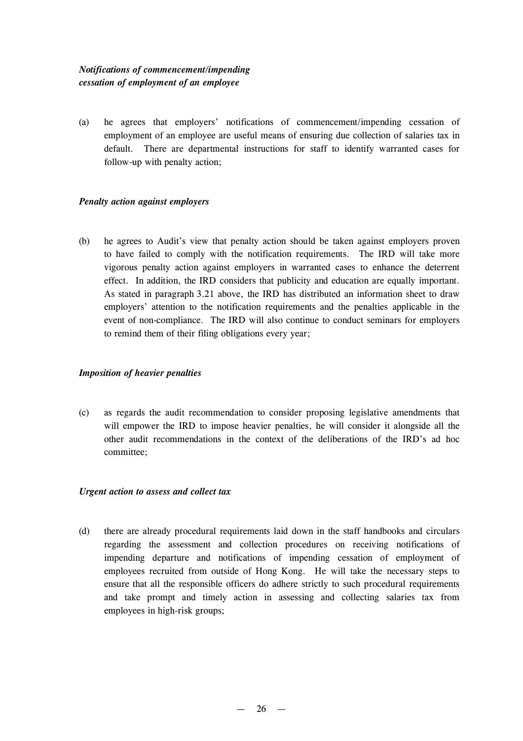*Notifications of commencement/impending cessation of employment of an employee*

(a) he agrees that employers' notifications of commencement/impending cessation of employment of an employee are useful means of ensuring due collection of salaries tax in default. There are departmental instructions for staff to identify warranted cases for follow-up with penalty action;

*Penalty action against employers*

(b) he agrees to Audit's view that penalty action should be taken against employers proven to have failed to comply with the notification requirements. The IRD will take more vigorous penalty action against employers in warranted cases to enhance the deterrent effect. In addition, the IRD considers that publicity and education are equally important. As stated in paragraph 3.21 above, the IRD has distributed an information sheet to draw employers' attention to the notification requirements and the penalties applicable in the event of non-compliance. The IRD will also continue to conduct seminars for employers to remind them of their filing obligations every year;

*Imposition of heavier penalties*

(c) as regards the audit recommendation to consider proposing legislative amendments that will empower the IRD to impose heavier penalties, he will consider it alongside all the other audit recommendations in the context of the deliberations of the IRD's ad hoc committee;

*Urgent action to assess and collect tax*

(d) there are already procedural requirements laid down in the staff handbooks and circulars regarding the assessment and collection procedures on receiving notifications of impending departure and notifications of impending cessation of employment of employees recruited from outside of Hong Kong. He will take the necessary steps to ensure that all the responsible officers do adhere strictly to such procedural requirements and take prompt and timely action in assessing and collecting salaries tax from employees in high-risk groups;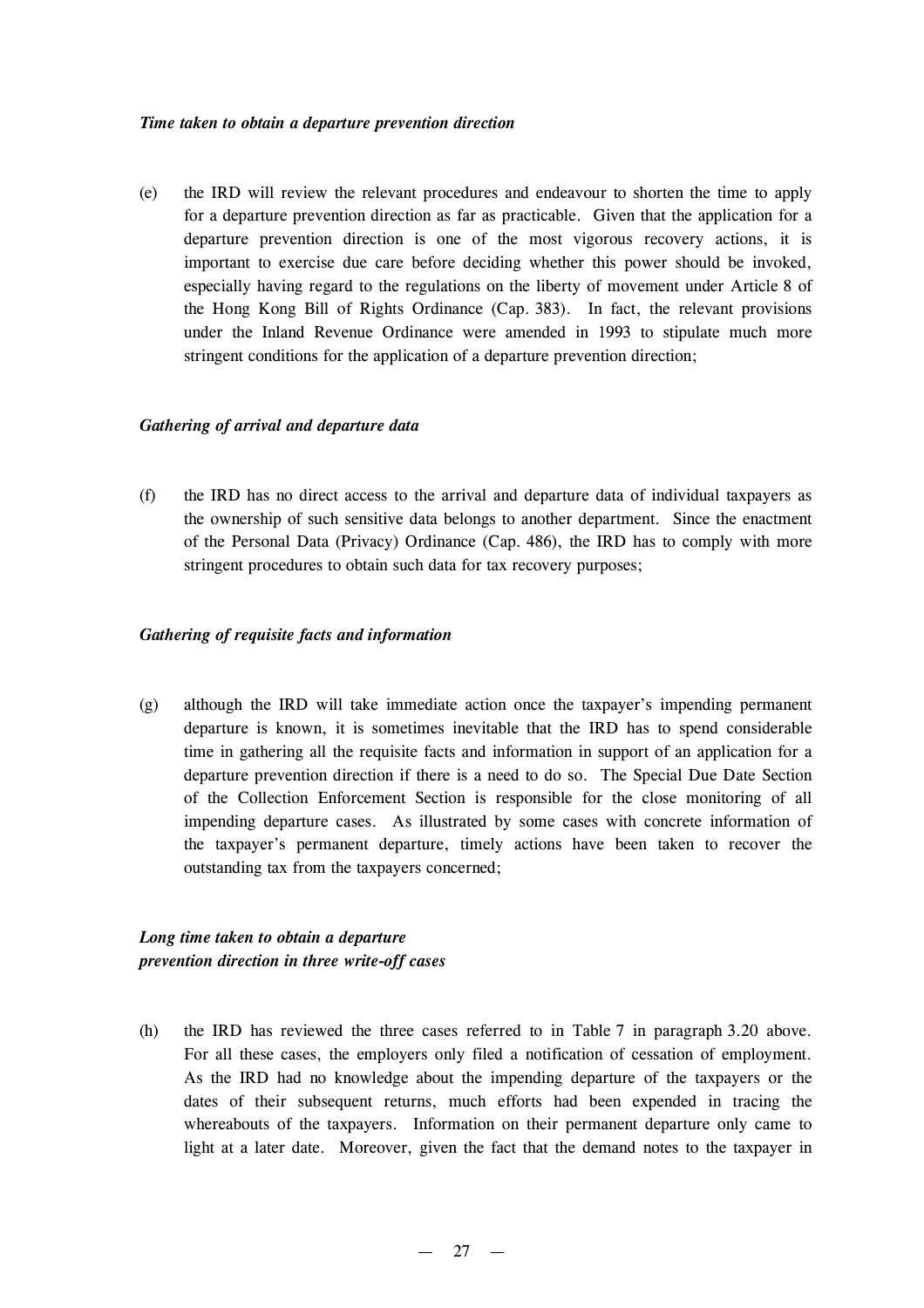*Time taken to obtain a departure prevention direction*

(e) the IRD will review the relevant procedures and endeavour to shorten the time to apply for a departure prevention direction as far as practicable. Given that the application for a departure prevention direction is one of the most vigorous recovery actions, it is important to exercise due care before deciding whether this power should be invoked, especially having regard to the regulations on the liberty of movement under Article 8 of the Hong Kong Bill of Rights Ordinance (Cap. 383). In fact, the relevant provisions under the Inland Revenue Ordinance were amended in 1993 to stipulate much more stringent conditions for the application of a departure prevention direction;

*Gathering of arrival and departure data*

(f) the IRD has no direct access to the arrival and departure data of individual taxpayers as the ownership of such sensitive data belongs to another department. Since the enactment of the Personal Data (Privacy) Ordinance (Cap. 486), the IRD has to comply with more stringent procedures to obtain such data for tax recovery purposes;

*Gathering of requisite facts and information*

(g) although the IRD will take immediate action once the taxpayer's impending permanent departure is known, it is sometimes inevitable that the IRD has to spend considerable time in gathering all the requisite facts and information in support of an application for a departure prevention direction if there is a need to do so. The Special Due Date Section of the Collection Enforcement Section is responsible for the close monitoring of all impending departure cases. As illustrated by some cases with concrete information of the taxpayer's permanent departure, timely actions have been taken to recover the outstanding tax from the taxpayers concerned;

*Long time taken to obtain a departure prevention direction in three write-off cases*

(h) the IRD has reviewed the three cases referred to in Table 7 in paragraph 3.20 above. For all these cases, the employers only filed a notification of cessation of employment. As the IRD had no knowledge about the impending departure of the taxpayers or the dates of their subsequent returns, much efforts had been expended in tracing the whereabouts of the taxpayers. Information on their permanent departure only came to light at a later date. Moreover, given the fact that the demand notes to the taxpayer in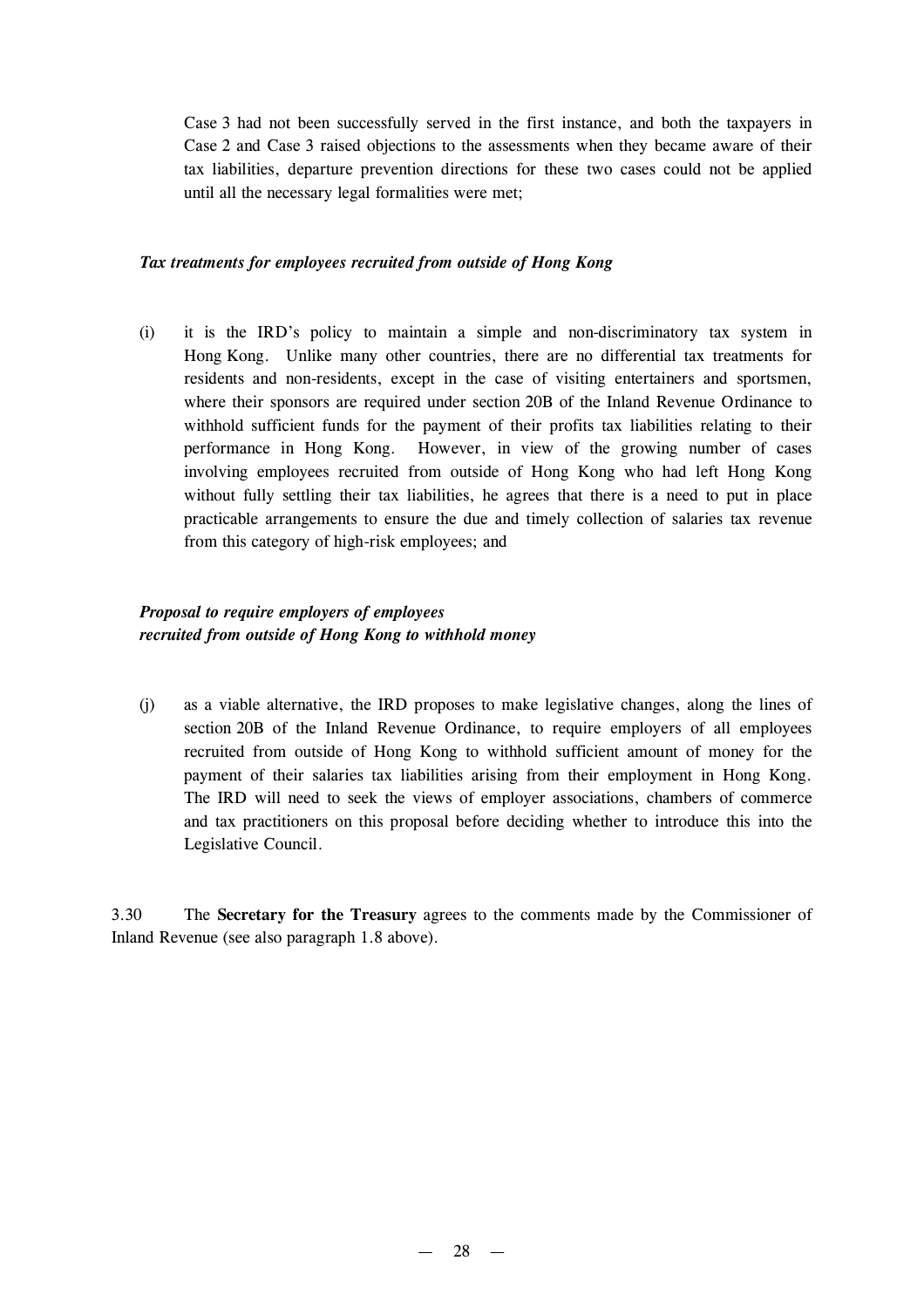Case 3 had not been successfully served in the first instance, and both the taxpayers in Case 2 and Case 3 raised objections to the assessments when they became aware of their tax liabilities, departure prevention directions for these two cases could not be applied until all the necessary legal formalities were met;

*Tax treatments for employees recruited from outside of Hong Kong*

(i) it is the IRD's policy to maintain a simple and non-discriminatory tax system in Hong Kong. Unlike many other countries, there are no differential tax treatments for residents and non-residents, except in the case of visiting entertainers and sportsmen, where their sponsors are required under section 20B of the Inland Revenue Ordinance to withhold sufficient funds for the payment of their profits tax liabilities relating to their performance in Hong Kong. However, in view of the growing number of cases involving employees recruited from outside of Hong Kong who had left Hong Kong without fully settling their tax liabilities, he agrees that there is a need to put in place practicable arrangements to ensure the due and timely collection of salaries tax revenue from this category of high-risk employees; and

***Proposal to require employers of employees recruited from outside of Hong Kong to withhold money***

(j) as a viable alternative, the IRD proposes to make legislative changes, along the lines of section 20B of the Inland Revenue Ordinance, to require employers of all employees recruited from outside of Hong Kong to withhold sufficient amount of money for the payment of their salaries tax liabilities arising from their employment in Hong Kong. The IRD will need to seek the views of employer associations, chambers of commerce and tax practitioners on this proposal before deciding whether to introduce this into the Legislative Council.

3.30 The **Secretary for the Treasury** agrees to the comments made by the Commissioner of Inland Revenue (see also paragraph 1.8 above).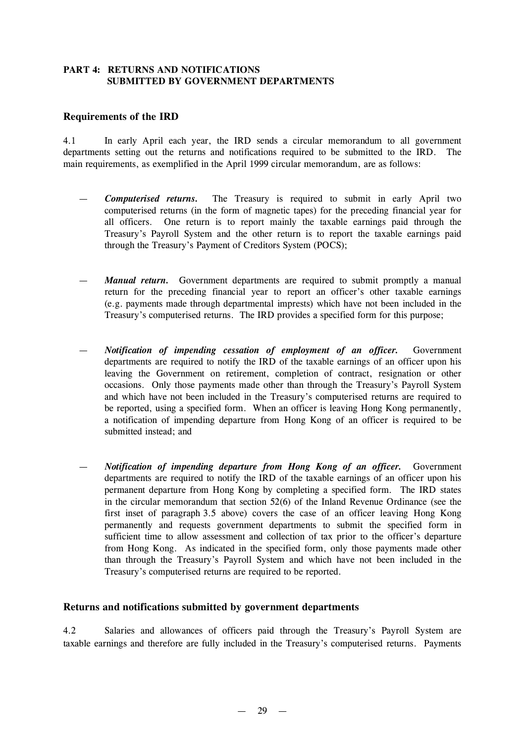## PART 4: RETURNS AND NOTIFICATIONS SUBMITTED BY GOVERNMENT DEPARTMENTS

### Requirements of the IRD

4.1 In early April each year, the IRD sends a circular memorandum to all government departments setting out the returns and notifications required to be submitted to the IRD. The main requirements, as exemplified in the April 1999 circular memorandum, are as follows:

— ***Computerised returns.*** The Treasury is required to submit in early April two computerised returns (in the form of magnetic tapes) for the preceding financial year for all officers. One return is to report mainly the taxable earnings paid through the Treasury's Payroll System and the other return is to report the taxable earnings paid through the Treasury's Payment of Creditors System (POCS);

— ***Manual return.*** Government departments are required to submit promptly a manual return for the preceding financial year to report an officer's other taxable earnings (e.g. payments made through departmental imprests) which have not been included in the Treasury's computerised returns. The IRD provides a specified form for this purpose;

— ***Notification of impending cessation of employment of an officer.*** Government departments are required to notify the IRD of the taxable earnings of an officer upon his leaving the Government on retirement, completion of contract, resignation or other occasions. Only those payments made other than through the Treasury's Payroll System and which have not been included in the Treasury's computerised returns are required to be reported, using a specified form. When an officer is leaving Hong Kong permanently, a notification of impending departure from Hong Kong of an officer is required to be submitted instead; and

— ***Notification of impending departure from Hong Kong of an officer.*** Government departments are required to notify the IRD of the taxable earnings of an officer upon his permanent departure from Hong Kong by completing a specified form. The IRD states in the circular memorandum that section 52(6) of the Inland Revenue Ordinance (see the first inset of paragraph 3.5 above) covers the case of an officer leaving Hong Kong permanently and requests government departments to submit the specified form in sufficient time to allow assessment and collection of tax prior to the officer's departure from Hong Kong. As indicated in the specified form, only those payments made other than through the Treasury's Payroll System and which have not been included in the Treasury's computerised returns are required to be reported.

### Returns and notifications submitted by government departments

4.2 Salaries and allowances of officers paid through the Treasury's Payroll System are taxable earnings and therefore are fully included in the Treasury's computerised returns. Payments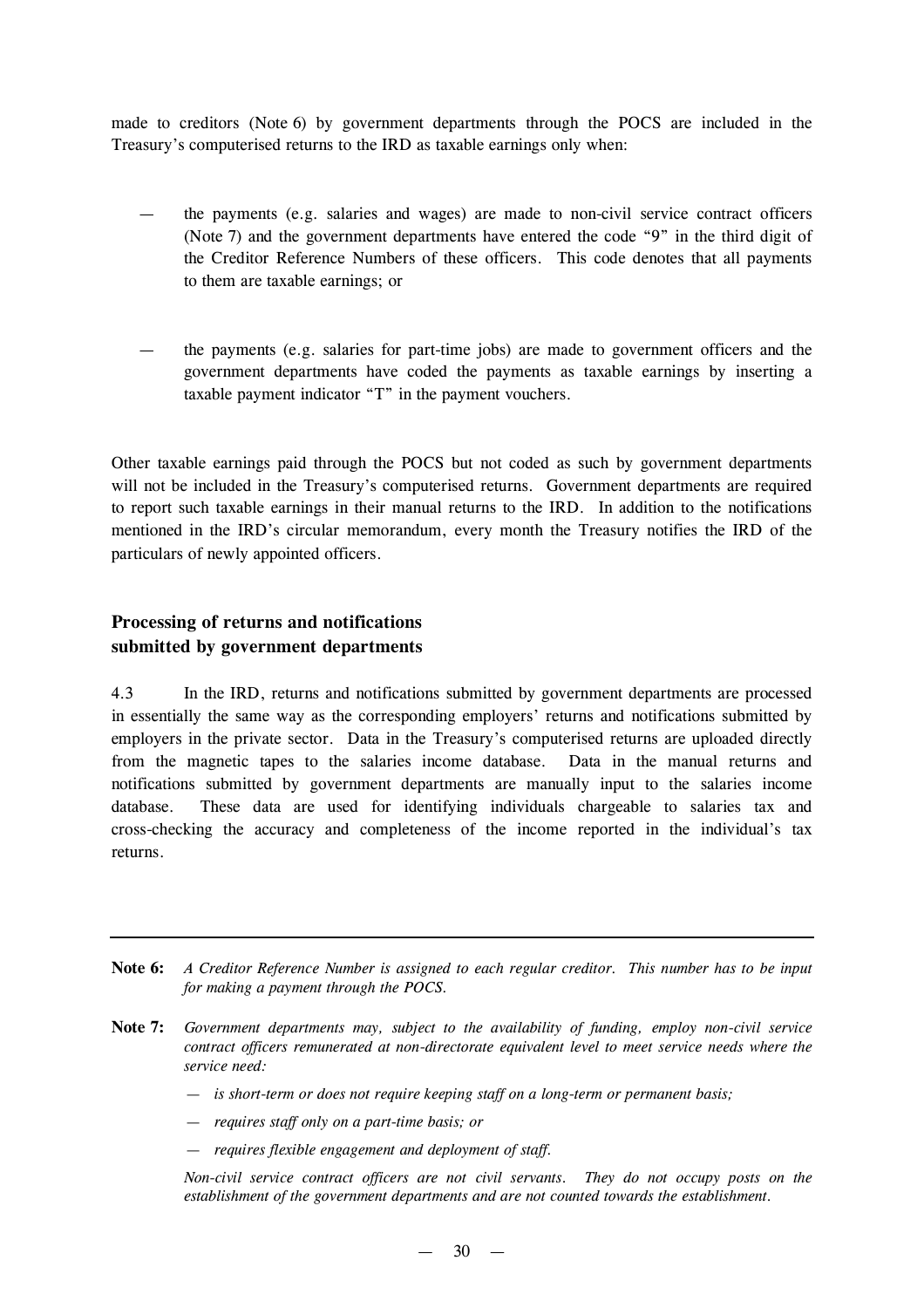made to creditors (Note 6) by government departments through the POCS are included in the Treasury's computerised returns to the IRD as taxable earnings only when:

— the payments (e.g. salaries and wages) are made to non-civil service contract officers (Note 7) and the government departments have entered the code "9" in the third digit of the Creditor Reference Numbers of these officers. This code denotes that all payments to them are taxable earnings; or

— the payments (e.g. salaries for part-time jobs) are made to government officers and the government departments have coded the payments as taxable earnings by inserting a taxable payment indicator "T" in the payment vouchers.

Other taxable earnings paid through the POCS but not coded as such by government departments will not be included in the Treasury's computerised returns. Government departments are required to report such taxable earnings in their manual returns to the IRD. In addition to the notifications mentioned in the IRD's circular memorandum, every month the Treasury notifies the IRD of the particulars of newly appointed officers.

## Processing of returns and notifications submitted by government departments

4.3 In the IRD, returns and notifications submitted by government departments are processed in essentially the same way as the corresponding employers' returns and notifications submitted by employers in the private sector. Data in the Treasury's computerised returns are uploaded directly from the magnetic tapes to the salaries income database. Data in the manual returns and notifications submitted by government departments are manually input to the salaries income database. These data are used for identifying individuals chargeable to salaries tax and cross-checking the accuracy and completeness of the income reported in the individual's tax returns.

---

**Note 6:** *A Creditor Reference Number is assigned to each regular creditor. This number has to be input for making a payment through the POCS.*

**Note 7:** *Government departments may, subject to the availability of funding, employ non-civil service contract officers remunerated at non-directorate equivalent level to meet service needs where the service need:*

- *is short-term or does not require keeping staff on a long-term or permanent basis;*
- *requires staff only on a part-time basis; or*
- *requires flexible engagement and deployment of staff.*

*Non-civil service contract officers are not civil servants. They do not occupy posts on the establishment of the government departments and are not counted towards the establishment.*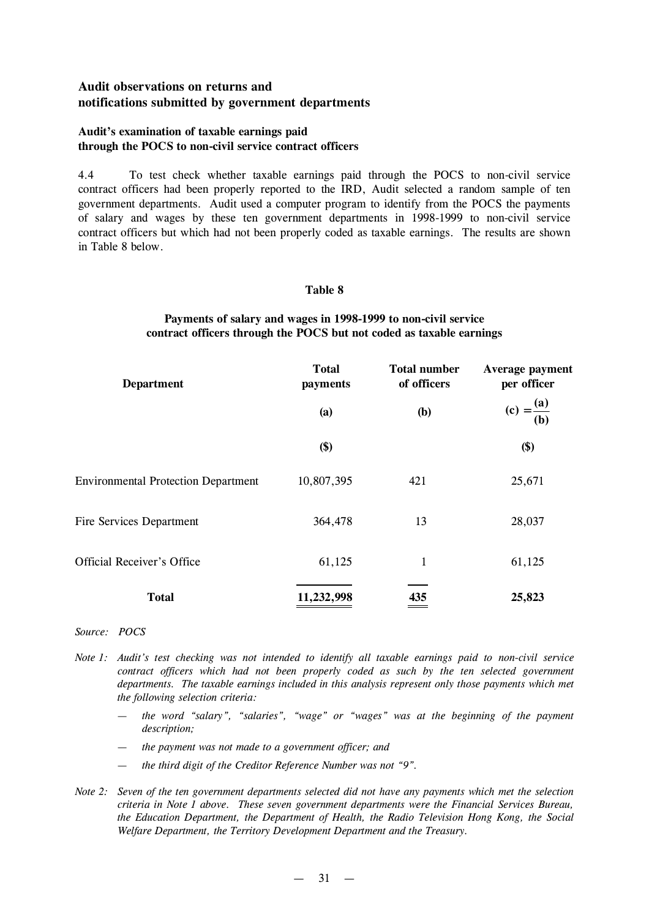## Audit observations on returns and notifications submitted by government departments

### Audit's examination of taxable earnings paid through the POCS to non-civil service contract officers

4.4 To test check whether taxable earnings paid through the POCS to non-civil service contract officers had been properly reported to the IRD, Audit selected a random sample of ten government departments. Audit used a computer program to identify from the POCS the payments of salary and wages by these ten government departments in 1998-1999 to non-civil service contract officers but which had not been properly coded as taxable earnings. The results are shown in Table 8 below.

**Table 8**

**Payments of salary and wages in 1998-1999 to non-civil service contract officers through the POCS but not coded as taxable earnings**

| Department | Total payments | Total number of officers | Average payment per officer |
|---|---|---|---|
| | (a) | (b) | $(c) = \frac{(a)}{(b)}$ |
| | ($) | | ($) |
| Environmental Protection Department | 10,807,395 | 421 | 25,671 |
| Fire Services Department | 364,478 | 13 | 28,037 |
| Official Receiver's Office | 61,125 | 1 | 61,125 |
| **Total** | **11,232,998** | **435** | **25,823** |

*Source: POCS*

*Note 1: Audit's test checking was not intended to identify all taxable earnings paid to non-civil service contract officers which had not been properly coded as such by the ten selected government departments. The taxable earnings included in this analysis represent only those payments which met the following selection criteria:*

- *the word "salary", "salaries", "wage" or "wages" was at the beginning of the payment description;*
- *the payment was not made to a government officer; and*
- *the third digit of the Creditor Reference Number was not "9".*

*Note 2: Seven of the ten government departments selected did not have any payments which met the selection criteria in Note 1 above. These seven government departments were the Financial Services Bureau, the Education Department, the Department of Health, the Radio Television Hong Kong, the Social Welfare Department, the Territory Development Department and the Treasury.*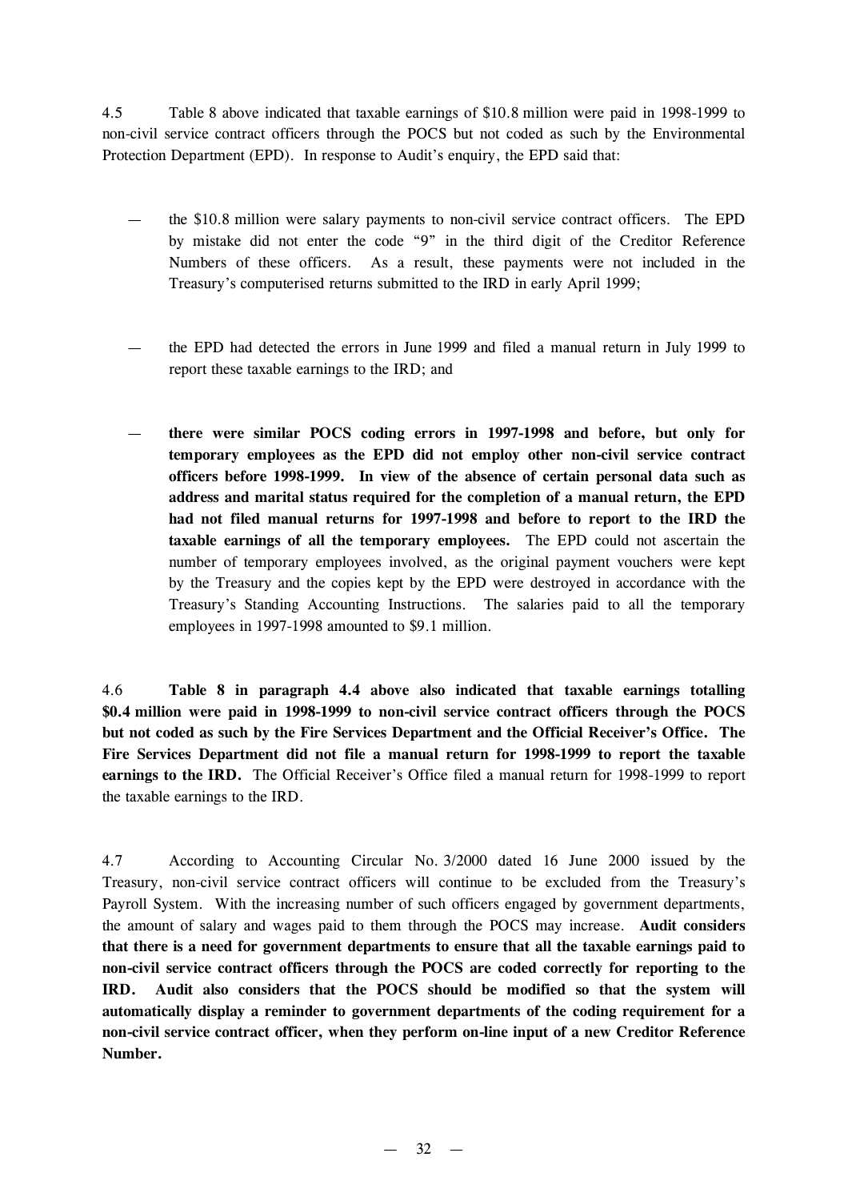4.5 Table 8 above indicated that taxable earnings of $10.8 million were paid in 1998-1999 to non-civil service contract officers through the POCS but not coded as such by the Environmental Protection Department (EPD). In response to Audit's enquiry, the EPD said that:

- the $10.8 million were salary payments to non-civil service contract officers. The EPD by mistake did not enter the code "9" in the third digit of the Creditor Reference Numbers of these officers. As a result, these payments were not included in the Treasury's computerised returns submitted to the IRD in early April 1999;

- the EPD had detected the errors in June 1999 and filed a manual return in July 1999 to report these taxable earnings to the IRD; and

- **there were similar POCS coding errors in 1997-1998 and before, but only for temporary employees as the EPD did not employ other non-civil service contract officers before 1998-1999. In view of the absence of certain personal data such as address and marital status required for the completion of a manual return, the EPD had not filed manual returns for 1997-1998 and before to report to the IRD the taxable earnings of all the temporary employees.** The EPD could not ascertain the number of temporary employees involved, as the original payment vouchers were kept by the Treasury and the copies kept by the EPD were destroyed in accordance with the Treasury's Standing Accounting Instructions. The salaries paid to all the temporary employees in 1997-1998 amounted to $9.1 million.

4.6 **Table 8 in paragraph 4.4 above also indicated that taxable earnings totalling $0.4 million were paid in 1998-1999 to non-civil service contract officers through the POCS but not coded as such by the Fire Services Department and the Official Receiver's Office. The Fire Services Department did not file a manual return for 1998-1999 to report the taxable earnings to the IRD.** The Official Receiver's Office filed a manual return for 1998-1999 to report the taxable earnings to the IRD.

4.7 According to Accounting Circular No. 3/2000 dated 16 June 2000 issued by the Treasury, non-civil service contract officers will continue to be excluded from the Treasury's Payroll System. With the increasing number of such officers engaged by government departments, the amount of salary and wages paid to them through the POCS may increase. **Audit considers that there is a need for government departments to ensure that all the taxable earnings paid to non-civil service contract officers through the POCS are coded correctly for reporting to the IRD. Audit also considers that the POCS should be modified so that the system will automatically display a reminder to government departments of the coding requirement for a non-civil service contract officer, when they perform on-line input of a new Creditor Reference Number.**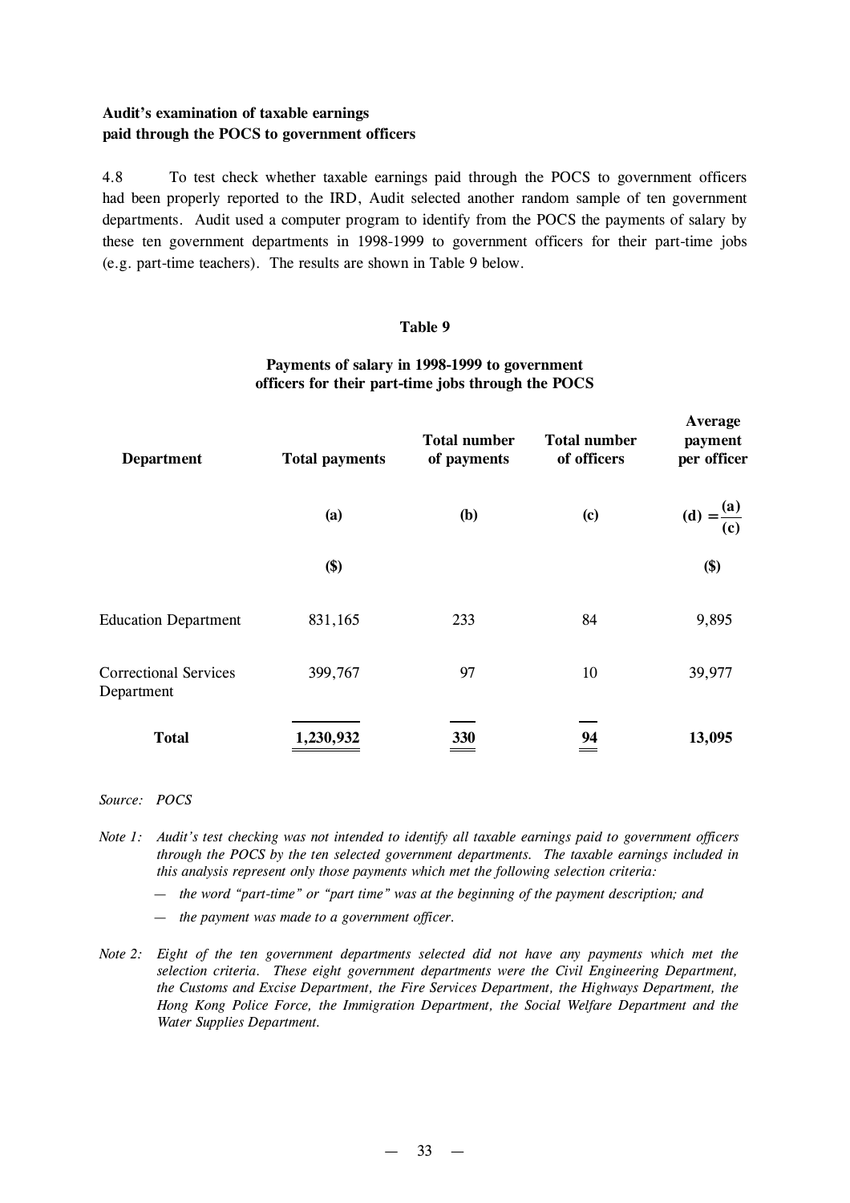**Audit's examination of taxable earnings paid through the POCS to government officers**

4.8 To test check whether taxable earnings paid through the POCS to government officers had been properly reported to the IRD, Audit selected another random sample of ten government departments. Audit used a computer program to identify from the POCS the payments of salary by these ten government departments in 1998-1999 to government officers for their part-time jobs (e.g. part-time teachers). The results are shown in Table 9 below.

**Table 9**

**Payments of salary in 1998-1999 to government officers for their part-time jobs through the POCS**

| Department | Total payments | Total number of payments | Total number of officers | Average payment per officer |
|---|---|---|---|---|
| | (a) | (b) | (c) | (d) $= \frac{(a)}{(c)}$ |
| | ($) | | | ($) |
| Education Department | 831,165 | 233 | 84 | 9,895 |
| Correctional Services Department | 399,767 | 97 | 10 | 39,977 |
| **Total** | **1,230,932** | **330** | **94** | **13,095** |

*Source: POCS*

*Note 1: Audit's test checking was not intended to identify all taxable earnings paid to government officers through the POCS by the ten selected government departments. The taxable earnings included in this analysis represent only those payments which met the following selection criteria:*

- *the word "part-time" or "part time" was at the beginning of the payment description; and*
- *the payment was made to a government officer.*

*Note 2: Eight of the ten government departments selected did not have any payments which met the selection criteria. These eight government departments were the Civil Engineering Department, the Customs and Excise Department, the Fire Services Department, the Highways Department, the Hong Kong Police Force, the Immigration Department, the Social Welfare Department and the Water Supplies Department.*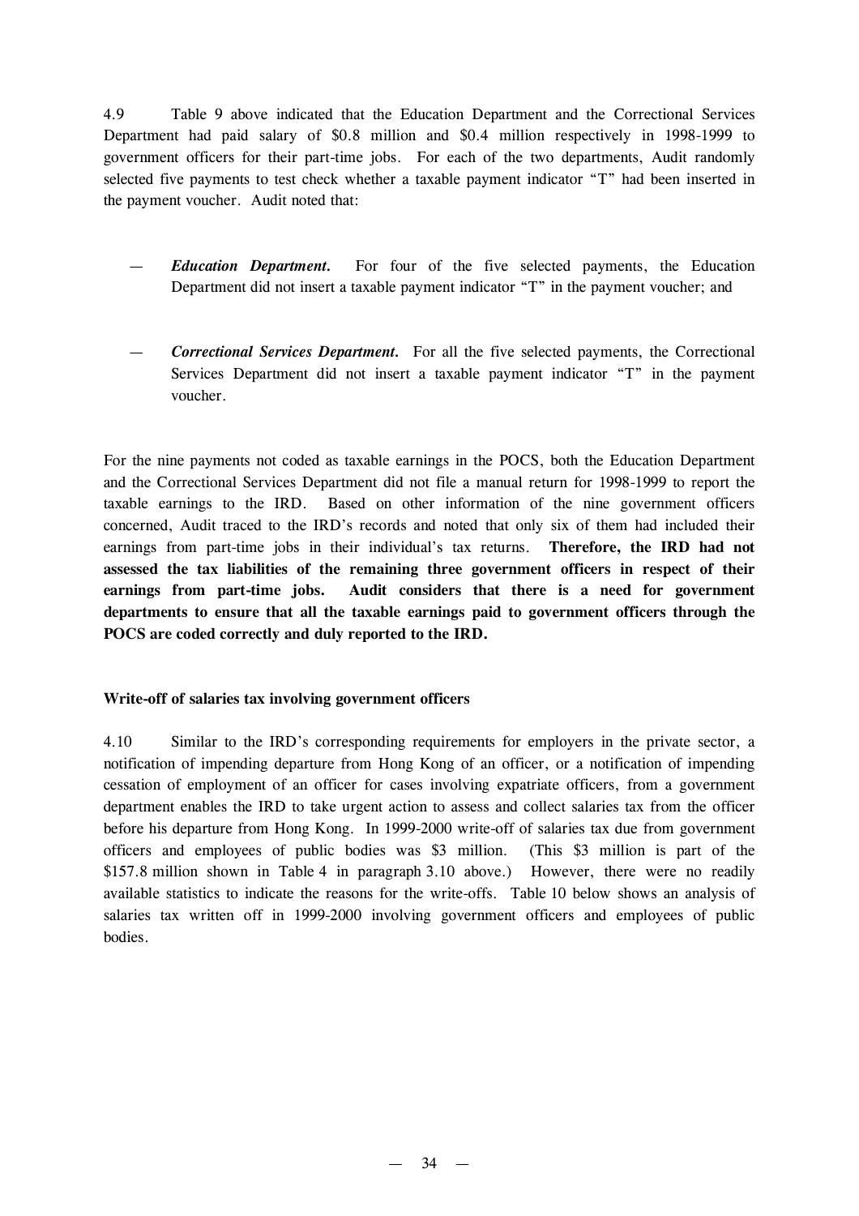4.9 Table 9 above indicated that the Education Department and the Correctional Services Department had paid salary of $0.8 million and $0.4 million respectively in 1998-1999 to government officers for their part-time jobs. For each of the two departments, Audit randomly selected five payments to test check whether a taxable payment indicator "T" had been inserted in the payment voucher. Audit noted that:

— ***Education Department.*** For four of the five selected payments, the Education Department did not insert a taxable payment indicator "T" in the payment voucher; and

— ***Correctional Services Department.*** For all the five selected payments, the Correctional Services Department did not insert a taxable payment indicator "T" in the payment voucher.

For the nine payments not coded as taxable earnings in the POCS, both the Education Department and the Correctional Services Department did not file a manual return for 1998-1999 to report the taxable earnings to the IRD. Based on other information of the nine government officers concerned, Audit traced to the IRD's records and noted that only six of them had included their earnings from part-time jobs in their individual's tax returns. **Therefore, the IRD had not assessed the tax liabilities of the remaining three government officers in respect of their earnings from part-time jobs. Audit considers that there is a need for government departments to ensure that all the taxable earnings paid to government officers through the POCS are coded correctly and duly reported to the IRD.**

### Write-off of salaries tax involving government officers

4.10 Similar to the IRD's corresponding requirements for employers in the private sector, a notification of impending departure from Hong Kong of an officer, or a notification of impending cessation of employment of an officer for cases involving expatriate officers, from a government department enables the IRD to take urgent action to assess and collect salaries tax from the officer before his departure from Hong Kong. In 1999-2000 write-off of salaries tax due from government officers and employees of public bodies was $3 million. (This $3 million is part of the $157.8 million shown in Table 4 in paragraph 3.10 above.) However, there were no readily available statistics to indicate the reasons for the write-offs. Table 10 below shows an analysis of salaries tax written off in 1999-2000 involving government officers and employees of public bodies.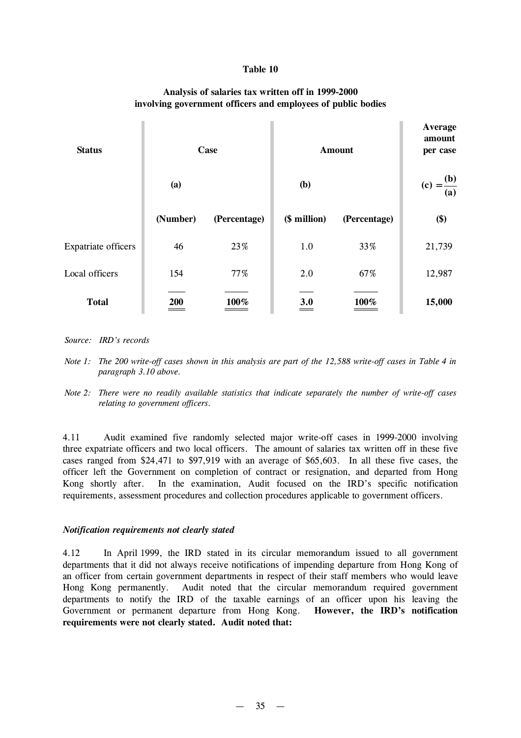**Table 10**

**Analysis of salaries tax written off in 1999-2000 involving government officers and employees of public bodies**

| Status | Case | | Amount | | Average amount per case |
|---|---|---|---|---|---|
| | (a) | | (b) | | (c) = $\frac{(b)}{(a)}$ |
| | (Number) | (Percentage) | ($ million) | (Percentage) | ($) |
| Expatriate officers | 46 | 23% | 1.0 | 33% | 21,739 |
| Local officers | 154 | 77% | 2.0 | 67% | 12,987 |
| **Total** | **200** | **100%** | **3.0** | **100%** | **15,000** |

*Source: IRD's records*

*Note 1: The 200 write-off cases shown in this analysis are part of the 12,588 write-off cases in Table 4 in paragraph 3.10 above.*

*Note 2: There were no readily available statistics that indicate separately the number of write-off cases relating to government officers.*

4.11 Audit examined five randomly selected major write-off cases in 1999-2000 involving three expatriate officers and two local officers. The amount of salaries tax written off in these five cases ranged from $24,471 to $97,919 with an average of $65,603. In all these five cases, the officer left the Government on completion of contract or resignation, and departed from Hong Kong shortly after. In the examination, Audit focused on the IRD's specific notification requirements, assessment procedures and collection procedures applicable to government officers.

### *Notification requirements not clearly stated*

4.12 In April 1999, the IRD stated in its circular memorandum issued to all government departments that it did not always receive notifications of impending departure from Hong Kong of an officer from certain government departments in respect of their staff members who would leave Hong Kong permanently. Audit noted that the circular memorandum required government departments to notify the IRD of the taxable earnings of an officer upon his leaving the Government or permanent departure from Hong Kong. **However, the IRD's notification requirements were not clearly stated. Audit noted that:**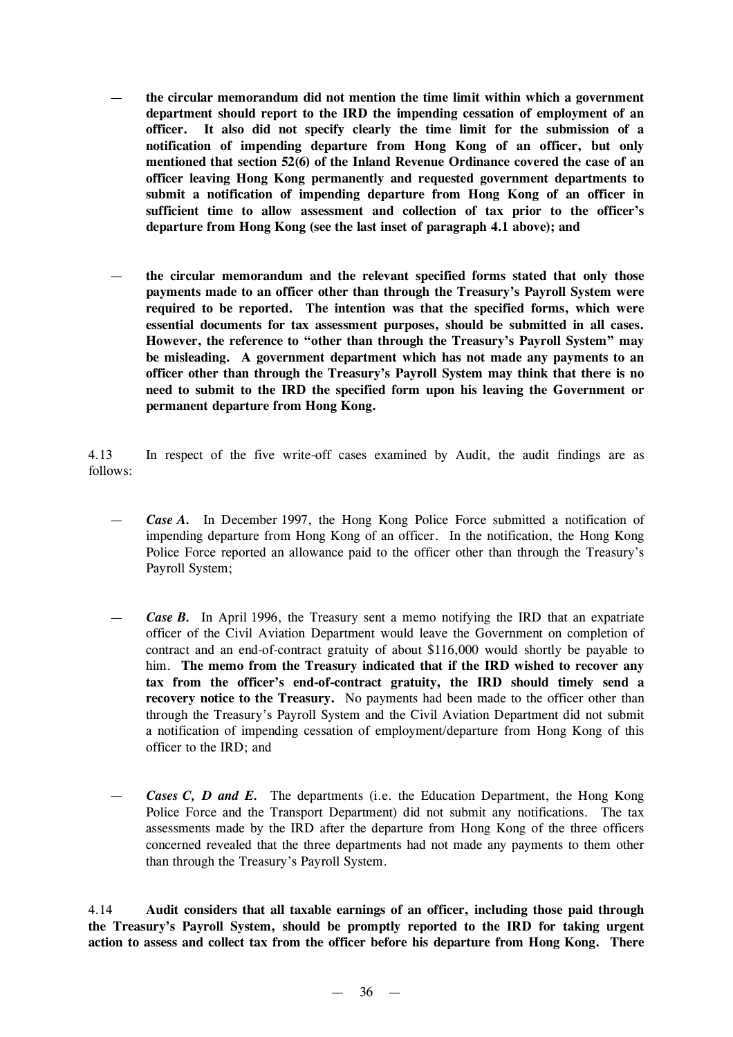- **the circular memorandum did not mention the time limit within which a government department should report to the IRD the impending cessation of employment of an officer. It also did not specify clearly the time limit for the submission of a notification of impending departure from Hong Kong of an officer, but only mentioned that section 52(6) of the Inland Revenue Ordinance covered the case of an officer leaving Hong Kong permanently and requested government departments to submit a notification of impending departure from Hong Kong of an officer in sufficient time to allow assessment and collection of tax prior to the officer's departure from Hong Kong (see the last inset of paragraph 4.1 above); and**

- **the circular memorandum and the relevant specified forms stated that only those payments made to an officer other than through the Treasury's Payroll System were required to be reported. The intention was that the specified forms, which were essential documents for tax assessment purposes, should be submitted in all cases. However, the reference to "other than through the Treasury's Payroll System" may be misleading. A government department which has not made any payments to an officer other than through the Treasury's Payroll System may think that there is no need to submit to the IRD the specified form upon his leaving the Government or permanent departure from Hong Kong.**

4.13 In respect of the five write-off cases examined by Audit, the audit findings are as follows:

- ***Case A.*** In December 1997, the Hong Kong Police Force submitted a notification of impending departure from Hong Kong of an officer. In the notification, the Hong Kong Police Force reported an allowance paid to the officer other than through the Treasury's Payroll System;

- ***Case B.*** In April 1996, the Treasury sent a memo notifying the IRD that an expatriate officer of the Civil Aviation Department would leave the Government on completion of contract and an end-of-contract gratuity of about $116,000 would shortly be payable to him. **The memo from the Treasury indicated that if the IRD wished to recover any tax from the officer's end-of-contract gratuity, the IRD should timely send a recovery notice to the Treasury.** No payments had been made to the officer other than through the Treasury's Payroll System and the Civil Aviation Department did not submit a notification of impending cessation of employment/departure from Hong Kong of this officer to the IRD; and

- ***Cases C, D and E.*** The departments (i.e. the Education Department, the Hong Kong Police Force and the Transport Department) did not submit any notifications. The tax assessments made by the IRD after the departure from Hong Kong of the three officers concerned revealed that the three departments had not made any payments to them other than through the Treasury's Payroll System.

4.14 **Audit considers that all taxable earnings of an officer, including those paid through the Treasury's Payroll System, should be promptly reported to the IRD for taking urgent action to assess and collect tax from the officer before his departure from Hong Kong. There**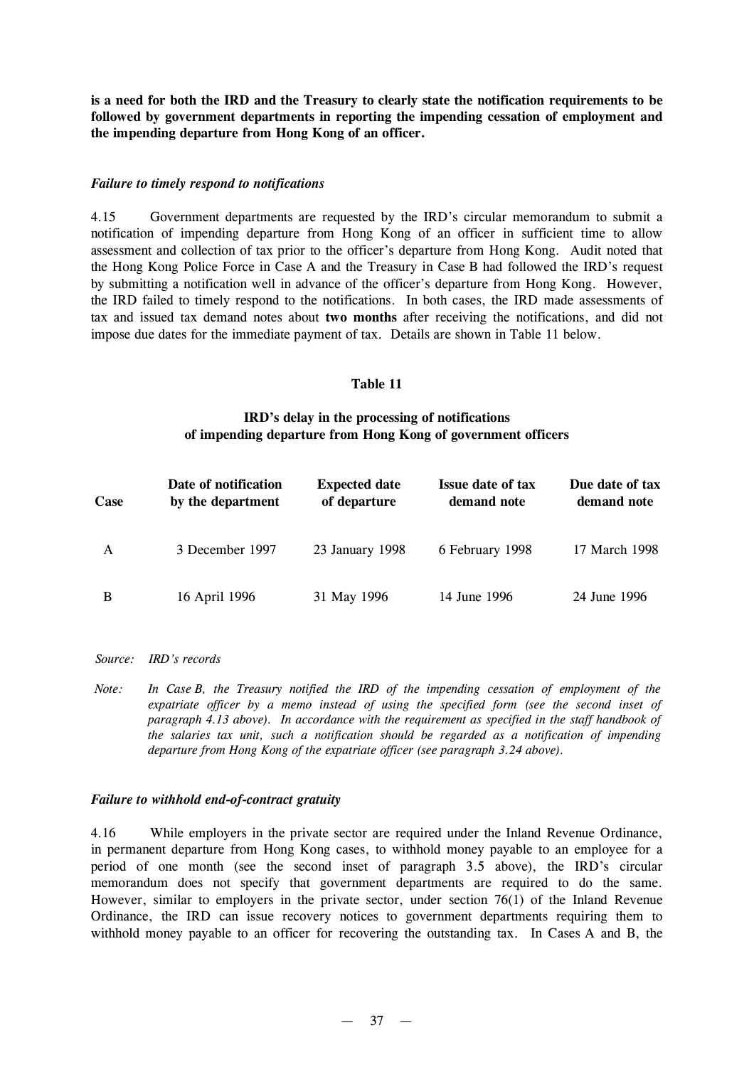**is a need for both the IRD and the Treasury to clearly state the notification requirements to be followed by government departments in reporting the impending cessation of employment and the impending departure from Hong Kong of an officer.**

***Failure to timely respond to notifications***

4.15 Government departments are requested by the IRD's circular memorandum to submit a notification of impending departure from Hong Kong of an officer in sufficient time to allow assessment and collection of tax prior to the officer's departure from Hong Kong. Audit noted that the Hong Kong Police Force in Case A and the Treasury in Case B had followed the IRD's request by submitting a notification well in advance of the officer's departure from Hong Kong. However, the IRD failed to timely respond to the notifications. In both cases, the IRD made assessments of tax and issued tax demand notes about **two months** after receiving the notifications, and did not impose due dates for the immediate payment of tax. Details are shown in Table 11 below.

**Table 11**

**IRD's delay in the processing of notifications of impending departure from Hong Kong of government officers**

| Case | Date of notification by the department | Expected date of departure | Issue date of tax demand note | Due date of tax demand note |
|---|---|---|---|---|
| A | 3 December 1997 | 23 January 1998 | 6 February 1998 | 17 March 1998 |
| B | 16 April 1996 | 31 May 1996 | 14 June 1996 | 24 June 1996 |

*Source: IRD's records*

*Note: In Case B, the Treasury notified the IRD of the impending cessation of employment of the expatriate officer by a memo instead of using the specified form (see the second inset of paragraph 4.13 above). In accordance with the requirement as specified in the staff handbook of the salaries tax unit, such a notification should be regarded as a notification of impending departure from Hong Kong of the expatriate officer (see paragraph 3.24 above).*

***Failure to withhold end-of-contract gratuity***

4.16 While employers in the private sector are required under the Inland Revenue Ordinance, in permanent departure from Hong Kong cases, to withhold money payable to an employee for a period of one month (see the second inset of paragraph 3.5 above), the IRD's circular memorandum does not specify that government departments are required to do the same. However, similar to employers in the private sector, under section 76(1) of the Inland Revenue Ordinance, the IRD can issue recovery notices to government departments requiring them to withhold money payable to an officer for recovering the outstanding tax. In Cases A and B, the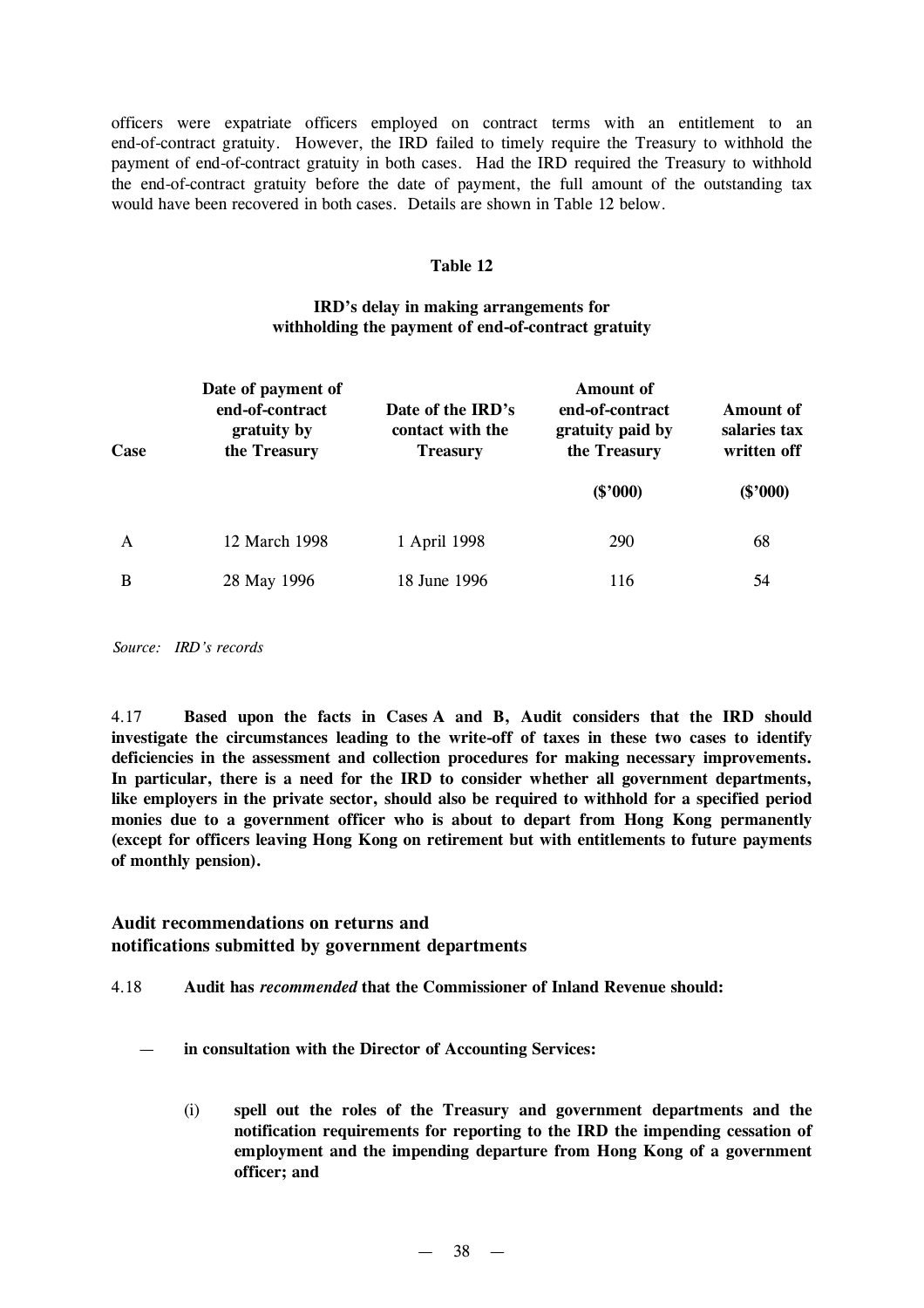officers were expatriate officers employed on contract terms with an entitlement to an end-of-contract gratuity. However, the IRD failed to timely require the Treasury to withhold the payment of end-of-contract gratuity in both cases. Had the IRD required the Treasury to withhold the end-of-contract gratuity before the date of payment, the full amount of the outstanding tax would have been recovered in both cases. Details are shown in Table 12 below.

**Table 12**

**IRD's delay in making arrangements for withholding the payment of end-of-contract gratuity**

| Case | Date of payment of end-of-contract gratuity by the Treasury | Date of the IRD's contact with the Treasury | Amount of end-of-contract gratuity paid by the Treasury ($'000) | Amount of salaries tax written off ($'000) |
|---|---|---|---|---|
| A | 12 March 1998 | 1 April 1998 | 290 | 68 |
| B | 28 May 1996 | 18 June 1996 | 116 | 54 |

*Source: IRD's records*

4.17 **Based upon the facts in Cases A and B, Audit considers that the IRD should investigate the circumstances leading to the write-off of taxes in these two cases to identify deficiencies in the assessment and collection procedures for making necessary improvements. In particular, there is a need for the IRD to consider whether all government departments, like employers in the private sector, should also be required to withhold for a specified period monies due to a government officer who is about to depart from Hong Kong permanently (except for officers leaving Hong Kong on retirement but with entitlements to future payments of monthly pension).**

### Audit recommendations on returns and notifications submitted by government departments

4.18 **Audit has *recommended* that the Commissioner of Inland Revenue should:**

— **in consultation with the Director of Accounting Services:**

(i) **spell out the roles of the Treasury and government departments and the notification requirements for reporting to the IRD the impending cessation of employment and the impending departure from Hong Kong of a government officer; and**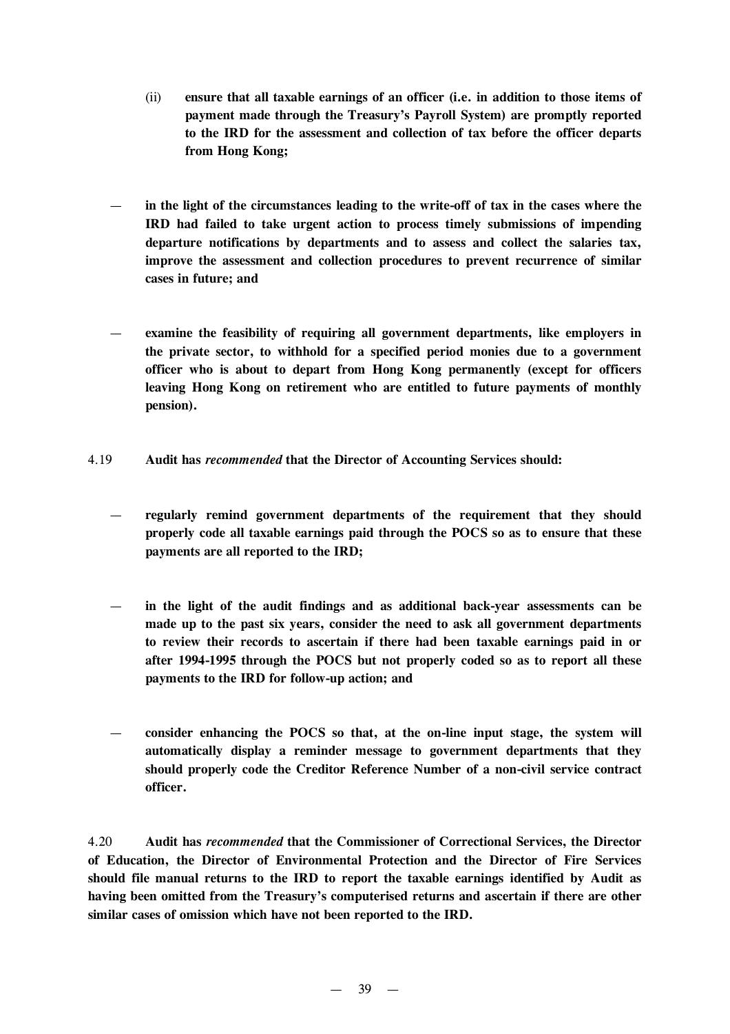(ii) **ensure that all taxable earnings of an officer (i.e. in addition to those items of payment made through the Treasury's Payroll System) are promptly reported to the IRD for the assessment and collection of tax before the officer departs from Hong Kong;**

— **in the light of the circumstances leading to the write-off of tax in the cases where the IRD had failed to take urgent action to process timely submissions of impending departure notifications by departments and to assess and collect the salaries tax, improve the assessment and collection procedures to prevent recurrence of similar cases in future; and**

— **examine the feasibility of requiring all government departments, like employers in the private sector, to withhold for a specified period monies due to a government officer who is about to depart from Hong Kong permanently (except for officers leaving Hong Kong on retirement who are entitled to future payments of monthly pension).**

4.19 **Audit has *recommended* that the Director of Accounting Services should:**

— **regularly remind government departments of the requirement that they should properly code all taxable earnings paid through the POCS so as to ensure that these payments are all reported to the IRD;**

— **in the light of the audit findings and as additional back-year assessments can be made up to the past six years, consider the need to ask all government departments to review their records to ascertain if there had been taxable earnings paid in or after 1994-1995 through the POCS but not properly coded so as to report all these payments to the IRD for follow-up action; and**

— **consider enhancing the POCS so that, at the on-line input stage, the system will automatically display a reminder message to government departments that they should properly code the Creditor Reference Number of a non-civil service contract officer.**

4.20 **Audit has *recommended* that the Commissioner of Correctional Services, the Director of Education, the Director of Environmental Protection and the Director of Fire Services should file manual returns to the IRD to report the taxable earnings identified by Audit as having been omitted from the Treasury's computerised returns and ascertain if there are other similar cases of omission which have not been reported to the IRD.**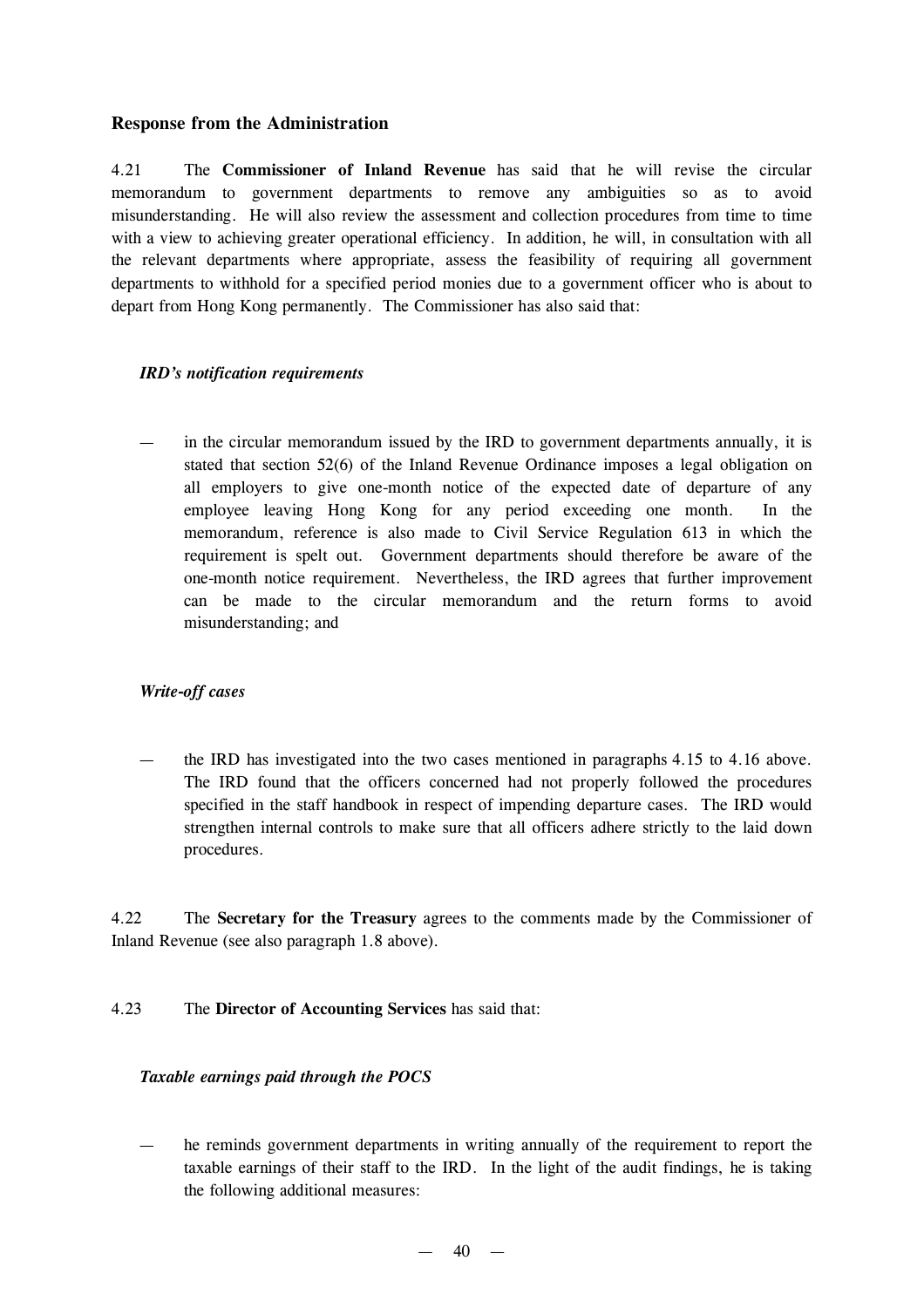### Response from the Administration

4.21 The **Commissioner of Inland Revenue** has said that he will revise the circular memorandum to government departments to remove any ambiguities so as to avoid misunderstanding. He will also review the assessment and collection procedures from time to time with a view to achieving greater operational efficiency. In addition, he will, in consultation with all the relevant departments where appropriate, assess the feasibility of requiring all government departments to withhold for a specified period monies due to a government officer who is about to depart from Hong Kong permanently. The Commissioner has also said that:

***IRD's notification requirements***

— in the circular memorandum issued by the IRD to government departments annually, it is stated that section 52(6) of the Inland Revenue Ordinance imposes a legal obligation on all employers to give one-month notice of the expected date of departure of any employee leaving Hong Kong for any period exceeding one month. In the memorandum, reference is also made to Civil Service Regulation 613 in which the requirement is spelt out. Government departments should therefore be aware of the one-month notice requirement. Nevertheless, the IRD agrees that further improvement can be made to the circular memorandum and the return forms to avoid misunderstanding; and

***Write-off cases***

— the IRD has investigated into the two cases mentioned in paragraphs 4.15 to 4.16 above. The IRD found that the officers concerned had not properly followed the procedures specified in the staff handbook in respect of impending departure cases. The IRD would strengthen internal controls to make sure that all officers adhere strictly to the laid down procedures.

4.22 The **Secretary for the Treasury** agrees to the comments made by the Commissioner of Inland Revenue (see also paragraph 1.8 above).

4.23 The **Director of Accounting Services** has said that:

***Taxable earnings paid through the POCS***

— he reminds government departments in writing annually of the requirement to report the taxable earnings of their staff to the IRD. In the light of the audit findings, he is taking the following additional measures: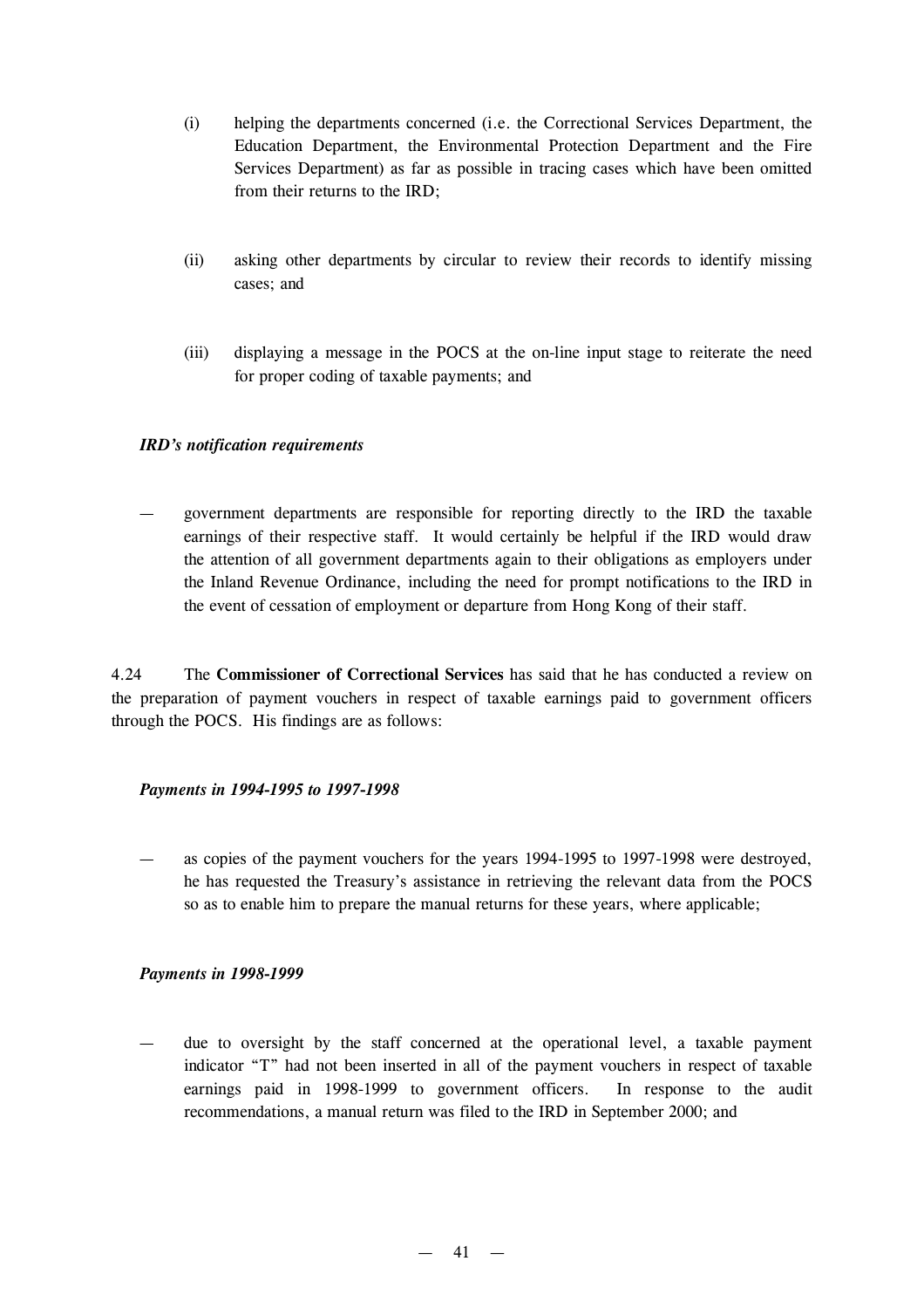(i) helping the departments concerned (i.e. the Correctional Services Department, the Education Department, the Environmental Protection Department and the Fire Services Department) as far as possible in tracing cases which have been omitted from their returns to the IRD;

(ii) asking other departments by circular to review their records to identify missing cases; and

(iii) displaying a message in the POCS at the on-line input stage to reiterate the need for proper coding of taxable payments; and

***IRD's notification requirements***

— government departments are responsible for reporting directly to the IRD the taxable earnings of their respective staff. It would certainly be helpful if the IRD would draw the attention of all government departments again to their obligations as employers under the Inland Revenue Ordinance, including the need for prompt notifications to the IRD in the event of cessation of employment or departure from Hong Kong of their staff.

4.24 The **Commissioner of Correctional Services** has said that he has conducted a review on the preparation of payment vouchers in respect of taxable earnings paid to government officers through the POCS. His findings are as follows:

***Payments in 1994-1995 to 1997-1998***

— as copies of the payment vouchers for the years 1994-1995 to 1997-1998 were destroyed, he has requested the Treasury's assistance in retrieving the relevant data from the POCS so as to enable him to prepare the manual returns for these years, where applicable;

***Payments in 1998-1999***

— due to oversight by the staff concerned at the operational level, a taxable payment indicator "T" had not been inserted in all of the payment vouchers in respect of taxable earnings paid in 1998-1999 to government officers. In response to the audit recommendations, a manual return was filed to the IRD in September 2000; and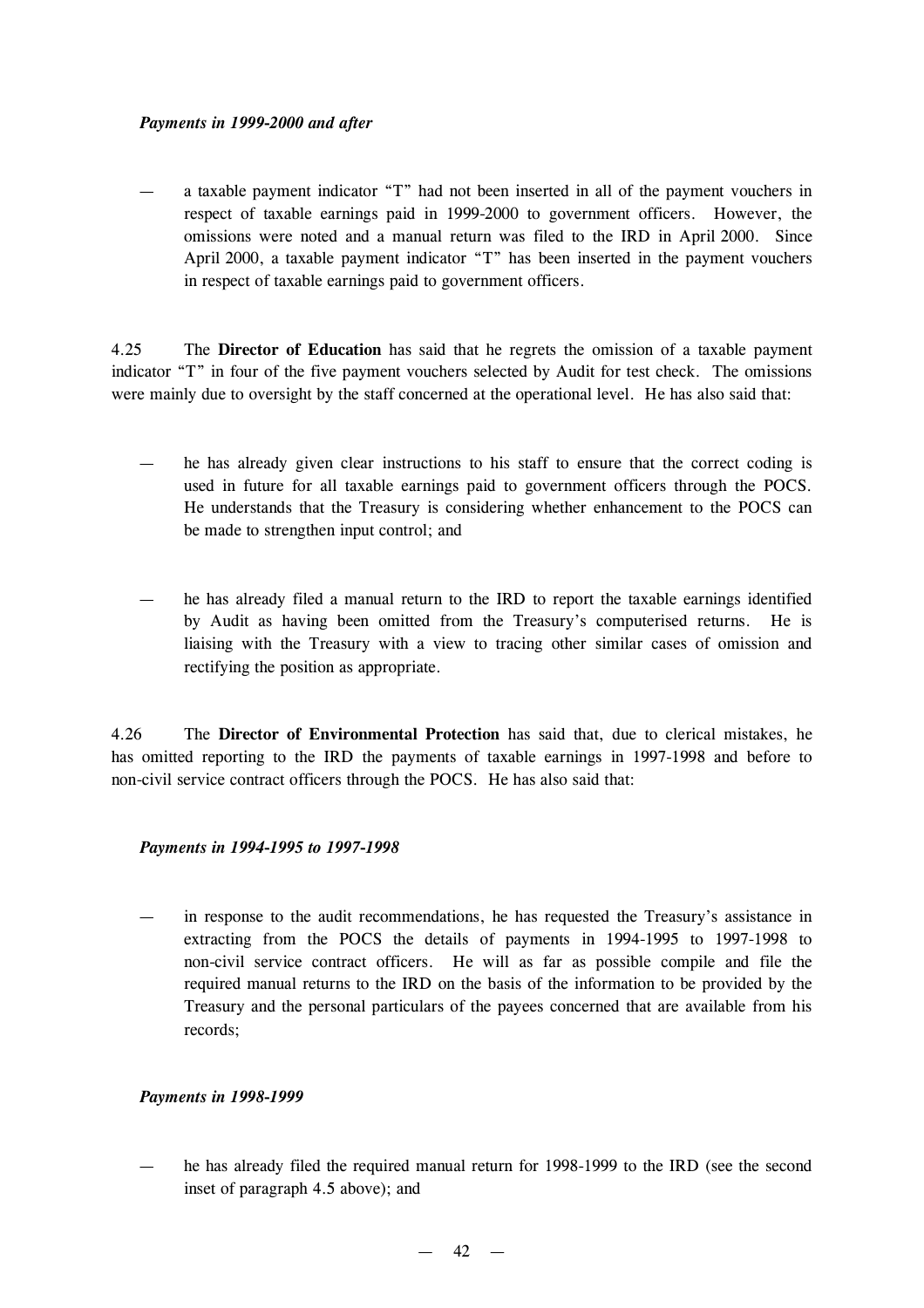*Payments in 1999-2000 and after*

— a taxable payment indicator "T" had not been inserted in all of the payment vouchers in respect of taxable earnings paid in 1999-2000 to government officers. However, the omissions were noted and a manual return was filed to the IRD in April 2000. Since April 2000, a taxable payment indicator "T" has been inserted in the payment vouchers in respect of taxable earnings paid to government officers.

4.25 The **Director of Education** has said that he regrets the omission of a taxable payment indicator "T" in four of the five payment vouchers selected by Audit for test check. The omissions were mainly due to oversight by the staff concerned at the operational level. He has also said that:

— he has already given clear instructions to his staff to ensure that the correct coding is used in future for all taxable earnings paid to government officers through the POCS. He understands that the Treasury is considering whether enhancement to the POCS can be made to strengthen input control; and

— he has already filed a manual return to the IRD to report the taxable earnings identified by Audit as having been omitted from the Treasury's computerised returns. He is liaising with the Treasury with a view to tracing other similar cases of omission and rectifying the position as appropriate.

4.26 The **Director of Environmental Protection** has said that, due to clerical mistakes, he has omitted reporting to the IRD the payments of taxable earnings in 1997-1998 and before to non-civil service contract officers through the POCS. He has also said that:

*Payments in 1994-1995 to 1997-1998*

— in response to the audit recommendations, he has requested the Treasury's assistance in extracting from the POCS the details of payments in 1994-1995 to 1997-1998 to non-civil service contract officers. He will as far as possible compile and file the required manual returns to the IRD on the basis of the information to be provided by the Treasury and the personal particulars of the payees concerned that are available from his records;

*Payments in 1998-1999*

— he has already filed the required manual return for 1998-1999 to the IRD (see the second inset of paragraph 4.5 above); and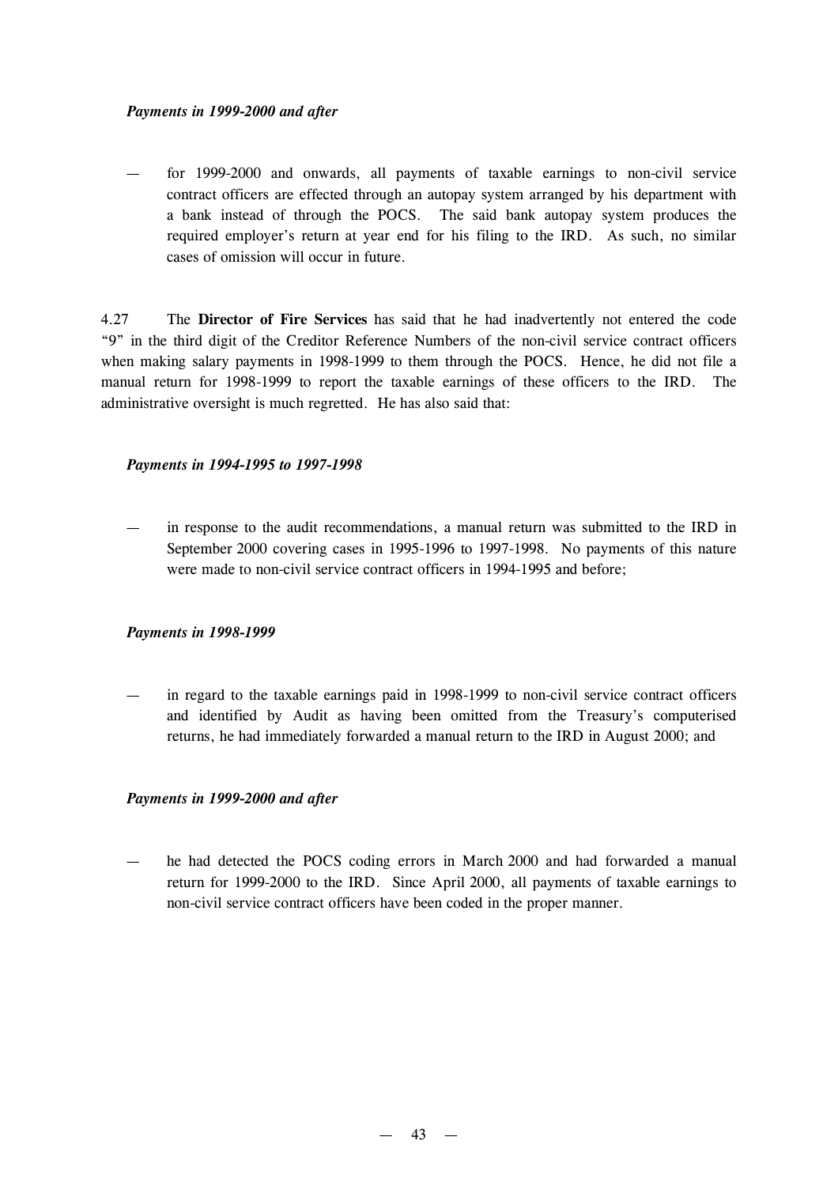*Payments in 1999-2000 and after*

— for 1999-2000 and onwards, all payments of taxable earnings to non-civil service contract officers are effected through an autopay system arranged by his department with a bank instead of through the POCS. The said bank autopay system produces the required employer's return at year end for his filing to the IRD. As such, no similar cases of omission will occur in future.

4.27 The **Director of Fire Services** has said that he had inadvertently not entered the code "9" in the third digit of the Creditor Reference Numbers of the non-civil service contract officers when making salary payments in 1998-1999 to them through the POCS. Hence, he did not file a manual return for 1998-1999 to report the taxable earnings of these officers to the IRD. The administrative oversight is much regretted. He has also said that:

*Payments in 1994-1995 to 1997-1998*

— in response to the audit recommendations, a manual return was submitted to the IRD in September 2000 covering cases in 1995-1996 to 1997-1998. No payments of this nature were made to non-civil service contract officers in 1994-1995 and before;

*Payments in 1998-1999*

— in regard to the taxable earnings paid in 1998-1999 to non-civil service contract officers and identified by Audit as having been omitted from the Treasury's computerised returns, he had immediately forwarded a manual return to the IRD in August 2000; and

*Payments in 1999-2000 and after*

— he had detected the POCS coding errors in March 2000 and had forwarded a manual return for 1999-2000 to the IRD. Since April 2000, all payments of taxable earnings to non-civil service contract officers have been coded in the proper manner.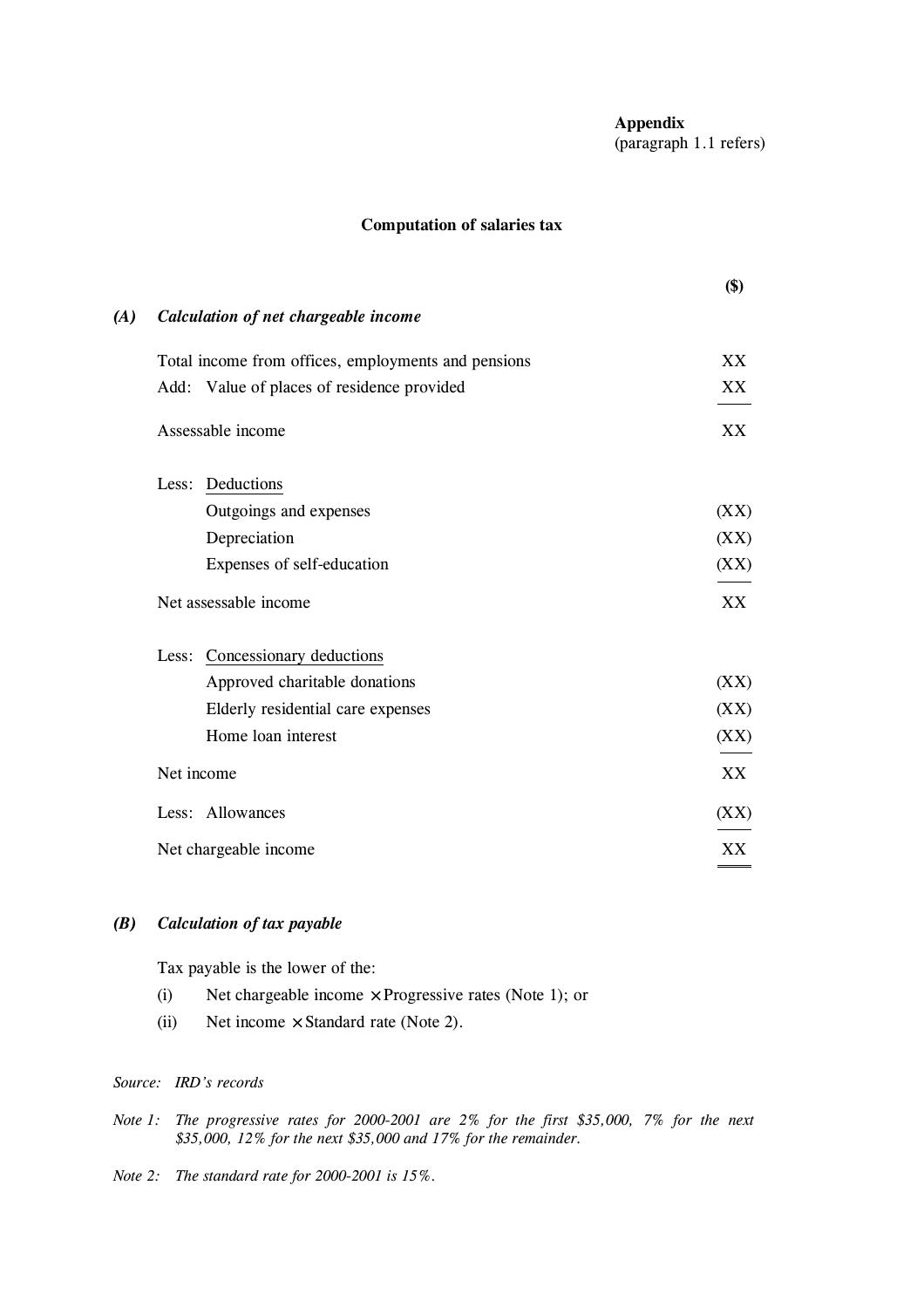**Appendix**
(paragraph 1.1 refers)

## Computation of salaries tax

| | | ($) |
|---|---|---|
| ***(A)*** | ***Calculation of net chargeable income*** | |
| | Total income from offices, employments and pensions | XX |
| | Add: Value of places of residence provided | XX |
| | Assessable income | XX |
| | Less: Deductions | |
| | Outgoings and expenses | (XX) |
| | Depreciation | (XX) |
| | Expenses of self-education | (XX) |
| | Net assessable income | XX |
| | Less: Concessionary deductions | |
| | Approved charitable donations | (XX) |
| | Elderly residential care expenses | (XX) |
| | Home loan interest | (XX) |
| | Net income | XX |
| | Less: Allowances | (XX) |
| | Net chargeable income | XX |

***(B)*** ***Calculation of tax payable***

Tax payable is the lower of the:

(i) Net chargeable income × Progressive rates (Note 1); or

(ii) Net income × Standard rate (Note 2).

*Source: IRD's records*

*Note 1: The progressive rates for 2000-2001 are 2% for the first $35,000, 7% for the next $35,000, 12% for the next $35,000 and 17% for the remainder.*

*Note 2: The standard rate for 2000-2001 is 15%.*